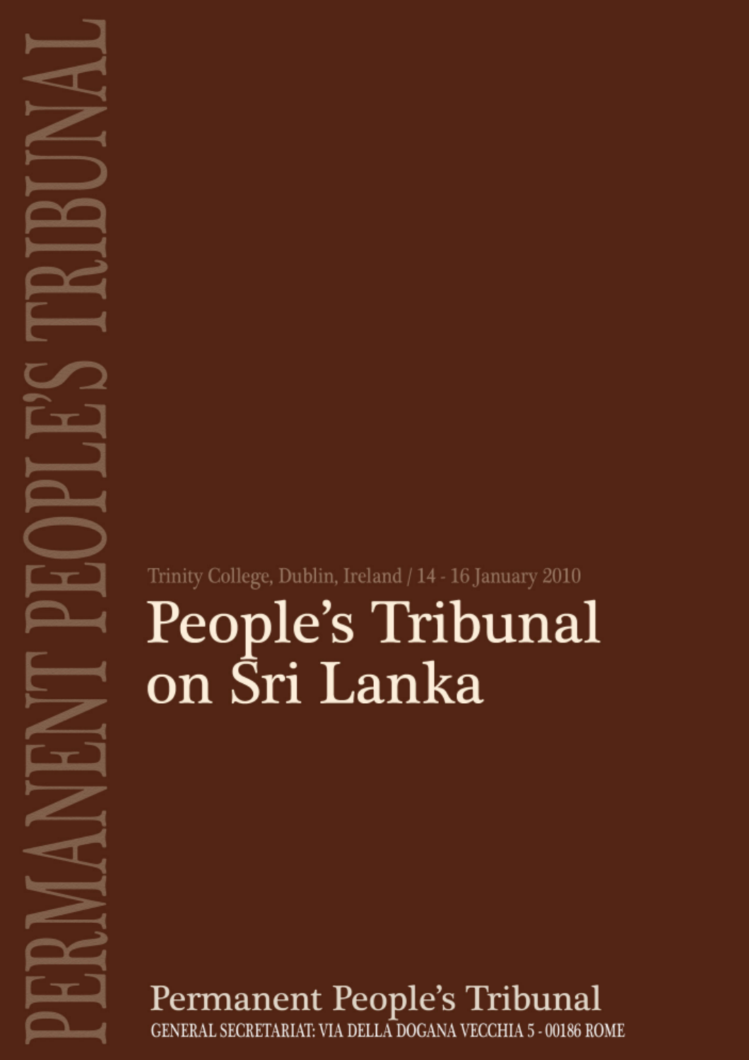PERMANENT PEOPLE'S TRIBUNAL

Trinity College, Dublin, Ireland / 14 - 16 January 2010

# People's Tribunal on Sri Lanka

Permanent People's Tribunal

GENERAL SECRETARIAT: VIA DELLA DOGANA VECCHIA 5 - 00186 ROME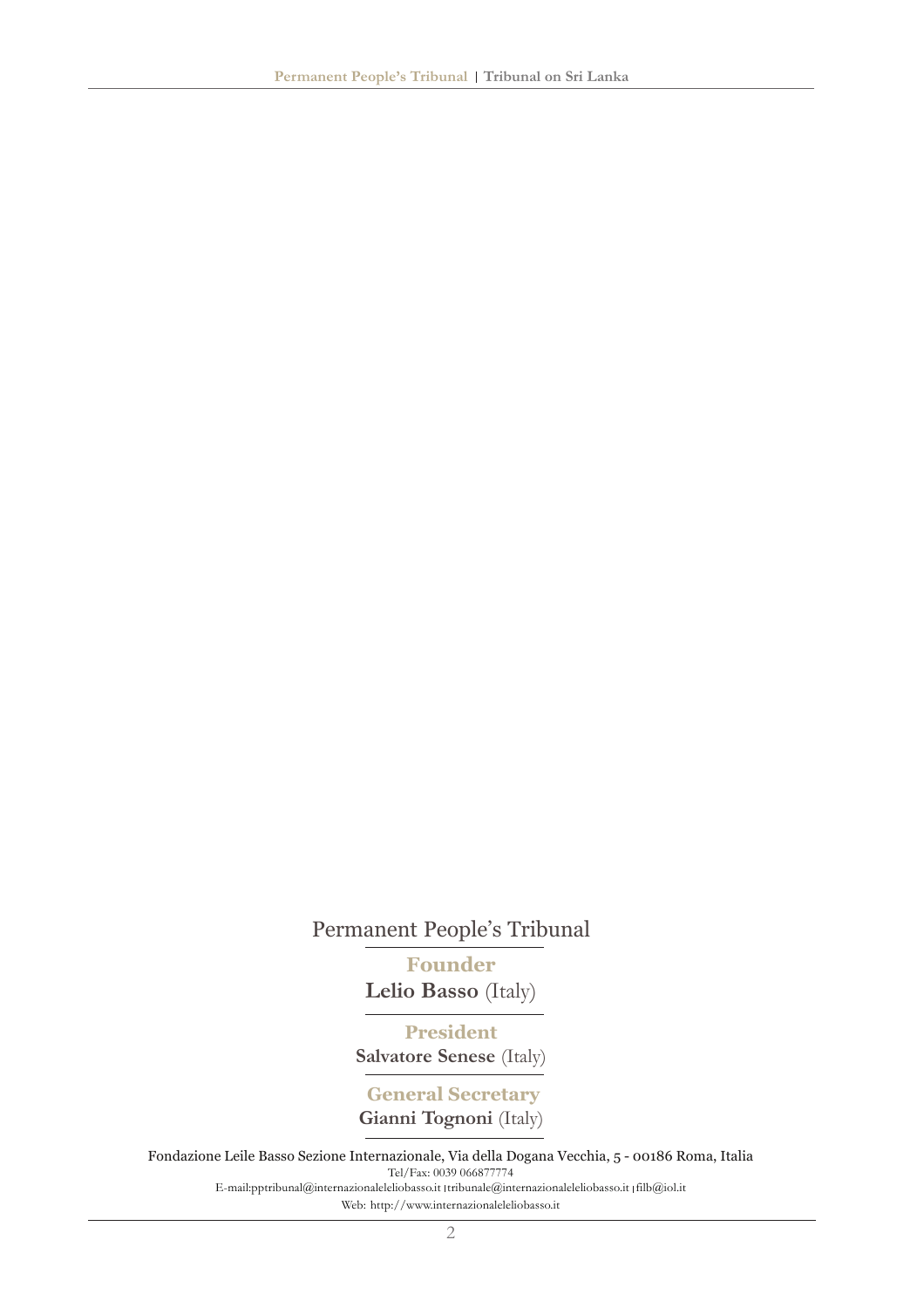Permanent People's Tribunal

**Founder**

**Lelio Basso** (Italy)

**President**

**Salvatore Senese** (Italy)

**General Secretary**

**Gianni Tognoni** (Italy)

Fondazione Leile Basso Sezione Internazionale, Via della Dogana Vecchia, 5 - 00186 Roma, Italia

Tel/Fax: 0039 066877774

E-mail:pptribunal@internazionaleleliobasso.it | tribunale@internazionaleleliobasso.it | filb@iol.it

Web: http://www.internazionaleleliobasso.it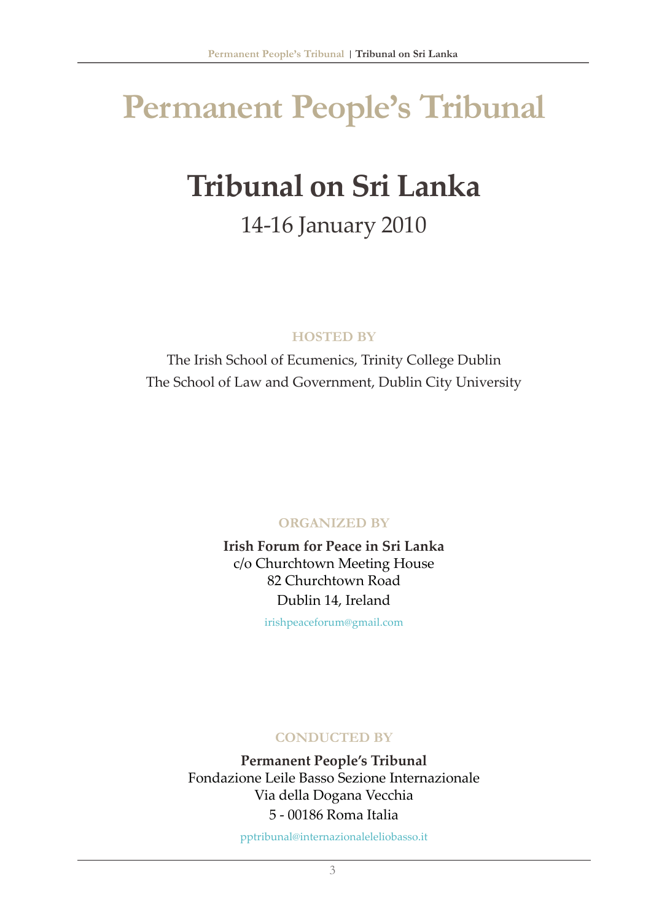# Permanent People's Tribunal

## Tribunal on Sri Lanka

14-16 January 2010

**HOSTED BY**

The Irish School of Ecumenics, Trinity College Dublin
The School of Law and Government, Dublin City University

**ORGANIZED BY**

**Irish Forum for Peace in Sri Lanka**
c/o Churchtown Meeting House
82 Churchtown Road
Dublin 14, Ireland

irishpeaceforum@gmail.com

**CONDUCTED BY**

**Permanent People's Tribunal**
Fondazione Leile Basso Sezione Internazionale
Via della Dogana Vecchia
5 - 00186 Roma Italia

pptribunal@internazionaleleliobasso.it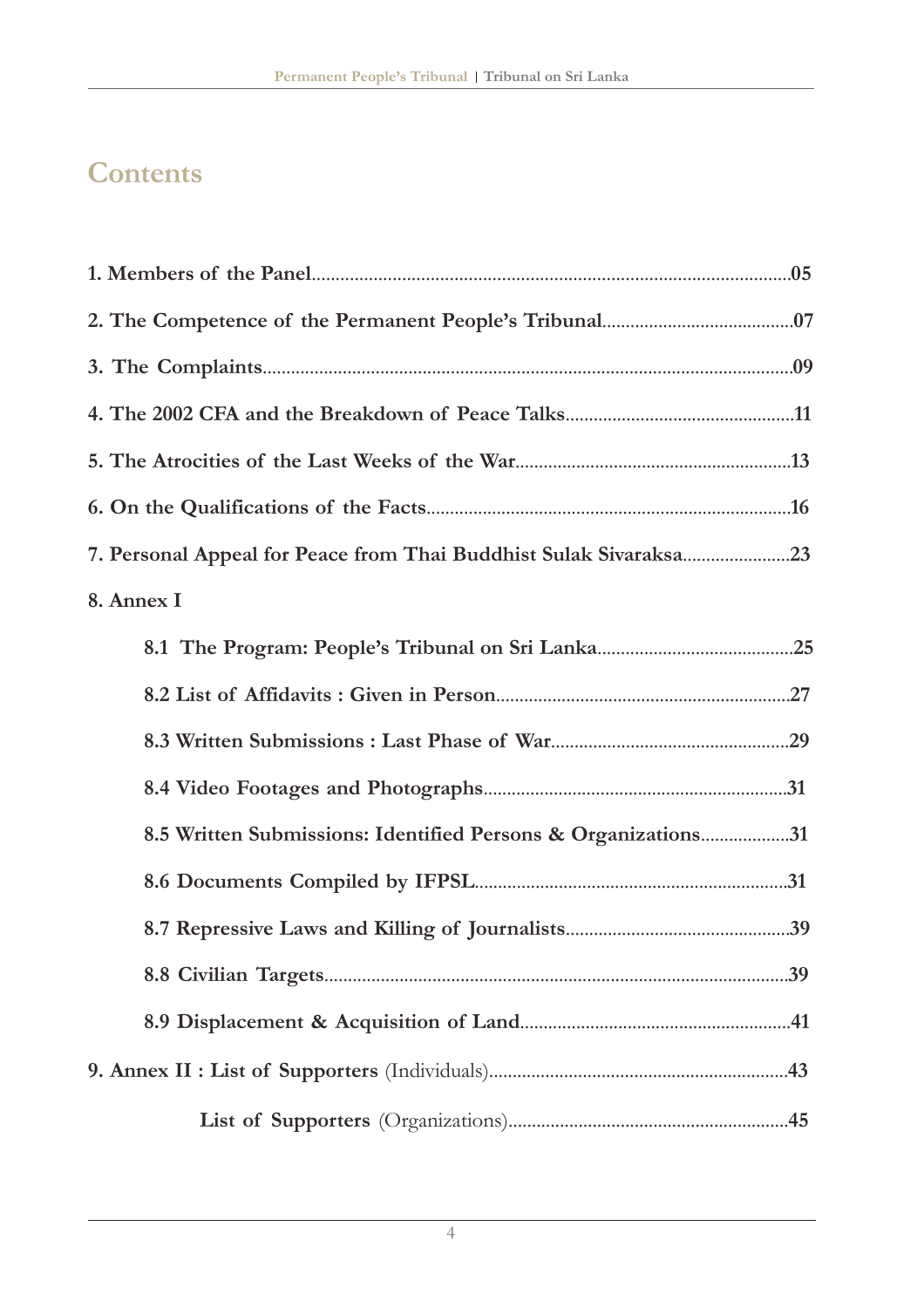# Contents

1. Members of the Panel ..... 05
2. The Competence of the Permanent People's Tribunal ..... 07
3. The Complaints ..... 09
4. The 2002 CFA and the Breakdown of Peace Talks ..... 11
5. The Atrocities of the Last Weeks of the War ..... 13
6. On the Qualifications of the Facts ..... 16
7. Personal Appeal for Peace from Thai Buddhist Sulak Sivaraksa ..... 23
8. Annex I
    - 8.1 The Program: People's Tribunal on Sri Lanka ..... 25
    - 8.2 List of Affidavits : Given in Person ..... 27
    - 8.3 Written Submissions : Last Phase of War ..... 29
    - 8.4 Video Footages and Photographs ..... 31
    - 8.5 Written Submissions: Identified Persons & Organizations ..... 31
    - 8.6 Documents Compiled by IFPSL ..... 31
    - 8.7 Repressive Laws and Killing of Journalists ..... 39
    - 8.8 Civilian Targets ..... 39
    - 8.9 Displacement & Acquisition of Land ..... 41
9. Annex II : List of Supporters (Individuals) ..... 43
    - List of Supporters (Organizations) ..... 45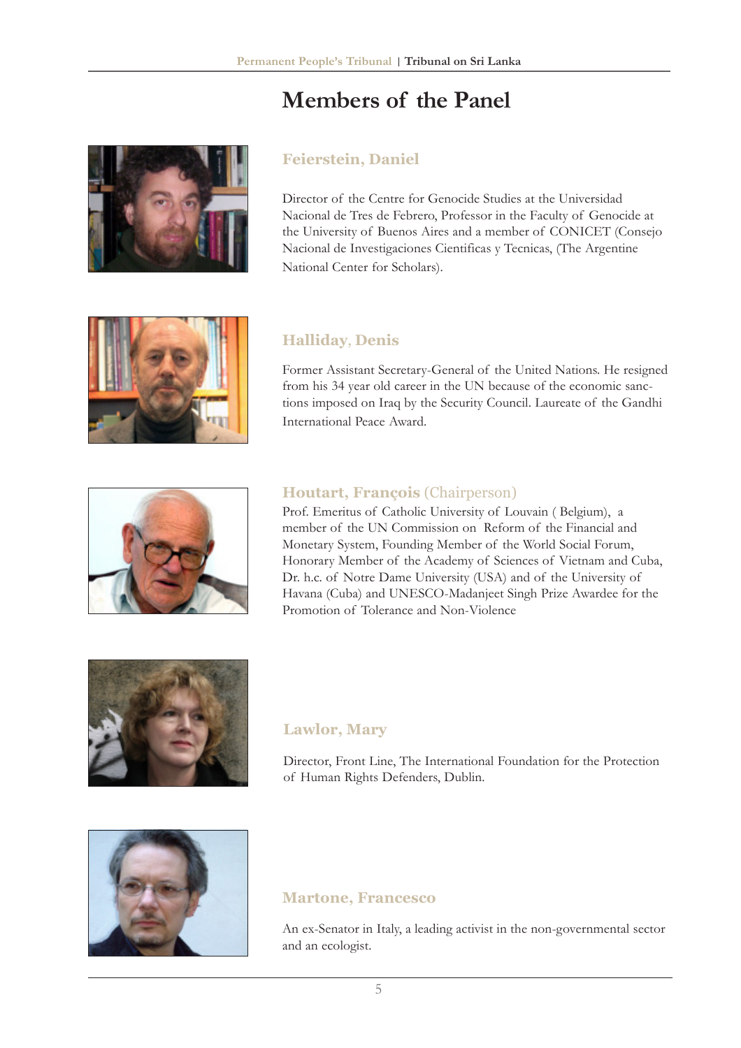# Members of the Panel

### Feierstein, Daniel

Director of the Centre for Genocide Studies at the Universidad Nacional de Tres de Febrero, Professor in the Faculty of Genocide at the University of Buenos Aires and a member of CONICET (Consejo Nacional de Investigaciones Cientificas y Tecnicas, (The Argentine National Center for Scholars).

### Halliday, Denis

Former Assistant Secretary-General of the United Nations. He resigned from his 34 year old career in the UN because of the economic sanctions imposed on Iraq by the Security Council. Laureate of the Gandhi International Peace Award.

### Houtart, François (Chairperson)

Prof. Emeritus of Catholic University of Louvain ( Belgium), a member of the UN Commission on Reform of the Financial and Monetary System, Founding Member of the World Social Forum, Honorary Member of the Academy of Sciences of Vietnam and Cuba, Dr. h.c. of Notre Dame University (USA) and of the University of Havana (Cuba) and UNESCO-Madanjeet Singh Prize Awardee for the Promotion of Tolerance and Non-Violence

### Lawlor, Mary

Director, Front Line, The International Foundation for the Protection of Human Rights Defenders, Dublin.

### Martone, Francesco

An ex-Senator in Italy, a leading activist in the non-governmental sector and an ecologist.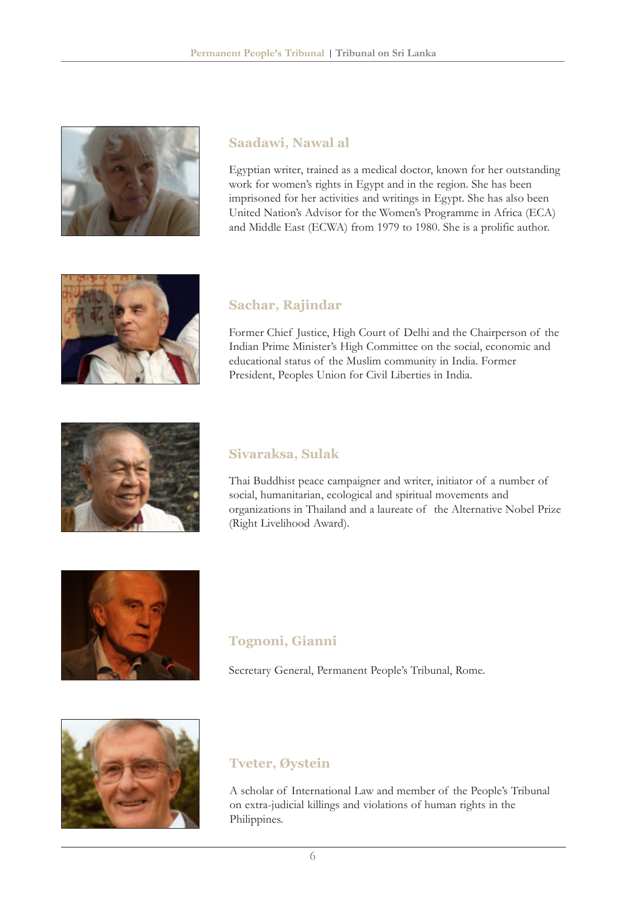## Saadawi, Nawal al

Egyptian writer, trained as a medical doctor, known for her outstanding work for women's rights in Egypt and in the region. She has been imprisoned for her activities and writings in Egypt. She has also been United Nation's Advisor for the Women's Programme in Africa (ECA) and Middle East (ECWA) from 1979 to 1980. She is a prolific author.

## Sachar, Rajindar

Former Chief Justice, High Court of Delhi and the Chairperson of the Indian Prime Minister's High Committee on the social, economic and educational status of the Muslim community in India. Former President, Peoples Union for Civil Liberties in India.

## Sivaraksa, Sulak

Thai Buddhist peace campaigner and writer, initiator of a number of social, humanitarian, ecological and spiritual movements and organizations in Thailand and a laureate of the Alternative Nobel Prize (Right Livelihood Award).

## Tognoni, Gianni

Secretary General, Permanent People's Tribunal, Rome.

## Tveter, Øystein

A scholar of International Law and member of the People's Tribunal on extra-judicial killings and violations of human rights in the Philippines.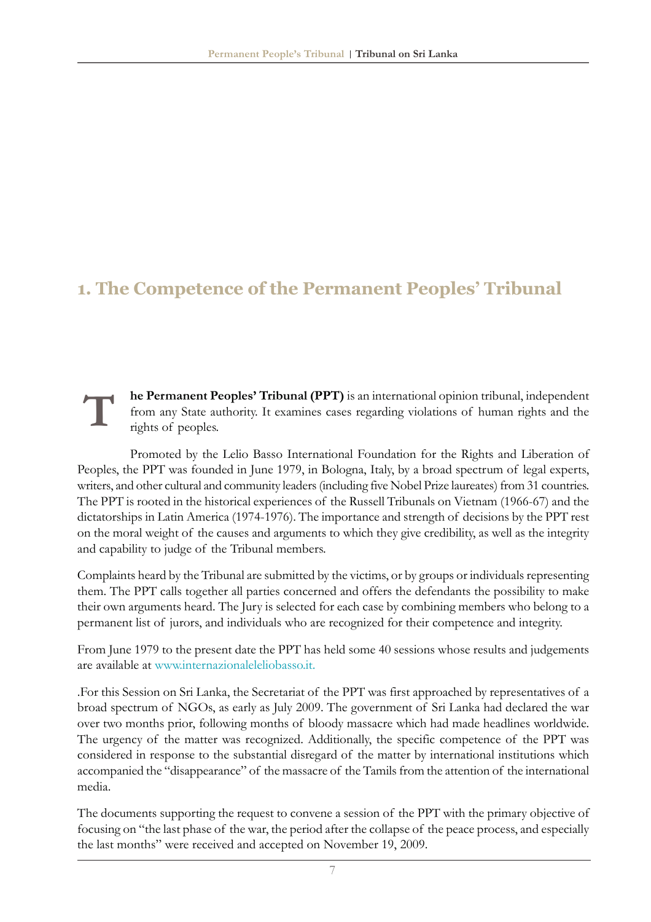# 1. The Competence of the Permanent Peoples' Tribunal

**The Permanent Peoples' Tribunal (PPT)** is an international opinion tribunal, independent from any State authority. It examines cases regarding violations of human rights and the rights of peoples.

Promoted by the Lelio Basso International Foundation for the Rights and Liberation of Peoples, the PPT was founded in June 1979, in Bologna, Italy, by a broad spectrum of legal experts, writers, and other cultural and community leaders (including five Nobel Prize laureates) from 31 countries. The PPT is rooted in the historical experiences of the Russell Tribunals on Vietnam (1966-67) and the dictatorships in Latin America (1974-1976). The importance and strength of decisions by the PPT rest on the moral weight of the causes and arguments to which they give credibility, as well as the integrity and capability to judge of the Tribunal members.

Complaints heard by the Tribunal are submitted by the victims, or by groups or individuals representing them. The PPT calls together all parties concerned and offers the defendants the possibility to make their own arguments heard. The Jury is selected for each case by combining members who belong to a permanent list of jurors, and individuals who are recognized for their competence and integrity.

From June 1979 to the present date the PPT has held some 40 sessions whose results and judgements are available at www.internazionaleleliobasso.it.

.For this Session on Sri Lanka, the Secretariat of the PPT was first approached by representatives of a broad spectrum of NGOs, as early as July 2009. The government of Sri Lanka had declared the war over two months prior, following months of bloody massacre which had made headlines worldwide. The urgency of the matter was recognized. Additionally, the specific competence of the PPT was considered in response to the substantial disregard of the matter by international institutions which accompanied the "disappearance" of the massacre of the Tamils from the attention of the international media.

The documents supporting the request to convene a session of the PPT with the primary objective of focusing on "the last phase of the war, the period after the collapse of the peace process, and especially the last months" were received and accepted on November 19, 2009.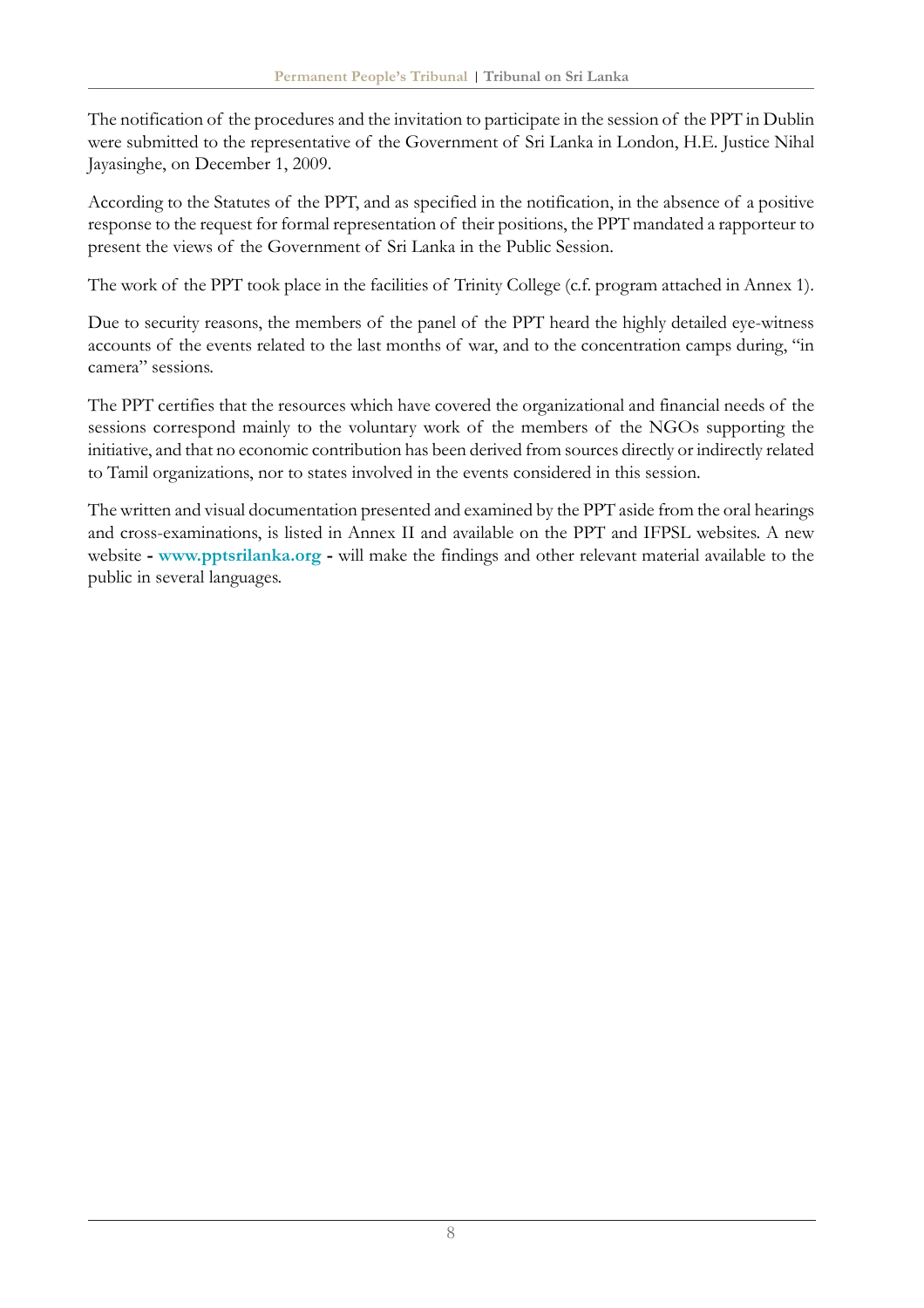The notification of the procedures and the invitation to participate in the session of the PPT in Dublin were submitted to the representative of the Government of Sri Lanka in London, H.E. Justice Nihal Jayasinghe, on December 1, 2009.

According to the Statutes of the PPT, and as specified in the notification, in the absence of a positive response to the request for formal representation of their positions, the PPT mandated a rapporteur to present the views of the Government of Sri Lanka in the Public Session.

The work of the PPT took place in the facilities of Trinity College (c.f. program attached in Annex 1).

Due to security reasons, the members of the panel of the PPT heard the highly detailed eye-witness accounts of the events related to the last months of war, and to the concentration camps during, "in camera" sessions.

The PPT certifies that the resources which have covered the organizational and financial needs of the sessions correspond mainly to the voluntary work of the members of the NGOs supporting the initiative, and that no economic contribution has been derived from sources directly or indirectly related to Tamil organizations, nor to states involved in the events considered in this session.

The written and visual documentation presented and examined by the PPT aside from the oral hearings and cross-examinations, is listed in Annex II and available on the PPT and IFPSL websites. A new website - **www.pptsrilanka.org** - will make the findings and other relevant material available to the public in several languages.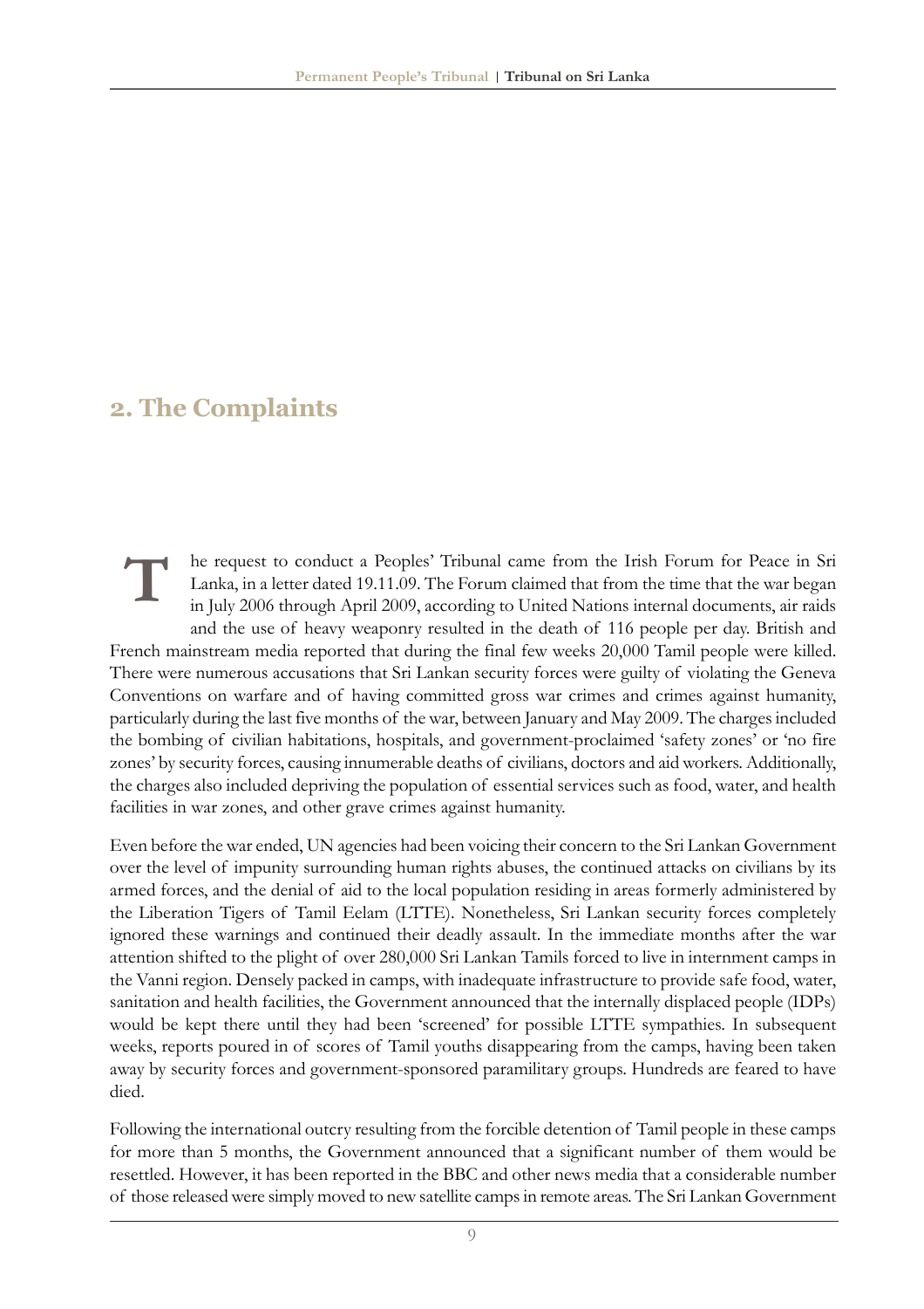## 2. The Complaints

The request to conduct a Peoples' Tribunal came from the Irish Forum for Peace in Sri Lanka, in a letter dated 19.11.09. The Forum claimed that from the time that the war began in July 2006 through April 2009, according to United Nations internal documents, air raids and the use of heavy weaponry resulted in the death of 116 people per day. British and French mainstream media reported that during the final few weeks 20,000 Tamil people were killed. There were numerous accusations that Sri Lankan security forces were guilty of violating the Geneva Conventions on warfare and of having committed gross war crimes and crimes against humanity, particularly during the last five months of the war, between January and May 2009. The charges included the bombing of civilian habitations, hospitals, and government-proclaimed 'safety zones' or 'no fire zones' by security forces, causing innumerable deaths of civilians, doctors and aid workers. Additionally, the charges also included depriving the population of essential services such as food, water, and health facilities in war zones, and other grave crimes against humanity.

Even before the war ended, UN agencies had been voicing their concern to the Sri Lankan Government over the level of impunity surrounding human rights abuses, the continued attacks on civilians by its armed forces, and the denial of aid to the local population residing in areas formerly administered by the Liberation Tigers of Tamil Eelam (LTTE). Nonetheless, Sri Lankan security forces completely ignored these warnings and continued their deadly assault. In the immediate months after the war attention shifted to the plight of over 280,000 Sri Lankan Tamils forced to live in internment camps in the Vanni region. Densely packed in camps, with inadequate infrastructure to provide safe food, water, sanitation and health facilities, the Government announced that the internally displaced people (IDPs) would be kept there until they had been 'screened' for possible LTTE sympathies. In subsequent weeks, reports poured in of scores of Tamil youths disappearing from the camps, having been taken away by security forces and government-sponsored paramilitary groups. Hundreds are feared to have died.

Following the international outcry resulting from the forcible detention of Tamil people in these camps for more than 5 months, the Government announced that a significant number of them would be resettled. However, it has been reported in the BBC and other news media that a considerable number of those released were simply moved to new satellite camps in remote areas. The Sri Lankan Government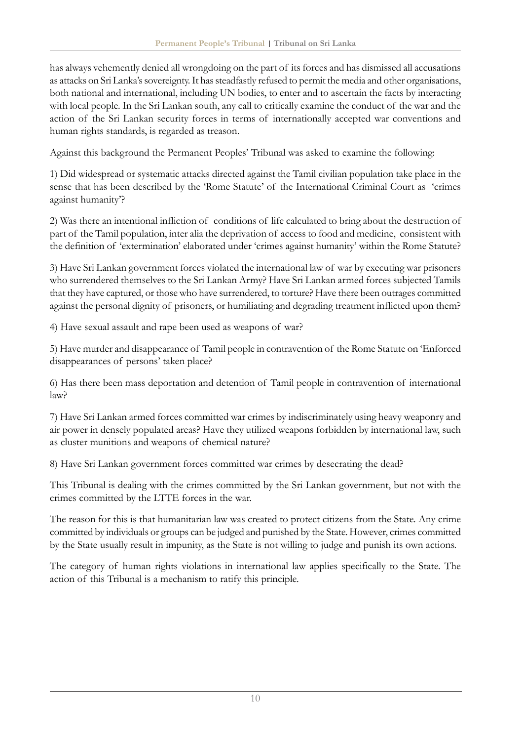has always vehemently denied all wrongdoing on the part of its forces and has dismissed all accusations as attacks on Sri Lanka's sovereignty. It has steadfastly refused to permit the media and other organisations, both national and international, including UN bodies, to enter and to ascertain the facts by interacting with local people. In the Sri Lankan south, any call to critically examine the conduct of the war and the action of the Sri Lankan security forces in terms of internationally accepted war conventions and human rights standards, is regarded as treason.

Against this background the Permanent Peoples' Tribunal was asked to examine the following:

1) Did widespread or systematic attacks directed against the Tamil civilian population take place in the sense that has been described by the 'Rome Statute' of the International Criminal Court as 'crimes against humanity'?

2) Was there an intentional infliction of conditions of life calculated to bring about the destruction of part of the Tamil population, inter alia the deprivation of access to food and medicine, consistent with the definition of 'extermination' elaborated under 'crimes against humanity' within the Rome Statute?

3) Have Sri Lankan government forces violated the international law of war by executing war prisoners who surrendered themselves to the Sri Lankan Army? Have Sri Lankan armed forces subjected Tamils that they have captured, or those who have surrendered, to torture? Have there been outrages committed against the personal dignity of prisoners, or humiliating and degrading treatment inflicted upon them?

4) Have sexual assault and rape been used as weapons of war?

5) Have murder and disappearance of Tamil people in contravention of the Rome Statute on 'Enforced disappearances of persons' taken place?

6) Has there been mass deportation and detention of Tamil people in contravention of international law?

7) Have Sri Lankan armed forces committed war crimes by indiscriminately using heavy weaponry and air power in densely populated areas? Have they utilized weapons forbidden by international law, such as cluster munitions and weapons of chemical nature?

8) Have Sri Lankan government forces committed war crimes by desecrating the dead?

This Tribunal is dealing with the crimes committed by the Sri Lankan government, but not with the crimes committed by the LTTE forces in the war.

The reason for this is that humanitarian law was created to protect citizens from the State. Any crime committed by individuals or groups can be judged and punished by the State. However, crimes committed by the State usually result in impunity, as the State is not willing to judge and punish its own actions.

The category of human rights violations in international law applies specifically to the State. The action of this Tribunal is a mechanism to ratify this principle.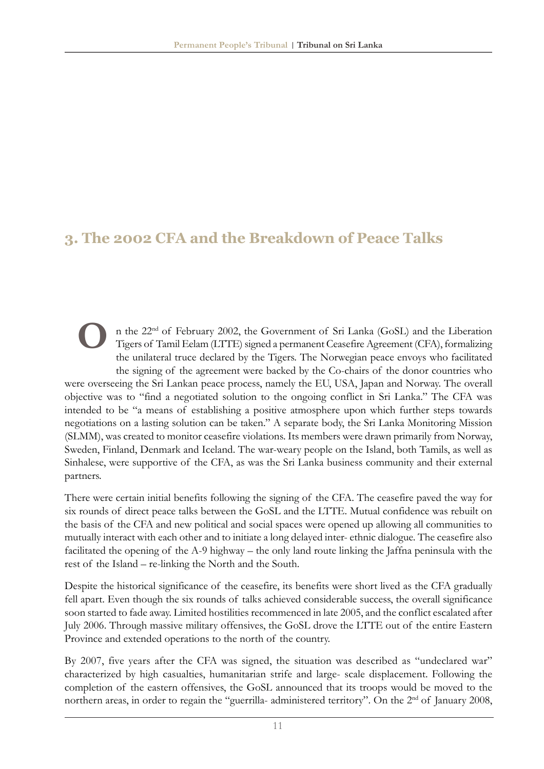## 3. The 2002 CFA and the Breakdown of Peace Talks

On the 22nd of February 2002, the Government of Sri Lanka (GoSL) and the Liberation Tigers of Tamil Eelam (LTTE) signed a permanent Ceasefire Agreement (CFA), formalizing the unilateral truce declared by the Tigers. The Norwegian peace envoys who facilitated the signing of the agreement were backed by the Co-chairs of the donor countries who were overseeing the Sri Lankan peace process, namely the EU, USA, Japan and Norway. The overall objective was to "find a negotiated solution to the ongoing conflict in Sri Lanka." The CFA was intended to be "a means of establishing a positive atmosphere upon which further steps towards negotiations on a lasting solution can be taken." A separate body, the Sri Lanka Monitoring Mission (SLMM), was created to monitor ceasefire violations. Its members were drawn primarily from Norway, Sweden, Finland, Denmark and Iceland. The war-weary people on the Island, both Tamils, as well as Sinhalese, were supportive of the CFA, as was the Sri Lanka business community and their external partners.

There were certain initial benefits following the signing of the CFA. The ceasefire paved the way for six rounds of direct peace talks between the GoSL and the LTTE. Mutual confidence was rebuilt on the basis of the CFA and new political and social spaces were opened up allowing all communities to mutually interact with each other and to initiate a long delayed inter- ethnic dialogue. The ceasefire also facilitated the opening of the A-9 highway – the only land route linking the Jaffna peninsula with the rest of the Island – re-linking the North and the South.

Despite the historical significance of the ceasefire, its benefits were short lived as the CFA gradually fell apart. Even though the six rounds of talks achieved considerable success, the overall significance soon started to fade away. Limited hostilities recommenced in late 2005, and the conflict escalated after July 2006. Through massive military offensives, the GoSL drove the LTTE out of the entire Eastern Province and extended operations to the north of the country.

By 2007, five years after the CFA was signed, the situation was described as "undeclared war" characterized by high casualties, humanitarian strife and large- scale displacement. Following the completion of the eastern offensives, the GoSL announced that its troops would be moved to the northern areas, in order to regain the "guerrilla- administered territory". On the 2nd of January 2008,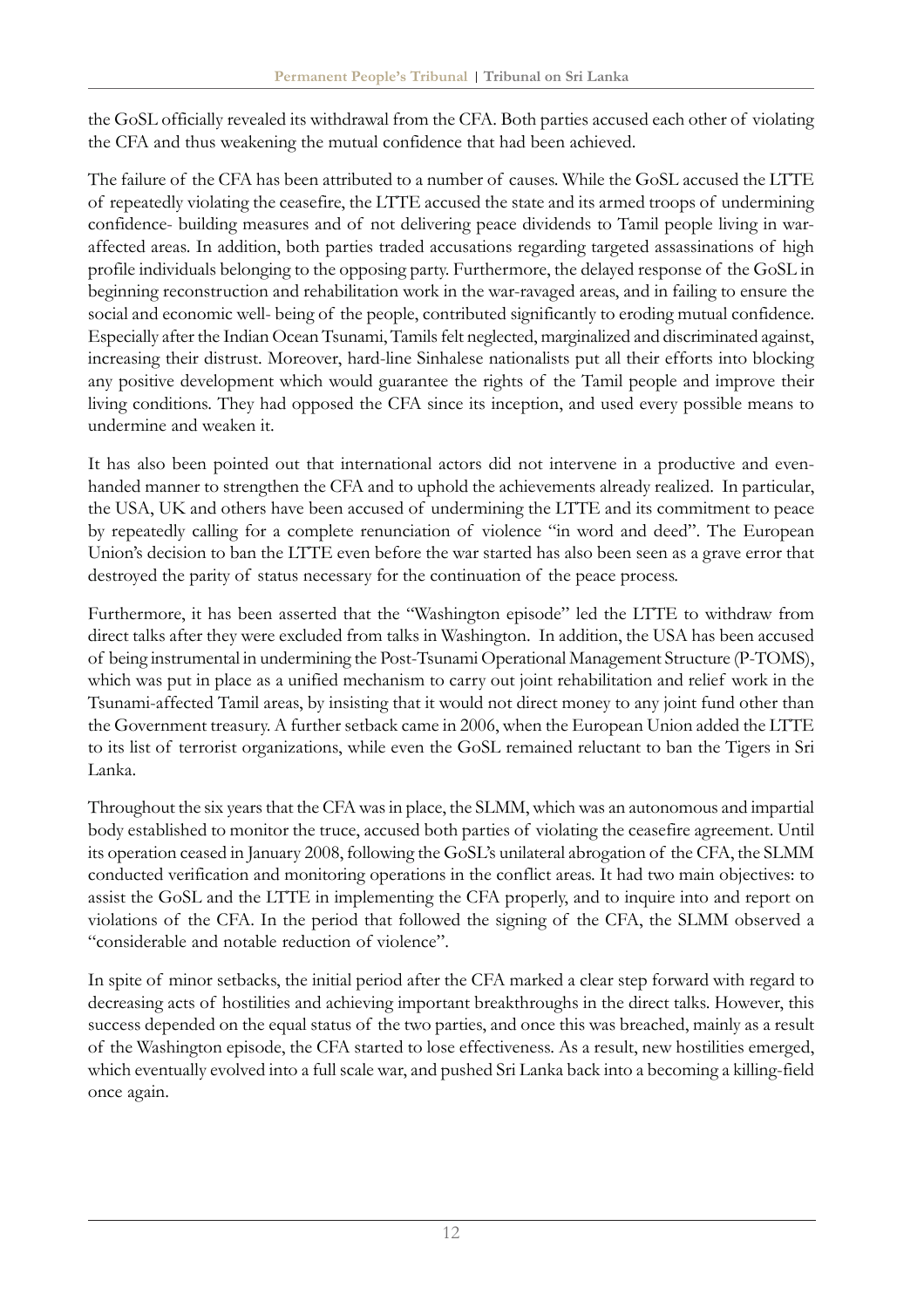the GoSL officially revealed its withdrawal from the CFA. Both parties accused each other of violating the CFA and thus weakening the mutual confidence that had been achieved.

The failure of the CFA has been attributed to a number of causes. While the GoSL accused the LTTE of repeatedly violating the ceasefire, the LTTE accused the state and its armed troops of undermining confidence- building measures and of not delivering peace dividends to Tamil people living in war-affected areas. In addition, both parties traded accusations regarding targeted assassinations of high profile individuals belonging to the opposing party. Furthermore, the delayed response of the GoSL in beginning reconstruction and rehabilitation work in the war-ravaged areas, and in failing to ensure the social and economic well- being of the people, contributed significantly to eroding mutual confidence. Especially after the Indian Ocean Tsunami, Tamils felt neglected, marginalized and discriminated against, increasing their distrust. Moreover, hard-line Sinhalese nationalists put all their efforts into blocking any positive development which would guarantee the rights of the Tamil people and improve their living conditions. They had opposed the CFA since its inception, and used every possible means to undermine and weaken it.

It has also been pointed out that international actors did not intervene in a productive and even-handed manner to strengthen the CFA and to uphold the achievements already realized. In particular, the USA, UK and others have been accused of undermining the LTTE and its commitment to peace by repeatedly calling for a complete renunciation of violence "in word and deed". The European Union's decision to ban the LTTE even before the war started has also been seen as a grave error that destroyed the parity of status necessary for the continuation of the peace process.

Furthermore, it has been asserted that the "Washington episode" led the LTTE to withdraw from direct talks after they were excluded from talks in Washington. In addition, the USA has been accused of being instrumental in undermining the Post-Tsunami Operational Management Structure (P-TOMS), which was put in place as a unified mechanism to carry out joint rehabilitation and relief work in the Tsunami-affected Tamil areas, by insisting that it would not direct money to any joint fund other than the Government treasury. A further setback came in 2006, when the European Union added the LTTE to its list of terrorist organizations, while even the GoSL remained reluctant to ban the Tigers in Sri Lanka.

Throughout the six years that the CFA was in place, the SLMM, which was an autonomous and impartial body established to monitor the truce, accused both parties of violating the ceasefire agreement. Until its operation ceased in January 2008, following the GoSL's unilateral abrogation of the CFA, the SLMM conducted verification and monitoring operations in the conflict areas. It had two main objectives: to assist the GoSL and the LTTE in implementing the CFA properly, and to inquire into and report on violations of the CFA. In the period that followed the signing of the CFA, the SLMM observed a "considerable and notable reduction of violence".

In spite of minor setbacks, the initial period after the CFA marked a clear step forward with regard to decreasing acts of hostilities and achieving important breakthroughs in the direct talks. However, this success depended on the equal status of the two parties, and once this was breached, mainly as a result of the Washington episode, the CFA started to lose effectiveness. As a result, new hostilities emerged, which eventually evolved into a full scale war, and pushed Sri Lanka back into a becoming a killing-field once again.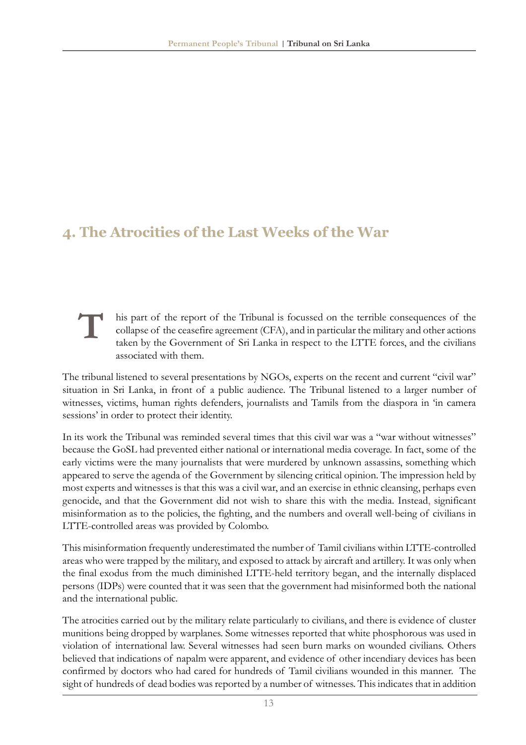## 4. The Atrocities of the Last Weeks of the War

This part of the report of the Tribunal is focussed on the terrible consequences of the collapse of the ceasefire agreement (CFA), and in particular the military and other actions taken by the Government of Sri Lanka in respect to the LTTE forces, and the civilians associated with them.

The tribunal listened to several presentations by NGOs, experts on the recent and current "civil war" situation in Sri Lanka, in front of a public audience. The Tribunal listened to a larger number of witnesses, victims, human rights defenders, journalists and Tamils from the diaspora in 'in camera sessions' in order to protect their identity.

In its work the Tribunal was reminded several times that this civil war was a "war without witnesses" because the GoSL had prevented either national or international media coverage. In fact, some of the early victims were the many journalists that were murdered by unknown assassins, something which appeared to serve the agenda of the Government by silencing critical opinion. The impression held by most experts and witnesses is that this was a civil war, and an exercise in ethnic cleansing, perhaps even genocide, and that the Government did not wish to share this with the media. Instead, significant misinformation as to the policies, the fighting, and the numbers and overall well-being of civilians in LTTE-controlled areas was provided by Colombo.

This misinformation frequently underestimated the number of Tamil civilians within LTTE-controlled areas who were trapped by the military, and exposed to attack by aircraft and artillery. It was only when the final exodus from the much diminished LTTE-held territory began, and the internally displaced persons (IDPs) were counted that it was seen that the government had misinformed both the national and the international public.

The atrocities carried out by the military relate particularly to civilians, and there is evidence of cluster munitions being dropped by warplanes. Some witnesses reported that white phosphorous was used in violation of international law. Several witnesses had seen burn marks on wounded civilians. Others believed that indications of napalm were apparent, and evidence of other incendiary devices has been confirmed by doctors who had cared for hundreds of Tamil civilians wounded in this manner. The sight of hundreds of dead bodies was reported by a number of witnesses. This indicates that in addition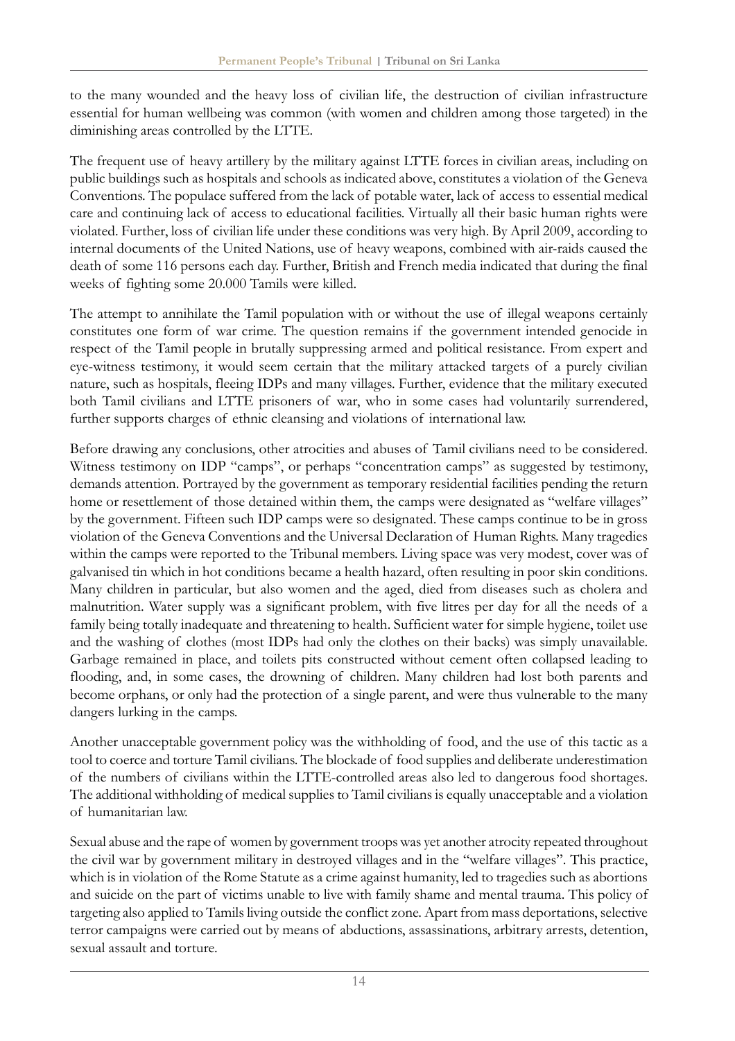to the many wounded and the heavy loss of civilian life, the destruction of civilian infrastructure essential for human wellbeing was common (with women and children among those targeted) in the diminishing areas controlled by the LTTE.

The frequent use of heavy artillery by the military against LTTE forces in civilian areas, including on public buildings such as hospitals and schools as indicated above, constitutes a violation of the Geneva Conventions. The populace suffered from the lack of potable water, lack of access to essential medical care and continuing lack of access to educational facilities. Virtually all their basic human rights were violated. Further, loss of civilian life under these conditions was very high. By April 2009, according to internal documents of the United Nations, use of heavy weapons, combined with air-raids caused the death of some 116 persons each day. Further, British and French media indicated that during the final weeks of fighting some 20.000 Tamils were killed.

The attempt to annihilate the Tamil population with or without the use of illegal weapons certainly constitutes one form of war crime. The question remains if the government intended genocide in respect of the Tamil people in brutally suppressing armed and political resistance. From expert and eye-witness testimony, it would seem certain that the military attacked targets of a purely civilian nature, such as hospitals, fleeing IDPs and many villages. Further, evidence that the military executed both Tamil civilians and LTTE prisoners of war, who in some cases had voluntarily surrendered, further supports charges of ethnic cleansing and violations of international law.

Before drawing any conclusions, other atrocities and abuses of Tamil civilians need to be considered. Witness testimony on IDP "camps", or perhaps "concentration camps" as suggested by testimony, demands attention. Portrayed by the government as temporary residential facilities pending the return home or resettlement of those detained within them, the camps were designated as "welfare villages" by the government. Fifteen such IDP camps were so designated. These camps continue to be in gross violation of the Geneva Conventions and the Universal Declaration of Human Rights. Many tragedies within the camps were reported to the Tribunal members. Living space was very modest, cover was of galvanised tin which in hot conditions became a health hazard, often resulting in poor skin conditions. Many children in particular, but also women and the aged, died from diseases such as cholera and malnutrition. Water supply was a significant problem, with five litres per day for all the needs of a family being totally inadequate and threatening to health. Sufficient water for simple hygiene, toilet use and the washing of clothes (most IDPs had only the clothes on their backs) was simply unavailable. Garbage remained in place, and toilets pits constructed without cement often collapsed leading to flooding, and, in some cases, the drowning of children. Many children had lost both parents and become orphans, or only had the protection of a single parent, and were thus vulnerable to the many dangers lurking in the camps.

Another unacceptable government policy was the withholding of food, and the use of this tactic as a tool to coerce and torture Tamil civilians. The blockade of food supplies and deliberate underestimation of the numbers of civilians within the LTTE-controlled areas also led to dangerous food shortages. The additional withholding of medical supplies to Tamil civilians is equally unacceptable and a violation of humanitarian law.

Sexual abuse and the rape of women by government troops was yet another atrocity repeated throughout the civil war by government military in destroyed villages and in the "welfare villages". This practice, which is in violation of the Rome Statute as a crime against humanity, led to tragedies such as abortions and suicide on the part of victims unable to live with family shame and mental trauma. This policy of targeting also applied to Tamils living outside the conflict zone. Apart from mass deportations, selective terror campaigns were carried out by means of abductions, assassinations, arbitrary arrests, detention, sexual assault and torture.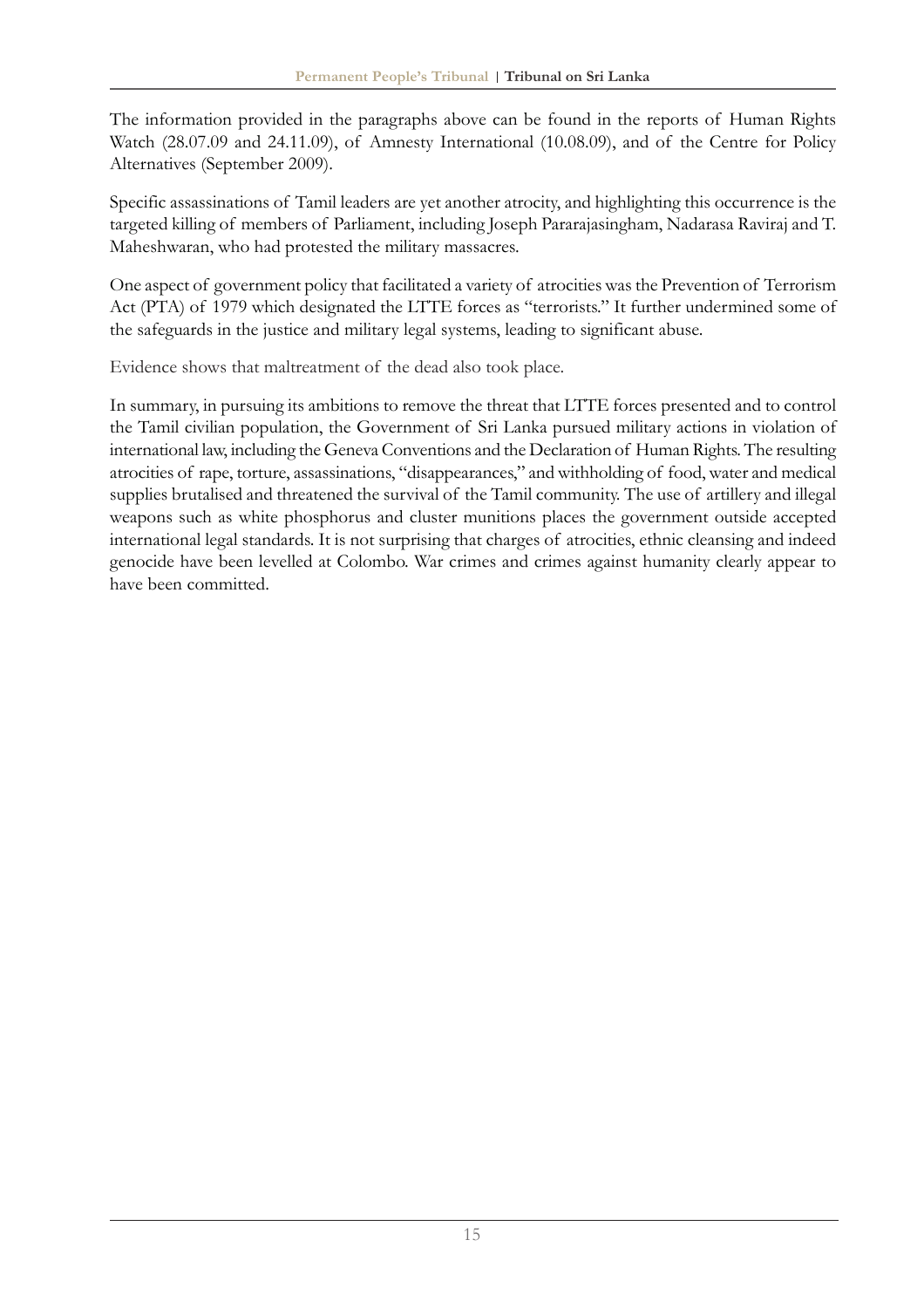The information provided in the paragraphs above can be found in the reports of Human Rights Watch (28.07.09 and 24.11.09), of Amnesty International (10.08.09), and of the Centre for Policy Alternatives (September 2009).

Specific assassinations of Tamil leaders are yet another atrocity, and highlighting this occurrence is the targeted killing of members of Parliament, including Joseph Pararajasingham, Nadarasa Raviraj and T. Maheshwaran, who had protested the military massacres.

One aspect of government policy that facilitated a variety of atrocities was the Prevention of Terrorism Act (PTA) of 1979 which designated the LTTE forces as "terrorists." It further undermined some of the safeguards in the justice and military legal systems, leading to significant abuse.

Evidence shows that maltreatment of the dead also took place.

In summary, in pursuing its ambitions to remove the threat that LTTE forces presented and to control the Tamil civilian population, the Government of Sri Lanka pursued military actions in violation of international law, including the Geneva Conventions and the Declaration of Human Rights. The resulting atrocities of rape, torture, assassinations, "disappearances," and withholding of food, water and medical supplies brutalised and threatened the survival of the Tamil community. The use of artillery and illegal weapons such as white phosphorus and cluster munitions places the government outside accepted international legal standards. It is not surprising that charges of atrocities, ethnic cleansing and indeed genocide have been levelled at Colombo. War crimes and crimes against humanity clearly appear to have been committed.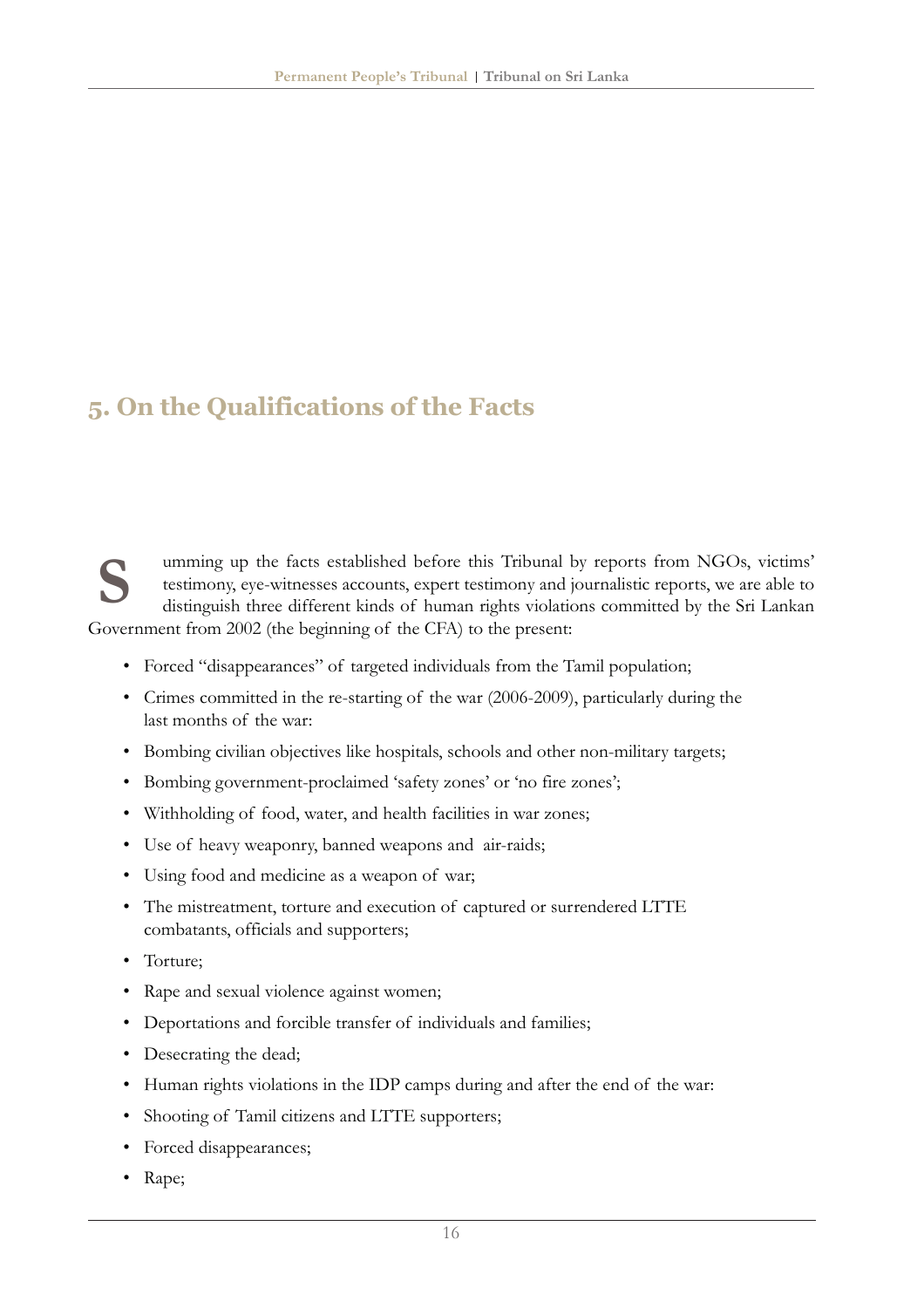## 5. On the Qualifications of the Facts

Summing up the facts established before this Tribunal by reports from NGOs, victims' testimony, eye-witnesses accounts, expert testimony and journalistic reports, we are able to distinguish three different kinds of human rights violations committed by the Sri Lankan Government from 2002 (the beginning of the CFA) to the present:

- Forced "disappearances" of targeted individuals from the Tamil population;
- Crimes committed in the re-starting of the war (2006-2009), particularly during the last months of the war:
- Bombing civilian objectives like hospitals, schools and other non-military targets;
- Bombing government-proclaimed 'safety zones' or 'no fire zones';
- Withholding of food, water, and health facilities in war zones;
- Use of heavy weaponry, banned weapons and air-raids;
- Using food and medicine as a weapon of war;
- The mistreatment, torture and execution of captured or surrendered LTTE combatants, officials and supporters;
- Torture;
- Rape and sexual violence against women;
- Deportations and forcible transfer of individuals and families;
- Desecrating the dead;
- Human rights violations in the IDP camps during and after the end of the war:
- Shooting of Tamil citizens and LTTE supporters;
- Forced disappearances;
- Rape;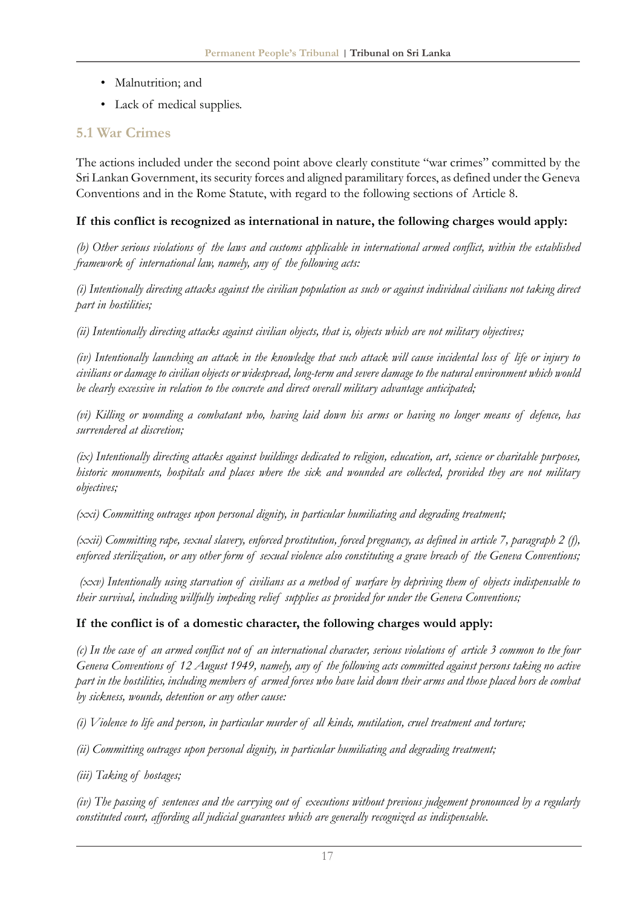- Malnutrition; and
- Lack of medical supplies.

## 5.1 War Crimes

The actions included under the second point above clearly constitute "war crimes" committed by the Sri Lankan Government, its security forces and aligned paramilitary forces, as defined under the Geneva Conventions and in the Rome Statute, with regard to the following sections of Article 8.

**If this conflict is recognized as international in nature, the following charges would apply:**

*(b) Other serious violations of the laws and customs applicable in international armed conflict, within the established framework of international law, namely, any of the following acts:*

*(i) Intentionally directing attacks against the civilian population as such or against individual civilians not taking direct part in hostilities;*

*(ii) Intentionally directing attacks against civilian objects, that is, objects which are not military objectives;*

*(iv) Intentionally launching an attack in the knowledge that such attack will cause incidental loss of life or injury to civilians or damage to civilian objects or widespread, long-term and severe damage to the natural environment which would be clearly excessive in relation to the concrete and direct overall military advantage anticipated;*

*(vi) Killing or wounding a combatant who, having laid down his arms or having no longer means of defence, has surrendered at discretion;*

*(ix) Intentionally directing attacks against buildings dedicated to religion, education, art, science or charitable purposes, historic monuments, hospitals and places where the sick and wounded are collected, provided they are not military objectives;*

*(xxi) Committing outrages upon personal dignity, in particular humiliating and degrading treatment;*

*(xxii) Committing rape, sexual slavery, enforced prostitution, forced pregnancy, as defined in article 7, paragraph 2 (f), enforced sterilization, or any other form of sexual violence also constituting a grave breach of the Geneva Conventions;*

*(xxv) Intentionally using starvation of civilians as a method of warfare by depriving them of objects indispensable to their survival, including willfully impeding relief supplies as provided for under the Geneva Conventions;*

**If the conflict is of a domestic character, the following charges would apply:**

*(c) In the case of an armed conflict not of an international character, serious violations of article 3 common to the four Geneva Conventions of 12 August 1949, namely, any of the following acts committed against persons taking no active part in the hostilities, including members of armed forces who have laid down their arms and those placed hors de combat by sickness, wounds, detention or any other cause:*

*(i) Violence to life and person, in particular murder of all kinds, mutilation, cruel treatment and torture;*

*(ii) Committing outrages upon personal dignity, in particular humiliating and degrading treatment;*

*(iii) Taking of hostages;*

*(iv) The passing of sentences and the carrying out of executions without previous judgement pronounced by a regularly constituted court, affording all judicial guarantees which are generally recognized as indispensable.*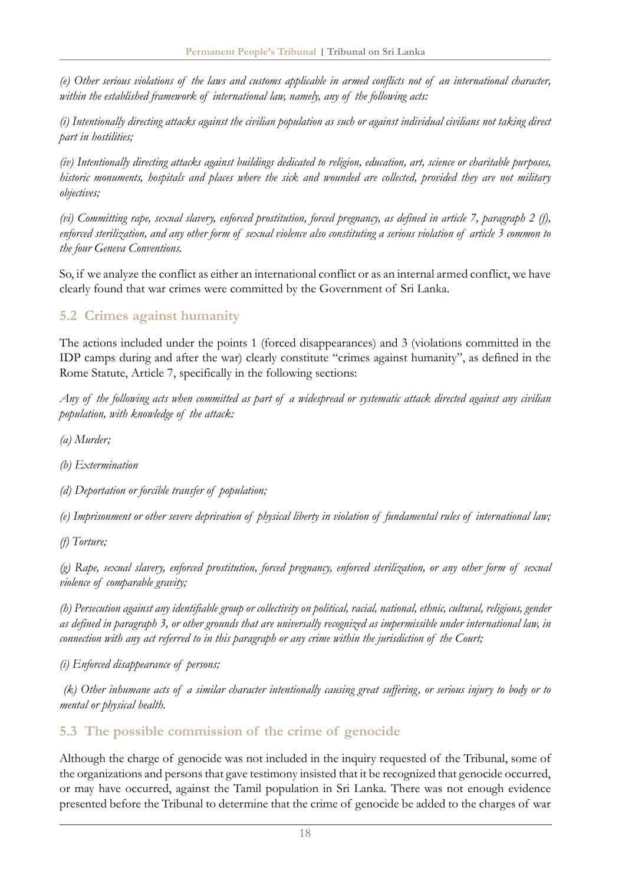*(e) Other serious violations of the laws and customs applicable in armed conflicts not of an international character, within the established framework of international law, namely, any of the following acts:*

*(i) Intentionally directing attacks against the civilian population as such or against individual civilians not taking direct part in hostilities;*

*(iv) Intentionally directing attacks against buildings dedicated to religion, education, art, science or charitable purposes, historic monuments, hospitals and places where the sick and wounded are collected, provided they are not military objectives;*

*(vi) Committing rape, sexual slavery, enforced prostitution, forced pregnancy, as defined in article 7, paragraph 2 (f), enforced sterilization, and any other form of sexual violence also constituting a serious violation of article 3 common to the four Geneva Conventions.*

So, if we analyze the conflict as either an international conflict or as an internal armed conflict, we have clearly found that war crimes were committed by the Government of Sri Lanka.

## 5.2 Crimes against humanity

The actions included under the points 1 (forced disappearances) and 3 (violations committed in the IDP camps during and after the war) clearly constitute "crimes against humanity", as defined in the Rome Statute, Article 7, specifically in the following sections:

*Any of the following acts when committed as part of a widespread or systematic attack directed against any civilian population, with knowledge of the attack:*

*(a) Murder;*

*(b) Extermination*

*(d) Deportation or forcible transfer of population;*

*(e) Imprisonment or other severe deprivation of physical liberty in violation of fundamental rules of international law;*

*(f) Torture;*

*(g) Rape, sexual slavery, enforced prostitution, forced pregnancy, enforced sterilization, or any other form of sexual violence of comparable gravity;*

*(h) Persecution against any identifiable group or collectivity on political, racial, national, ethnic, cultural, religious, gender as defined in paragraph 3, or other grounds that are universally recognized as impermissible under international law, in connection with any act referred to in this paragraph or any crime within the jurisdiction of the Court;*

*(i) Enforced disappearance of persons;*

*(k) Other inhumane acts of a similar character intentionally causing great suffering, or serious injury to body or to mental or physical health.*

## 5.3 The possible commission of the crime of genocide

Although the charge of genocide was not included in the inquiry requested of the Tribunal, some of the organizations and persons that gave testimony insisted that it be recognized that genocide occurred, or may have occurred, against the Tamil population in Sri Lanka. There was not enough evidence presented before the Tribunal to determine that the crime of genocide be added to the charges of war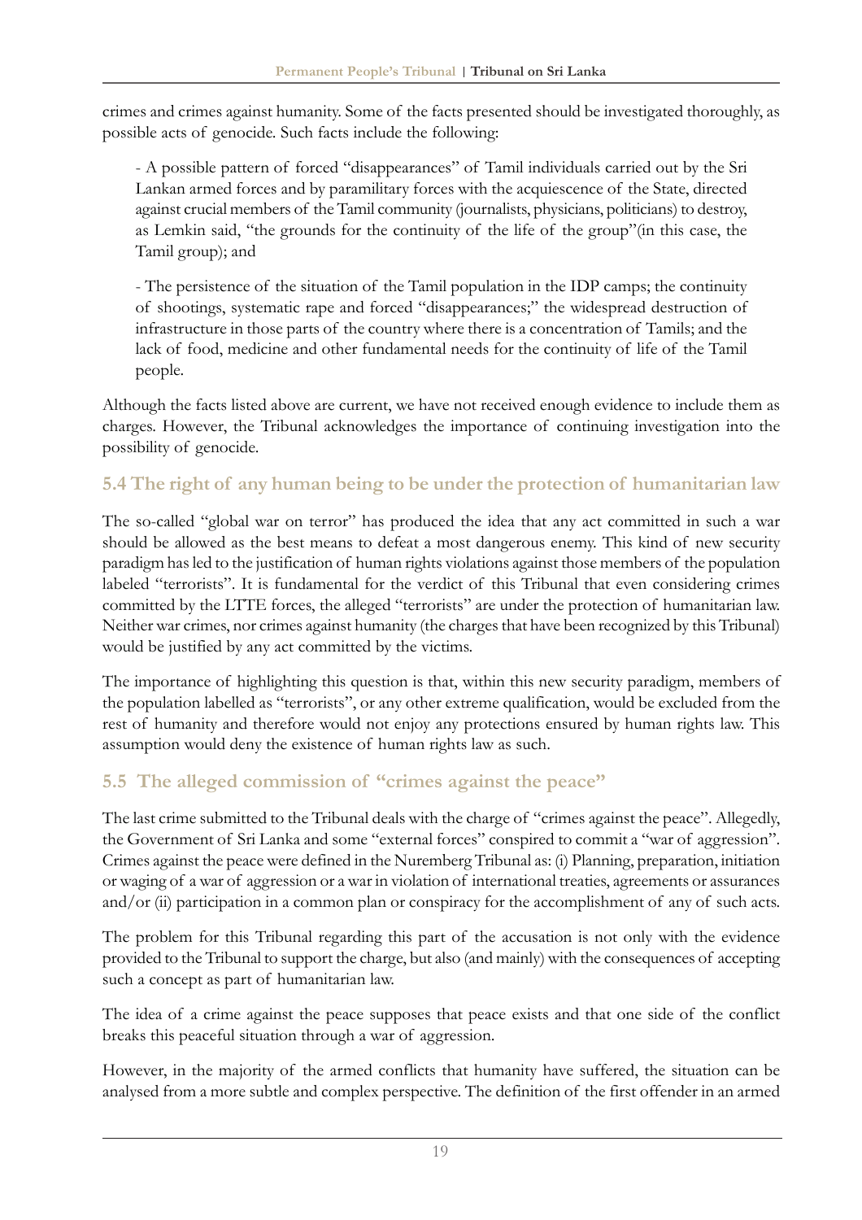crimes and crimes against humanity. Some of the facts presented should be investigated thoroughly, as possible acts of genocide. Such facts include the following:

- A possible pattern of forced "disappearances" of Tamil individuals carried out by the Sri Lankan armed forces and by paramilitary forces with the acquiescence of the State, directed against crucial members of the Tamil community (journalists, physicians, politicians) to destroy, as Lemkin said, "the grounds for the continuity of the life of the group"(in this case, the Tamil group); and

- The persistence of the situation of the Tamil population in the IDP camps; the continuity of shootings, systematic rape and forced "disappearances;" the widespread destruction of infrastructure in those parts of the country where there is a concentration of Tamils; and the lack of food, medicine and other fundamental needs for the continuity of life of the Tamil people.

Although the facts listed above are current, we have not received enough evidence to include them as charges. However, the Tribunal acknowledges the importance of continuing investigation into the possibility of genocide.

## 5.4 The right of any human being to be under the protection of humanitarian law

The so-called "global war on terror" has produced the idea that any act committed in such a war should be allowed as the best means to defeat a most dangerous enemy. This kind of new security paradigm has led to the justification of human rights violations against those members of the population labeled "terrorists". It is fundamental for the verdict of this Tribunal that even considering crimes committed by the LTTE forces, the alleged "terrorists" are under the protection of humanitarian law. Neither war crimes, nor crimes against humanity (the charges that have been recognized by this Tribunal) would be justified by any act committed by the victims.

The importance of highlighting this question is that, within this new security paradigm, members of the population labelled as "terrorists", or any other extreme qualification, would be excluded from the rest of humanity and therefore would not enjoy any protections ensured by human rights law. This assumption would deny the existence of human rights law as such.

## 5.5 The alleged commission of "crimes against the peace"

The last crime submitted to the Tribunal deals with the charge of "crimes against the peace". Allegedly, the Government of Sri Lanka and some "external forces" conspired to commit a "war of aggression". Crimes against the peace were defined in the Nuremberg Tribunal as: (i) Planning, preparation, initiation or waging of a war of aggression or a war in violation of international treaties, agreements or assurances and/or (ii) participation in a common plan or conspiracy for the accomplishment of any of such acts.

The problem for this Tribunal regarding this part of the accusation is not only with the evidence provided to the Tribunal to support the charge, but also (and mainly) with the consequences of accepting such a concept as part of humanitarian law.

The idea of a crime against the peace supposes that peace exists and that one side of the conflict breaks this peaceful situation through a war of aggression.

However, in the majority of the armed conflicts that humanity have suffered, the situation can be analysed from a more subtle and complex perspective. The definition of the first offender in an armed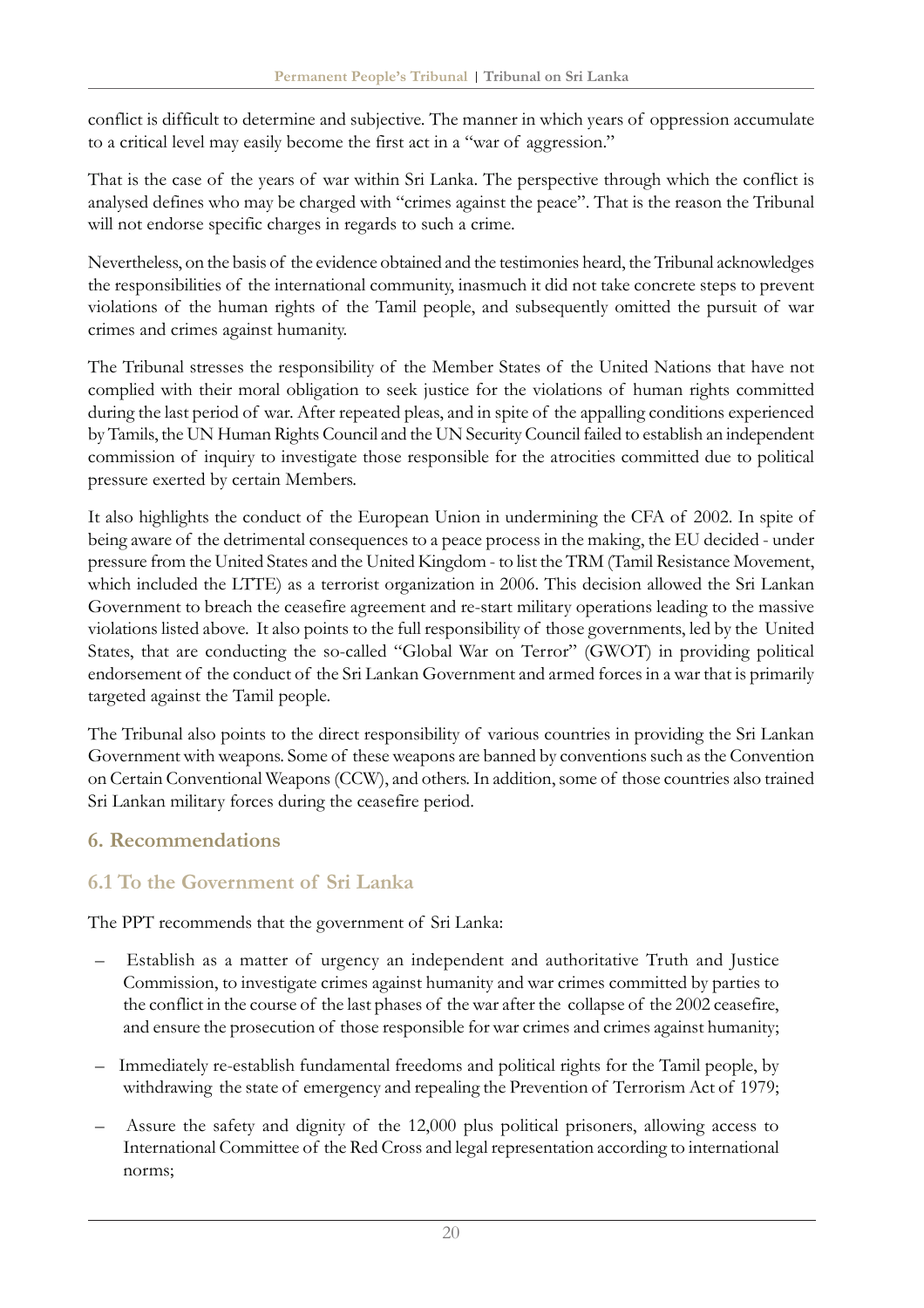conflict is difficult to determine and subjective. The manner in which years of oppression accumulate to a critical level may easily become the first act in a "war of aggression."

That is the case of the years of war within Sri Lanka. The perspective through which the conflict is analysed defines who may be charged with "crimes against the peace". That is the reason the Tribunal will not endorse specific charges in regards to such a crime.

Nevertheless, on the basis of the evidence obtained and the testimonies heard, the Tribunal acknowledges the responsibilities of the international community, inasmuch it did not take concrete steps to prevent violations of the human rights of the Tamil people, and subsequently omitted the pursuit of war crimes and crimes against humanity.

The Tribunal stresses the responsibility of the Member States of the United Nations that have not complied with their moral obligation to seek justice for the violations of human rights committed during the last period of war. After repeated pleas, and in spite of the appalling conditions experienced by Tamils, the UN Human Rights Council and the UN Security Council failed to establish an independent commission of inquiry to investigate those responsible for the atrocities committed due to political pressure exerted by certain Members.

It also highlights the conduct of the European Union in undermining the CFA of 2002. In spite of being aware of the detrimental consequences to a peace process in the making, the EU decided - under pressure from the United States and the United Kingdom - to list the TRM (Tamil Resistance Movement, which included the LTTE) as a terrorist organization in 2006. This decision allowed the Sri Lankan Government to breach the ceasefire agreement and re-start military operations leading to the massive violations listed above. It also points to the full responsibility of those governments, led by the United States, that are conducting the so-called "Global War on Terror" (GWOT) in providing political endorsement of the conduct of the Sri Lankan Government and armed forces in a war that is primarily targeted against the Tamil people.

The Tribunal also points to the direct responsibility of various countries in providing the Sri Lankan Government with weapons. Some of these weapons are banned by conventions such as the Convention on Certain Conventional Weapons (CCW), and others. In addition, some of those countries also trained Sri Lankan military forces during the ceasefire period.

## 6. Recommendations

### 6.1 To the Government of Sri Lanka

The PPT recommends that the government of Sri Lanka:

- Establish as a matter of urgency an independent and authoritative Truth and Justice Commission, to investigate crimes against humanity and war crimes committed by parties to the conflict in the course of the last phases of the war after the collapse of the 2002 ceasefire, and ensure the prosecution of those responsible for war crimes and crimes against humanity;
- Immediately re-establish fundamental freedoms and political rights for the Tamil people, by withdrawing the state of emergency and repealing the Prevention of Terrorism Act of 1979;
- Assure the safety and dignity of the 12,000 plus political prisoners, allowing access to International Committee of the Red Cross and legal representation according to international norms;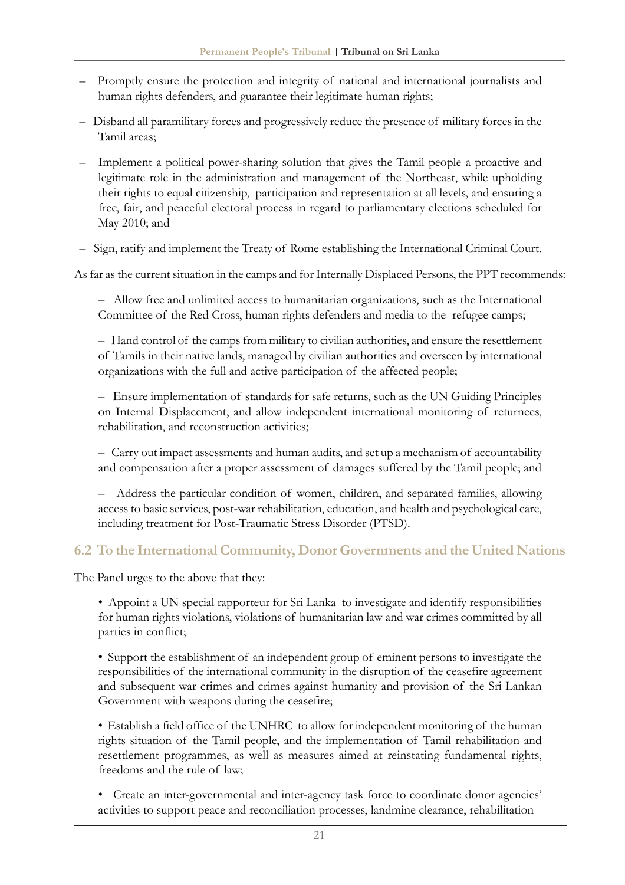- Promptly ensure the protection and integrity of national and international journalists and human rights defenders, and guarantee their legitimate human rights;
- Disband all paramilitary forces and progressively reduce the presence of military forces in the Tamil areas;
- Implement a political power-sharing solution that gives the Tamil people a proactive and legitimate role in the administration and management of the Northeast, while upholding their rights to equal citizenship, participation and representation at all levels, and ensuring a free, fair, and peaceful electoral process in regard to parliamentary elections scheduled for May 2010; and
- Sign, ratify and implement the Treaty of Rome establishing the International Criminal Court.

As far as the current situation in the camps and for Internally Displaced Persons, the PPT recommends:

- Allow free and unlimited access to humanitarian organizations, such as the International Committee of the Red Cross, human rights defenders and media to the refugee camps;
- Hand control of the camps from military to civilian authorities, and ensure the resettlement of Tamils in their native lands, managed by civilian authorities and overseen by international organizations with the full and active participation of the affected people;
- Ensure implementation of standards for safe returns, such as the UN Guiding Principles on Internal Displacement, and allow independent international monitoring of returnees, rehabilitation, and reconstruction activities;
- Carry out impact assessments and human audits, and set up a mechanism of accountability and compensation after a proper assessment of damages suffered by the Tamil people; and
- Address the particular condition of women, children, and separated families, allowing access to basic services, post-war rehabilitation, education, and health and psychological care, including treatment for Post-Traumatic Stress Disorder (PTSD).

## 6.2 To the International Community, Donor Governments and the United Nations

The Panel urges to the above that they:

- Appoint a UN special rapporteur for Sri Lanka to investigate and identify responsibilities for human rights violations, violations of humanitarian law and war crimes committed by all parties in conflict;
- Support the establishment of an independent group of eminent persons to investigate the responsibilities of the international community in the disruption of the ceasefire agreement and subsequent war crimes and crimes against humanity and provision of the Sri Lankan Government with weapons during the ceasefire;
- Establish a field office of the UNHRC to allow for independent monitoring of the human rights situation of the Tamil people, and the implementation of Tamil rehabilitation and resettlement programmes, as well as measures aimed at reinstating fundamental rights, freedoms and the rule of law;
- Create an inter-governmental and inter-agency task force to coordinate donor agencies' activities to support peace and reconciliation processes, landmine clearance, rehabilitation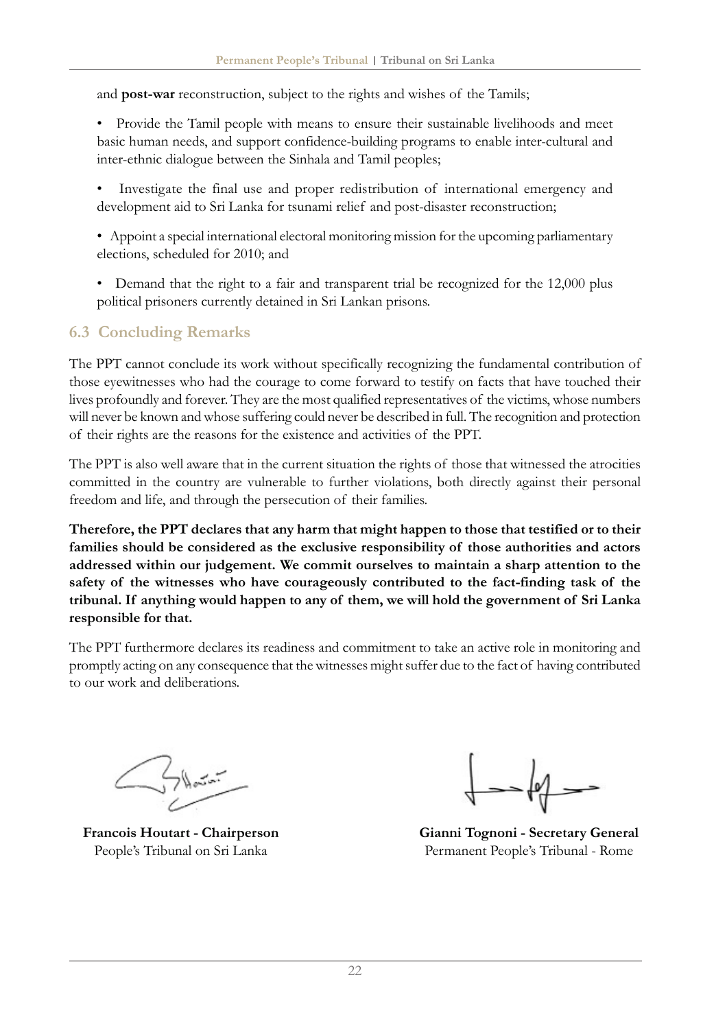and **post-war** reconstruction, subject to the rights and wishes of the Tamils;

- Provide the Tamil people with means to ensure their sustainable livelihoods and meet basic human needs, and support confidence-building programs to enable inter-cultural and inter-ethnic dialogue between the Sinhala and Tamil peoples;
- Investigate the final use and proper redistribution of international emergency and development aid to Sri Lanka for tsunami relief and post-disaster reconstruction;
- Appoint a special international electoral monitoring mission for the upcoming parliamentary elections, scheduled for 2010; and
- Demand that the right to a fair and transparent trial be recognized for the 12,000 plus political prisoners currently detained in Sri Lankan prisons.

## 6.3 Concluding Remarks

The PPT cannot conclude its work without specifically recognizing the fundamental contribution of those eyewitnesses who had the courage to come forward to testify on facts that have touched their lives profoundly and forever. They are the most qualified representatives of the victims, whose numbers will never be known and whose suffering could never be described in full. The recognition and protection of their rights are the reasons for the existence and activities of the PPT.

The PPT is also well aware that in the current situation the rights of those that witnessed the atrocities committed in the country are vulnerable to further violations, both directly against their personal freedom and life, and through the persecution of their families.

**Therefore, the PPT declares that any harm that might happen to those that testified or to their families should be considered as the exclusive responsibility of those authorities and actors addressed within our judgement. We commit ourselves to maintain a sharp attention to the safety of the witnesses who have courageously contributed to the fact-finding task of the tribunal. If anything would happen to any of them, we will hold the government of Sri Lanka responsible for that.**

The PPT furthermore declares its readiness and commitment to take an active role in monitoring and promptly acting on any consequence that the witnesses might suffer due to the fact of having contributed to our work and deliberations.

**Francois Houtart - Chairperson**
People's Tribunal on Sri Lanka

**Gianni Tognoni - Secretary General**
Permanent People's Tribunal - Rome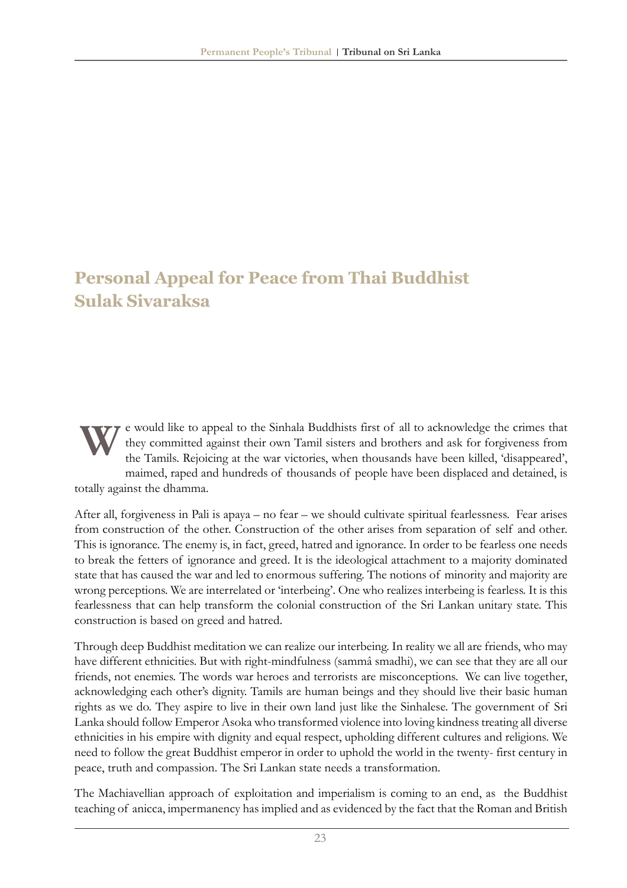# Personal Appeal for Peace from Thai Buddhist Sulak Sivaraksa

We would like to appeal to the Sinhala Buddhists first of all to acknowledge the crimes that they committed against their own Tamil sisters and brothers and ask for forgiveness from the Tamils. Rejoicing at the war victories, when thousands have been killed, 'disappeared', maimed, raped and hundreds of thousands of people have been displaced and detained, is totally against the dhamma.

After all, forgiveness in Pali is apaya – no fear – we should cultivate spiritual fearlessness. Fear arises from construction of the other. Construction of the other arises from separation of self and other. This is ignorance. The enemy is, in fact, greed, hatred and ignorance. In order to be fearless one needs to break the fetters of ignorance and greed. It is the ideological attachment to a majority dominated state that has caused the war and led to enormous suffering. The notions of minority and majority are wrong perceptions. We are interrelated or 'interbeing'. One who realizes interbeing is fearless. It is this fearlessness that can help transform the colonial construction of the Sri Lankan unitary state. This construction is based on greed and hatred.

Through deep Buddhist meditation we can realize our interbeing. In reality we all are friends, who may have different ethnicities. But with right-mindfulness (sammâ smadhi), we can see that they are all our friends, not enemies. The words war heroes and terrorists are misconceptions. We can live together, acknowledging each other's dignity. Tamils are human beings and they should live their basic human rights as we do. They aspire to live in their own land just like the Sinhalese. The government of Sri Lanka should follow Emperor Asoka who transformed violence into loving kindness treating all diverse ethnicities in his empire with dignity and equal respect, upholding different cultures and religions. We need to follow the great Buddhist emperor in order to uphold the world in the twenty- first century in peace, truth and compassion. The Sri Lankan state needs a transformation.

The Machiavellian approach of exploitation and imperialism is coming to an end, as the Buddhist teaching of anicca, impermanency has implied and as evidenced by the fact that the Roman and British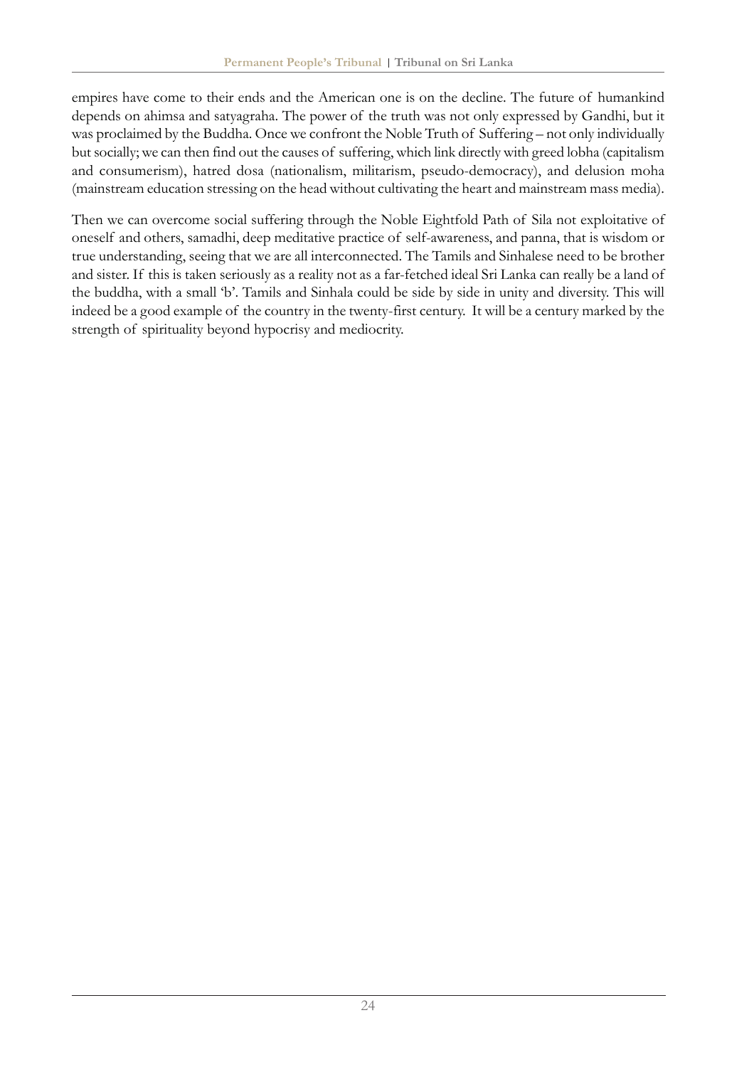empires have come to their ends and the American one is on the decline. The future of humankind depends on ahimsa and satyagraha. The power of the truth was not only expressed by Gandhi, but it was proclaimed by the Buddha. Once we confront the Noble Truth of Suffering – not only individually but socially; we can then find out the causes of suffering, which link directly with greed lobha (capitalism and consumerism), hatred dosa (nationalism, militarism, pseudo-democracy), and delusion moha (mainstream education stressing on the head without cultivating the heart and mainstream mass media).

Then we can overcome social suffering through the Noble Eightfold Path of Sila not exploitative of oneself and others, samadhi, deep meditative practice of self-awareness, and panna, that is wisdom or true understanding, seeing that we are all interconnected. The Tamils and Sinhalese need to be brother and sister. If this is taken seriously as a reality not as a far-fetched ideal Sri Lanka can really be a land of the buddha, with a small 'b'. Tamils and Sinhala could be side by side in unity and diversity. This will indeed be a good example of the country in the twenty-first century. It will be a century marked by the strength of spirituality beyond hypocrisy and mediocrity.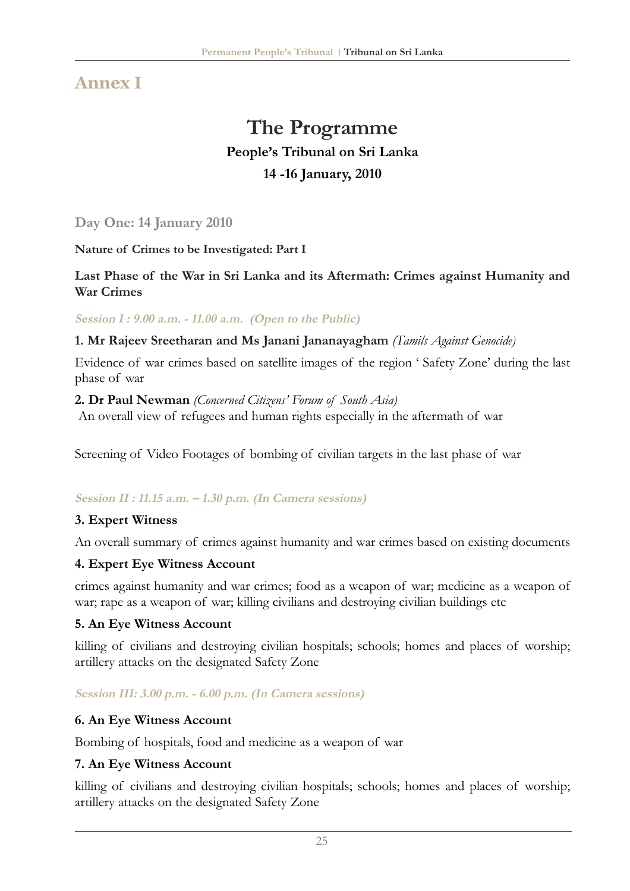## Annex I

# The Programme

### People's Tribunal on Sri Lanka

### 14 -16 January, 2010

### Day One: 14 January 2010

**Nature of Crimes to be Investigated: Part I**

**Last Phase of the War in Sri Lanka and its Aftermath: Crimes against Humanity and War Crimes**

***Session I : 9.00 a.m. - 11.00 a.m. (Open to the Public)***

**1. Mr Rajeev Sreetharan and Ms Janani Jananayagham** *(Tamils Against Genocide)*

Evidence of war crimes based on satellite images of the region ' Safety Zone' during the last phase of war

**2. Dr Paul Newman** *(Concerned Citizens' Forum of South Asia)*

An overall view of refugees and human rights especially in the aftermath of war

Screening of Video Footages of bombing of civilian targets in the last phase of war

***Session II : 11.15 a.m. – 1.30 p.m. (In Camera sessions)***

**3. Expert Witness**

An overall summary of crimes against humanity and war crimes based on existing documents

**4. Expert Eye Witness Account**

crimes against humanity and war crimes; food as a weapon of war; medicine as a weapon of war; rape as a weapon of war; killing civilians and destroying civilian buildings etc

**5. An Eye Witness Account**

killing of civilians and destroying civilian hospitals; schools; homes and places of worship; artillery attacks on the designated Safety Zone

***Session III: 3.00 p.m. - 6.00 p.m. (In Camera sessions)***

**6. An Eye Witness Account**

Bombing of hospitals, food and medicine as a weapon of war

**7. An Eye Witness Account**

killing of civilians and destroying civilian hospitals; schools; homes and places of worship; artillery attacks on the designated Safety Zone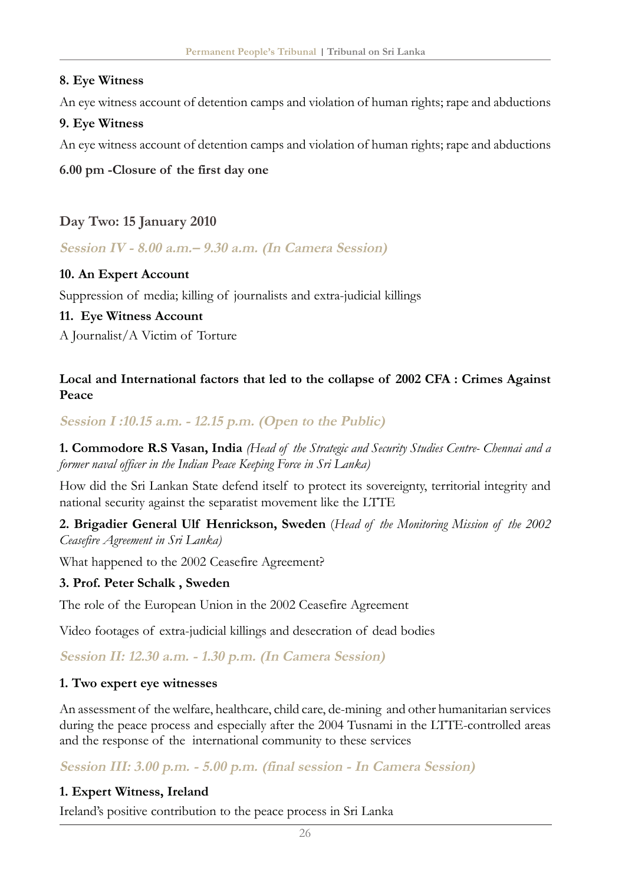**8. Eye Witness**

An eye witness account of detention camps and violation of human rights; rape and abductions

**9. Eye Witness**

An eye witness account of detention camps and violation of human rights; rape and abductions

**6.00 pm -Closure of the first day one**

## Day Two: 15 January 2010

### *Session IV - 8.00 a.m.– 9.30 a.m. (In Camera Session)*

**10. An Expert Account**

Suppression of media; killing of journalists and extra-judicial killings

**11. Eye Witness Account**

A Journalist/A Victim of Torture

**Local and International factors that led to the collapse of 2002 CFA : Crimes Against Peace**

### *Session I :10.15 a.m. - 12.15 p.m. (Open to the Public)*

**1. Commodore R.S Vasan, India** *(Head of the Strategic and Security Studies Centre- Chennai and a former naval officer in the Indian Peace Keeping Force in Sri Lanka)*

How did the Sri Lankan State defend itself to protect its sovereignty, territorial integrity and national security against the separatist movement like the LTTE

**2. Brigadier General Ulf Henrickson, Sweden** (*Head of the Monitoring Mission of the 2002 Ceasefire Agreement in Sri Lanka)*

What happened to the 2002 Ceasefire Agreement?

**3. Prof. Peter Schalk , Sweden**

The role of the European Union in the 2002 Ceasefire Agreement

Video footages of extra-judicial killings and desecration of dead bodies

### *Session II: 12.30 a.m. - 1.30 p.m. (In Camera Session)*

**1. Two expert eye witnesses**

An assessment of the welfare, healthcare, child care, de-mining and other humanitarian services during the peace process and especially after the 2004 Tusnami in the LTTE-controlled areas and the response of the international community to these services

### *Session III: 3.00 p.m. - 5.00 p.m. (final session - In Camera Session)*

**1. Expert Witness, Ireland**

Ireland's positive contribution to the peace process in Sri Lanka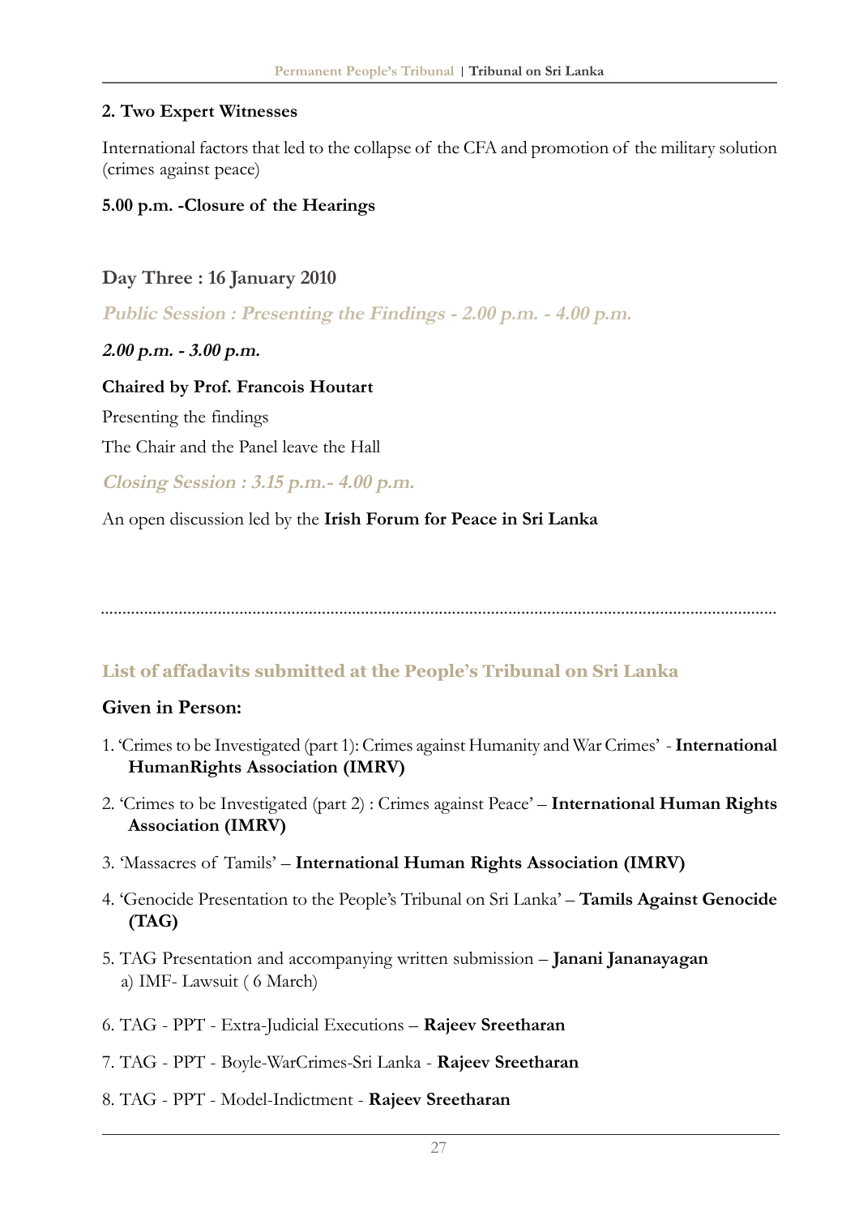**2. Two Expert Witnesses**

International factors that led to the collapse of the CFA and promotion of the military solution (crimes against peace)

**5.00 p.m. -Closure of the Hearings**

### Day Three : 16 January 2010

***Public Session : Presenting the Findings - 2.00 p.m. - 4.00 p.m.***

***2.00 p.m. - 3.00 p.m.***

**Chaired by Prof. Francois Houtart**

Presenting the findings

The Chair and the Panel leave the Hall

***Closing Session : 3.15 p.m.- 4.00 p.m.***

An open discussion led by the **Irish Forum for Peace in Sri Lanka**

---

## List of affadavits submitted at the People's Tribunal on Sri Lanka

**Given in Person:**

1. 'Crimes to be Investigated (part 1): Crimes against Humanity and War Crimes' - **International HumanRights Association (IMRV)**
2. 'Crimes to be Investigated (part 2) : Crimes against Peace' – **International Human Rights Association (IMRV)**
3. 'Massacres of Tamils' – **International Human Rights Association (IMRV)**
4. 'Genocide Presentation to the People's Tribunal on Sri Lanka' – **Tamils Against Genocide (TAG)**
5. TAG Presentation and accompanying written submission – **Janani Jananayagan**
   a) IMF- Lawsuit ( 6 March)
6. TAG - PPT - Extra-Judicial Executions – **Rajeev Sreetharan**
7. TAG - PPT - Boyle-WarCrimes-Sri Lanka - **Rajeev Sreetharan**
8. TAG - PPT - Model-Indictment - **Rajeev Sreetharan**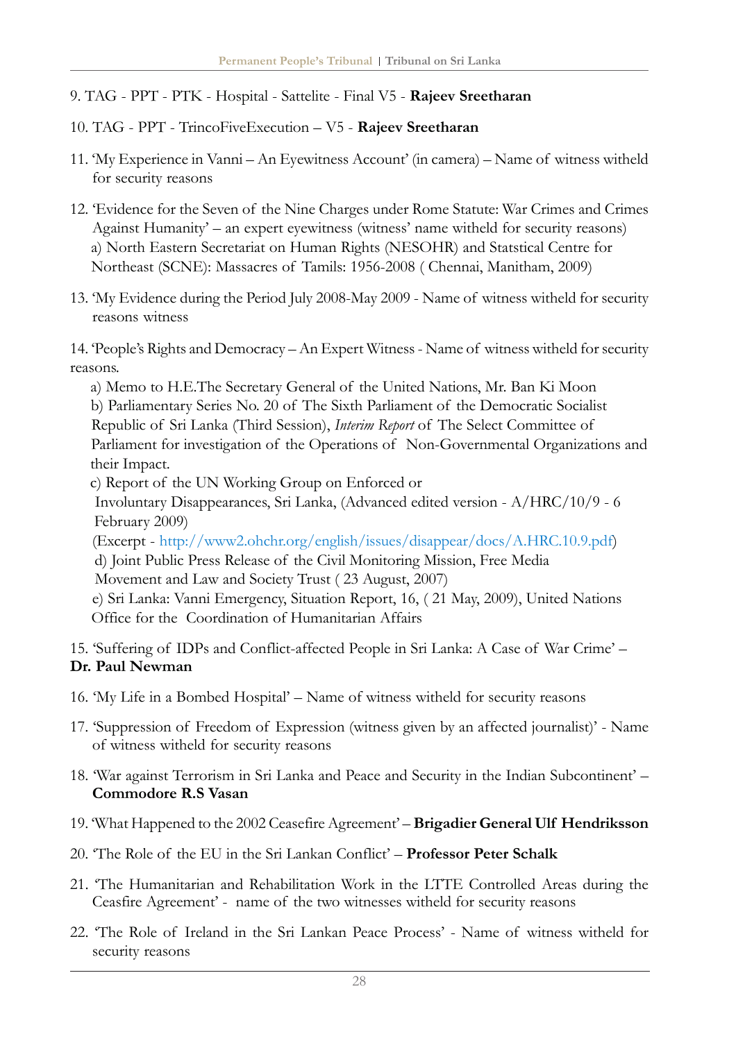9. TAG - PPT - PTK - Hospital - Sattelite - Final V5 - **Rajeev Sreetharan**

10. TAG - PPT - TrincoFiveExecution – V5 - **Rajeev Sreetharan**

11. 'My Experience in Vanni – An Eyewitness Account' (in camera) – Name of witness witheld for security reasons

12. 'Evidence for the Seven of the Nine Charges under Rome Statute: War Crimes and Crimes Against Humanity' – an expert eyewitness (witness' name witheld for security reasons)
    a) North Eastern Secretariat on Human Rights (NESOHR) and Statstical Centre for Northeast (SCNE): Massacres of Tamils: 1956-2008 ( Chennai, Manitham, 2009)

13. 'My Evidence during the Period July 2008-May 2009 - Name of witness witheld for security reasons witness

14. 'People's Rights and Democracy – An Expert Witness - Name of witness witheld for security reasons.
    a) Memo to H.E.The Secretary General of the United Nations, Mr. Ban Ki Moon
    b) Parliamentary Series No. 20 of The Sixth Parliament of the Democratic Socialist Republic of Sri Lanka (Third Session), *Interim Report* of The Select Committee of Parliament for investigation of the Operations of Non-Governmental Organizations and their Impact.
    c) Report of the UN Working Group on Enforced or Involuntary Disappearances, Sri Lanka, (Advanced edited version - A/HRC/10/9 - 6 February 2009)
    (Excerpt - http://www2.ohchr.org/english/issues/disappear/docs/A.HRC.10.9.pdf)
    d) Joint Public Press Release of the Civil Monitoring Mission, Free Media Movement and Law and Society Trust ( 23 August, 2007)
    e) Sri Lanka: Vanni Emergency, Situation Report, 16, ( 21 May, 2009), United Nations Office for the Coordination of Humanitarian Affairs

15. 'Suffering of IDPs and Conflict-affected People in Sri Lanka: A Case of War Crime' – **Dr. Paul Newman**

16. 'My Life in a Bombed Hospital' – Name of witness witheld for security reasons

17. 'Suppression of Freedom of Expression (witness given by an affected journalist)' - Name of witness witheld for security reasons

18. 'War against Terrorism in Sri Lanka and Peace and Security in the Indian Subcontinent' – **Commodore R.S Vasan**

19. 'What Happened to the 2002 Ceasefire Agreement' – **Brigadier General Ulf Hendriksson**

20. 'The Role of the EU in the Sri Lankan Conflict' – **Professor Peter Schalk**

21. 'The Humanitarian and Rehabilitation Work in the LTTE Controlled Areas during the Ceasfire Agreement' - name of the two witnesses witheld for security reasons

22. 'The Role of Ireland in the Sri Lankan Peace Process' - Name of witness witheld for security reasons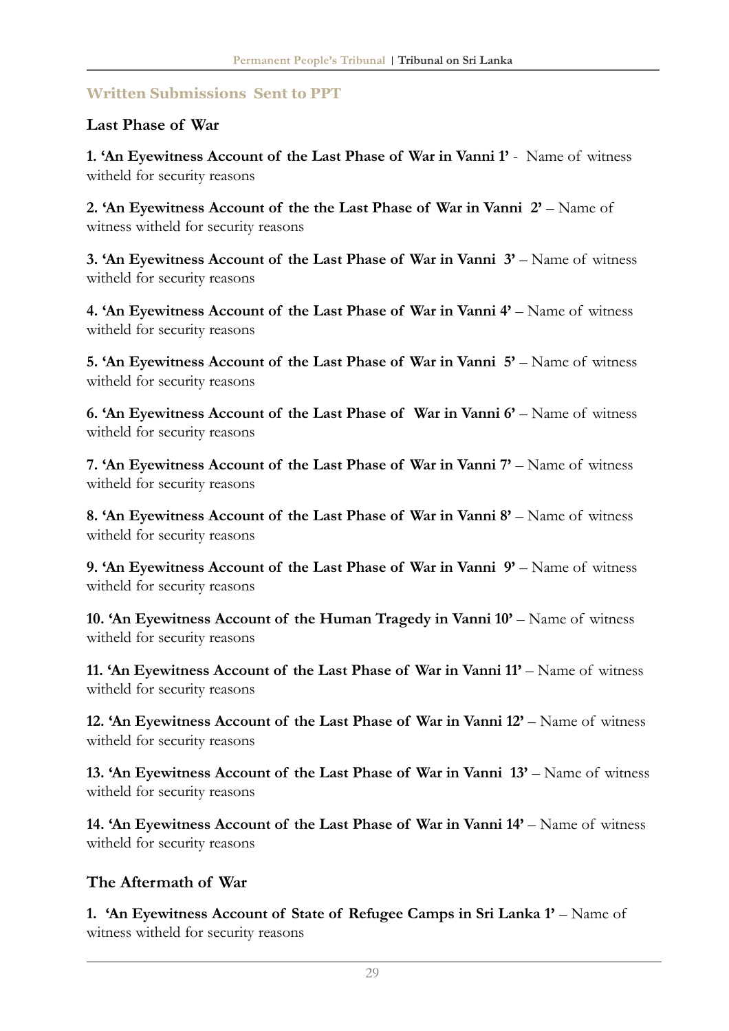## Written Submissions Sent to PPT

### Last Phase of War

**1. 'An Eyewitness Account of the Last Phase of War in Vanni 1'** - Name of witness witheld for security reasons

**2. 'An Eyewitness Account of the the Last Phase of War in Vanni 2'** – Name of witness witheld for security reasons

**3. 'An Eyewitness Account of the Last Phase of War in Vanni 3'** – Name of witness witheld for security reasons

**4. 'An Eyewitness Account of the Last Phase of War in Vanni 4'** – Name of witness witheld for security reasons

**5. 'An Eyewitness Account of the Last Phase of War in Vanni 5'** – Name of witness witheld for security reasons

**6. 'An Eyewitness Account of the Last Phase of War in Vanni 6'** – Name of witness witheld for security reasons

**7. 'An Eyewitness Account of the Last Phase of War in Vanni 7'** – Name of witness witheld for security reasons

**8. 'An Eyewitness Account of the Last Phase of War in Vanni 8'** – Name of witness witheld for security reasons

**9. 'An Eyewitness Account of the Last Phase of War in Vanni 9'** – Name of witness witheld for security reasons

**10. 'An Eyewitness Account of the Human Tragedy in Vanni 10'** – Name of witness witheld for security reasons

**11. 'An Eyewitness Account of the Last Phase of War in Vanni 11'** – Name of witness witheld for security reasons

**12. 'An Eyewitness Account of the Last Phase of War in Vanni 12'** – Name of witness witheld for security reasons

**13. 'An Eyewitness Account of the Last Phase of War in Vanni 13'** – Name of witness witheld for security reasons

**14. 'An Eyewitness Account of the Last Phase of War in Vanni 14'** – Name of witness witheld for security reasons

### The Aftermath of War

**1. 'An Eyewitness Account of State of Refugee Camps in Sri Lanka 1'** – Name of witness witheld for security reasons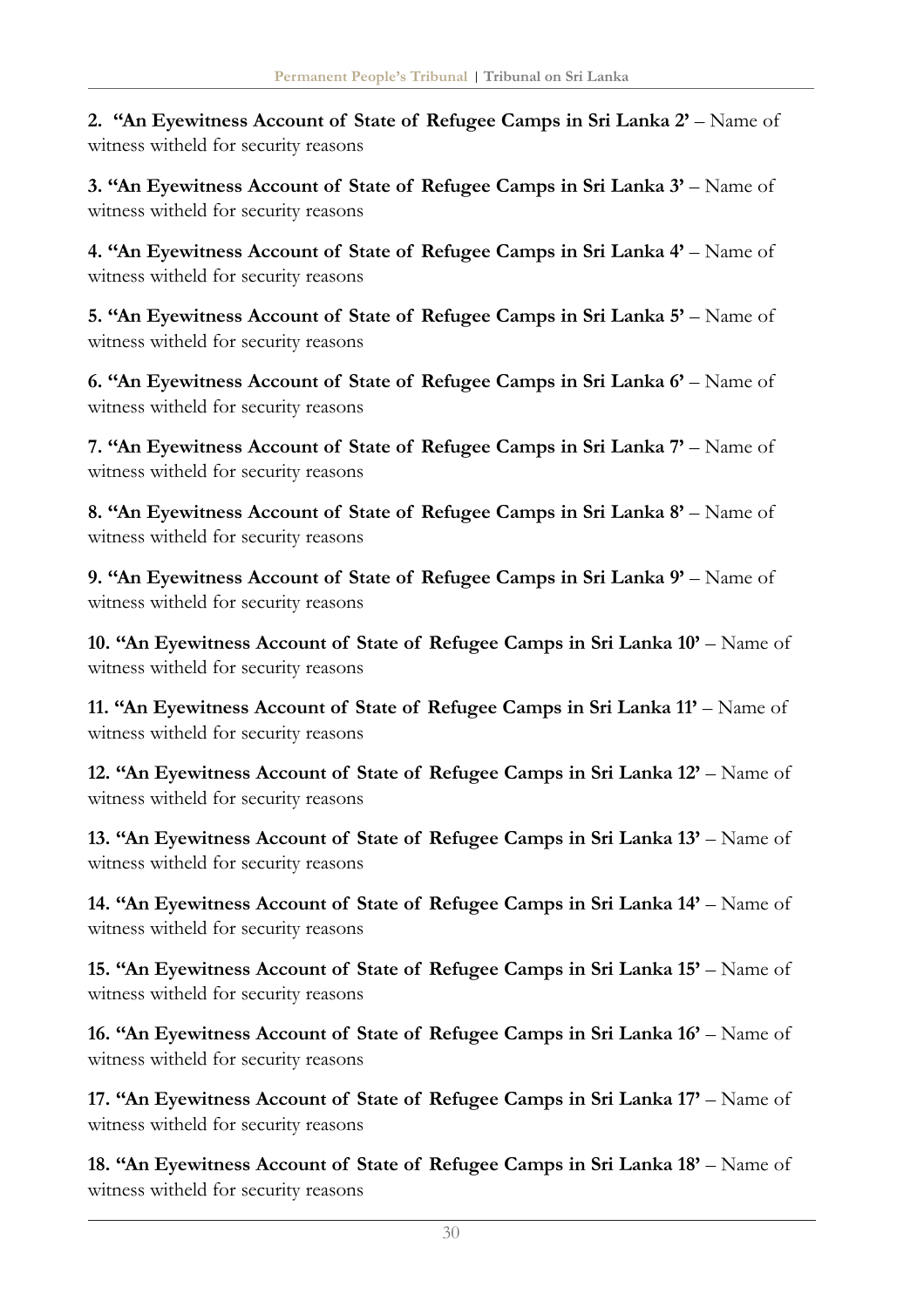2. **"An Eyewitness Account of State of Refugee Camps in Sri Lanka 2'** – Name of witness witheld for security reasons

3. **"An Eyewitness Account of State of Refugee Camps in Sri Lanka 3'** – Name of witness witheld for security reasons

4. **"An Eyewitness Account of State of Refugee Camps in Sri Lanka 4'** – Name of witness witheld for security reasons

5. **"An Eyewitness Account of State of Refugee Camps in Sri Lanka 5'** – Name of witness witheld for security reasons

6. **"An Eyewitness Account of State of Refugee Camps in Sri Lanka 6'** – Name of witness witheld for security reasons

7. **"An Eyewitness Account of State of Refugee Camps in Sri Lanka 7'** – Name of witness witheld for security reasons

8. **"An Eyewitness Account of State of Refugee Camps in Sri Lanka 8'** – Name of witness witheld for security reasons

9. **"An Eyewitness Account of State of Refugee Camps in Sri Lanka 9'** – Name of witness witheld for security reasons

10. **"An Eyewitness Account of State of Refugee Camps in Sri Lanka 10'** – Name of witness witheld for security reasons

11. **"An Eyewitness Account of State of Refugee Camps in Sri Lanka 11'** – Name of witness witheld for security reasons

12. **"An Eyewitness Account of State of Refugee Camps in Sri Lanka 12'** – Name of witness witheld for security reasons

13. **"An Eyewitness Account of State of Refugee Camps in Sri Lanka 13'** – Name of witness witheld for security reasons

14. **"An Eyewitness Account of State of Refugee Camps in Sri Lanka 14'** – Name of witness witheld for security reasons

15. **"An Eyewitness Account of State of Refugee Camps in Sri Lanka 15'** – Name of witness witheld for security reasons

16. **"An Eyewitness Account of State of Refugee Camps in Sri Lanka 16'** – Name of witness witheld for security reasons

17. **"An Eyewitness Account of State of Refugee Camps in Sri Lanka 17'** – Name of witness witheld for security reasons

18. **"An Eyewitness Account of State of Refugee Camps in Sri Lanka 18'** – Name of witness witheld for security reasons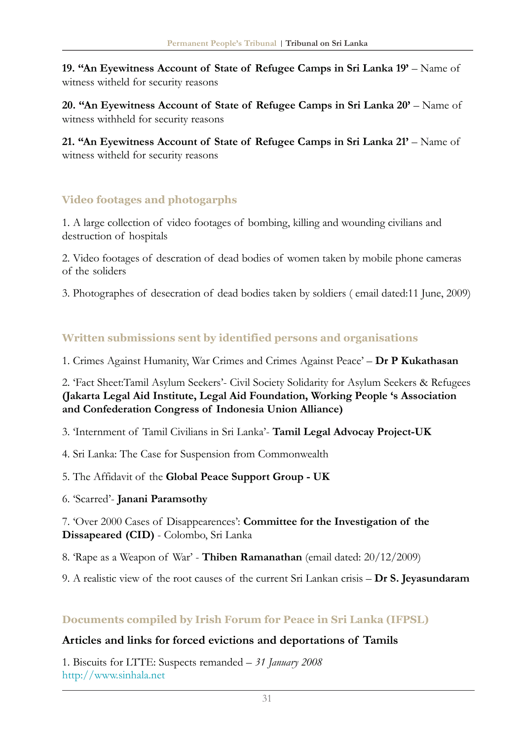**19. "An Eyewitness Account of State of Refugee Camps in Sri Lanka 19'** – Name of witness witheld for security reasons

**20. "An Eyewitness Account of State of Refugee Camps in Sri Lanka 20'** – Name of witness withheld for security reasons

**21. "An Eyewitness Account of State of Refugee Camps in Sri Lanka 21'** – Name of witness witheld for security reasons

## Video footages and photogarphs

1. A large collection of video footages of bombing, killing and wounding civilians and destruction of hospitals

2. Video footages of descration of dead bodies of women taken by mobile phone cameras of the soliders

3. Photographes of desecration of dead bodies taken by soldiers ( email dated:11 June, 2009)

## Written submissions sent by identified persons and organisations

1. Crimes Against Humanity, War Crimes and Crimes Against Peace' – **Dr P Kukathasan**

2. 'Fact Sheet:Tamil Asylum Seekers'- Civil Society Solidarity for Asylum Seekers & Refugees **(Jakarta Legal Aid Institute, Legal Aid Foundation, Working People 's Association and Confederation Congress of Indonesia Union Alliance)**

3. 'Internment of Tamil Civilians in Sri Lanka'- **Tamil Legal Advocay Project-UK**

4. Sri Lanka: The Case for Suspension from Commonwealth

5. The Affidavit of the **Global Peace Support Group - UK**

6. 'Scarred'- **Janani Paramsothy**

7. 'Over 2000 Cases of Disappearences': **Committee for the Investigation of the Dissapeared (CID)** - Colombo, Sri Lanka

8. 'Rape as a Weapon of War' - **Thiben Ramanathan** (email dated: 20/12/2009)

9. A realistic view of the root causes of the current Sri Lankan crisis – **Dr S. Jeyasundaram**

## Documents compiled by Irish Forum for Peace in Sri Lanka (IFPSL)

### Articles and links for forced evictions and deportations of Tamils

1. Biscuits for LTTE: Suspects remanded – *31 January 2008*
http://www.sinhala.net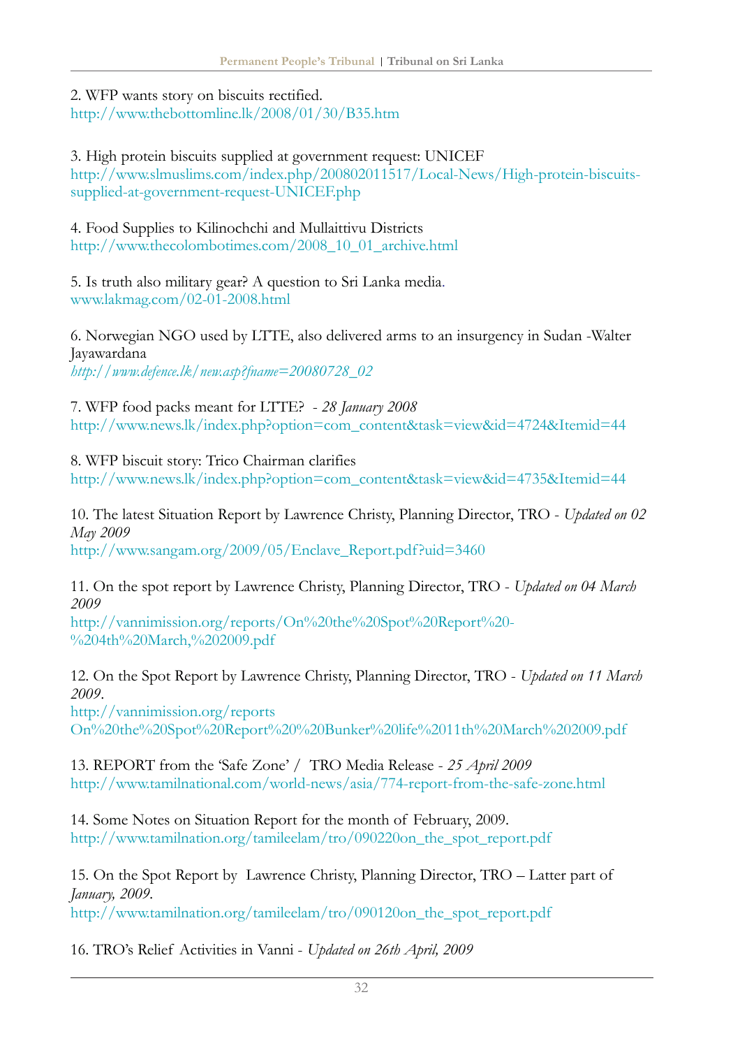2. WFP wants story on biscuits rectified.
http://www.thebottomline.lk/2008/01/30/B35.htm

3. High protein biscuits supplied at government request: UNICEF
http://www.slmuslims.com/index.php/200802011517/Local-News/High-protein-biscuits-supplied-at-government-request-UNICEF.php

4. Food Supplies to Kilinochchi and Mullaittivu Districts
http://www.thecolombotimes.com/2008_10_01_archive.html

5. Is truth also military gear? A question to Sri Lanka media.
www.lakmag.com/02-01-2008.html

6. Norwegian NGO used by LTTE, also delivered arms to an insurgency in Sudan -Walter Jayawardana
*http://www.defence.lk/new.asp?fname=20080728_02*

7. WFP food packs meant for LTTE? - *28 January 2008*
http://www.news.lk/index.php?option=com_content&task=view&id=4724&Itemid=44

8. WFP biscuit story: Trico Chairman clarifies
http://www.news.lk/index.php?option=com_content&task=view&id=4735&Itemid=44

10. The latest Situation Report by Lawrence Christy, Planning Director, TRO - *Updated on 02 May 2009*
http://www.sangam.org/2009/05/Enclave_Report.pdf?uid=3460

11. On the spot report by Lawrence Christy, Planning Director, TRO - *Updated on 04 March 2009*
http://vannimission.org/reports/On%20the%20Spot%20Report%20-%204th%20March,%202009.pdf

12. On the Spot Report by Lawrence Christy, Planning Director, TRO - *Updated on 11 March 2009*.
http://vannimission.org/reports On%20the%20Spot%20Report%20%20Bunker%20life%2011th%20March%202009.pdf

13. REPORT from the 'Safe Zone' / TRO Media Release - *25 April 2009*
http://www.tamilnational.com/world-news/asia/774-report-from-the-safe-zone.html

14. Some Notes on Situation Report for the month of February, 2009.
http://www.tamilnation.org/tamileelam/tro/090220on_the_spot_report.pdf

15. On the Spot Report by Lawrence Christy, Planning Director, TRO – Latter part of *January, 2009*.
http://www.tamilnation.org/tamileelam/tro/090120on_the_spot_report.pdf

16. TRO's Relief Activities in Vanni - *Updated on 26th April, 2009*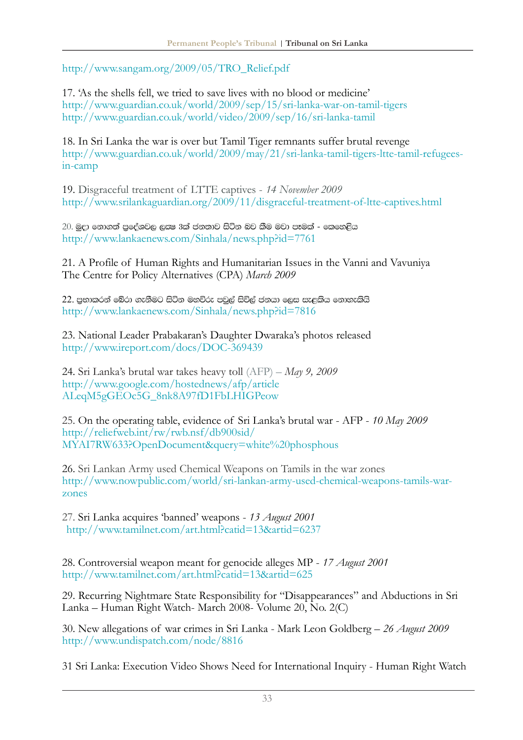http://www.sangam.org/2009/05/TRO_Relief.pdf

17. 'As the shells fell, we tried to save lives with no blood or medicine'
http://www.guardian.co.uk/world/2009/sep/15/sri-lanka-war-on-tamil-tigers
http://www.guardian.co.uk/world/video/2009/sep/16/sri-lanka-tamil

18. In Sri Lanka the war is over but Tamil Tiger remnants suffer brutal revenge
http://www.guardian.co.uk/world/2009/may/21/sri-lanka-tamil-tigers-ltte-tamil-refugees-in-camp

19. Disgraceful treatment of LTTE captives - *14 November 2009*
http://www.srilankaguardian.org/2009/11/disgraceful-treatment-of-ltte-captives.html

20. මුදා නොගත් ප්‍රදේශවල ලක්ෂ 3ක් ජනතාව සිටින බව කීම මවා පෑමක් - කෙහෙළිය
http://www.lankaenews.com/Sinhala/news.php?id=7761

21. A Profile of Human Rights and Humanitarian Issues in the Vanni and Vavuniya
The Centre for Policy Alternatives (CPA) *March 2009*

22. ප්‍රභාකරන් බේරා ගැනීමට සිටින මහවිරු පවුල් සිවිල් ජනයා ලෙස සැළකිය නොහැකියි
http://www.lankaenews.com/Sinhala/news.php?id=7816

23. National Leader Prabakaran's Daughter Dwaraka's photos released
http://www.ireport.com/docs/DOC-369439

24. Sri Lanka's brutal war takes heavy toll (AFP) – *May 9, 2009*
http://www.google.com/hostednews/afp/article
ALeqM5gGEOc5G_8nk8A97fD1FbLHIGPeow

25. On the operating table, evidence of Sri Lanka's brutal war - AFP - *10 May 2009*
http://reliefweb.int/rw/rwb.nsf/db900sid/
MYAI7RW633?OpenDocument&query=white%20phosphous

26. Sri Lankan Army used Chemical Weapons on Tamils in the war zones
http://www.nowpublic.com/world/sri-lankan-army-used-chemical-weapons-tamils-war-zones

27. Sri Lanka acquires 'banned' weapons - *13 August 2001*
http://www.tamilnet.com/art.html?catid=13&artid=6237

28. Controversial weapon meant for genocide alleges MP - *17 August 2001*
http://www.tamilnet.com/art.html?catid=13&artid=625

29. Recurring Nightmare State Responsibility for "Disappearances" and Abductions in Sri Lanka – Human Right Watch- March 2008- Volume 20, No. 2(C)

30. New allegations of war crimes in Sri Lanka - Mark Leon Goldberg – *26 August 2009*
http://www.undispatch.com/node/8816

31 Sri Lanka: Execution Video Shows Need for International Inquiry - Human Right Watch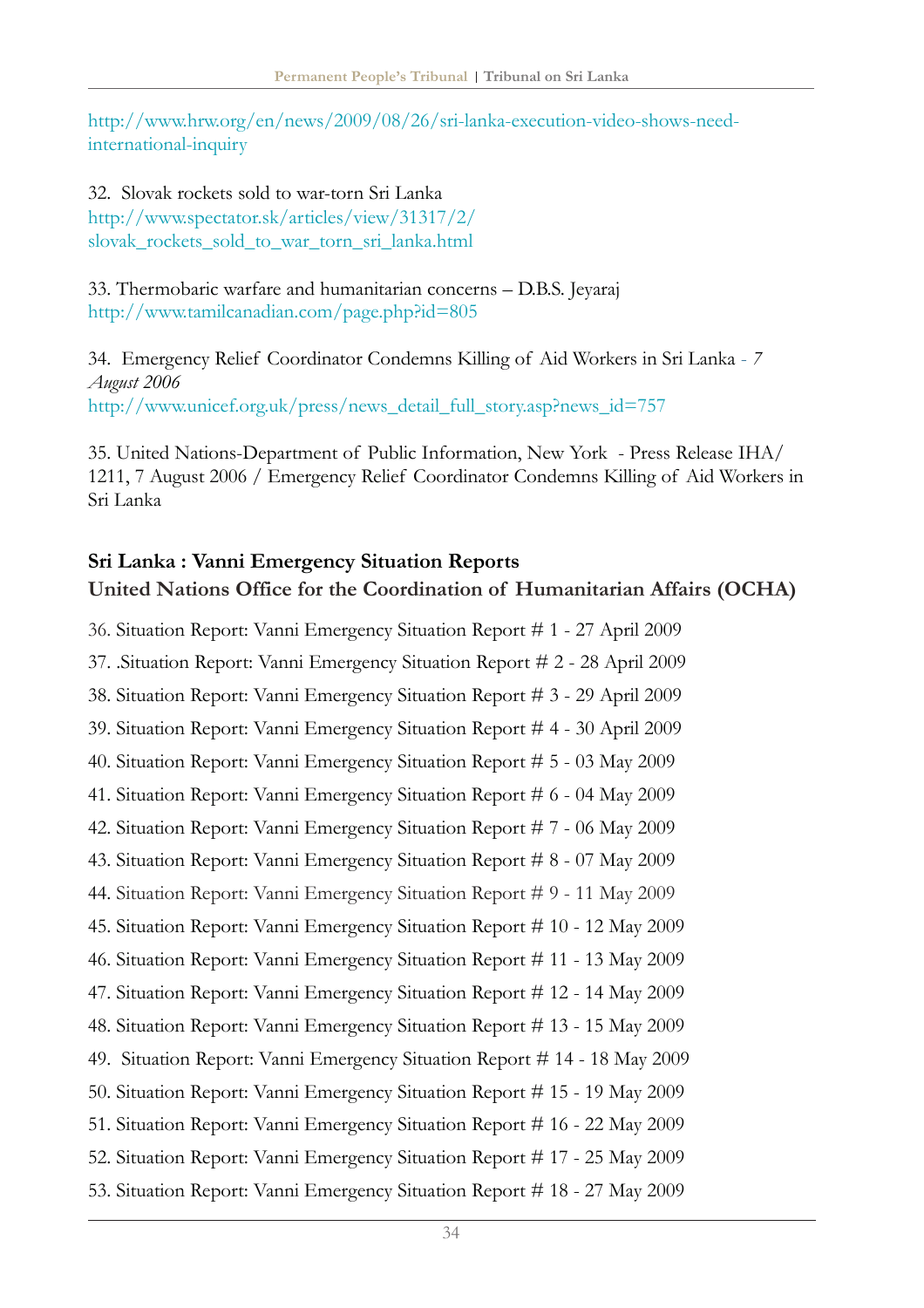http://www.hrw.org/en/news/2009/08/26/sri-lanka-execution-video-shows-need-international-inquiry

32. Slovak rockets sold to war-torn Sri Lanka
http://www.spectator.sk/articles/view/31317/2/slovak_rockets_sold_to_war_torn_sri_lanka.html

33. Thermobaric warfare and humanitarian concerns – D.B.S. Jeyaraj
http://www.tamilcanadian.com/page.php?id=805

34. Emergency Relief Coordinator Condemns Killing of Aid Workers in Sri Lanka - *7 August 2006*
http://www.unicef.org.uk/press/news_detail_full_story.asp?news_id=757

35. United Nations-Department of Public Information, New York - Press Release IHA/1211, 7 August 2006 / Emergency Relief Coordinator Condemns Killing of Aid Workers in Sri Lanka

## Sri Lanka : Vanni Emergency Situation Reports
## United Nations Office for the Coordination of Humanitarian Affairs (OCHA)

36. Situation Report: Vanni Emergency Situation Report # 1 - 27 April 2009
37. .Situation Report: Vanni Emergency Situation Report # 2 - 28 April 2009
38. Situation Report: Vanni Emergency Situation Report # 3 - 29 April 2009
39. Situation Report: Vanni Emergency Situation Report # 4 - 30 April 2009
40. Situation Report: Vanni Emergency Situation Report # 5 - 03 May 2009
41. Situation Report: Vanni Emergency Situation Report # 6 - 04 May 2009
42. Situation Report: Vanni Emergency Situation Report # 7 - 06 May 2009
43. Situation Report: Vanni Emergency Situation Report # 8 - 07 May 2009
44. Situation Report: Vanni Emergency Situation Report # 9 - 11 May 2009
45. Situation Report: Vanni Emergency Situation Report # 10 - 12 May 2009
46. Situation Report: Vanni Emergency Situation Report # 11 - 13 May 2009
47. Situation Report: Vanni Emergency Situation Report # 12 - 14 May 2009
48. Situation Report: Vanni Emergency Situation Report # 13 - 15 May 2009
49. Situation Report: Vanni Emergency Situation Report # 14 - 18 May 2009
50. Situation Report: Vanni Emergency Situation Report # 15 - 19 May 2009
51. Situation Report: Vanni Emergency Situation Report # 16 - 22 May 2009
52. Situation Report: Vanni Emergency Situation Report # 17 - 25 May 2009
53. Situation Report: Vanni Emergency Situation Report # 18 - 27 May 2009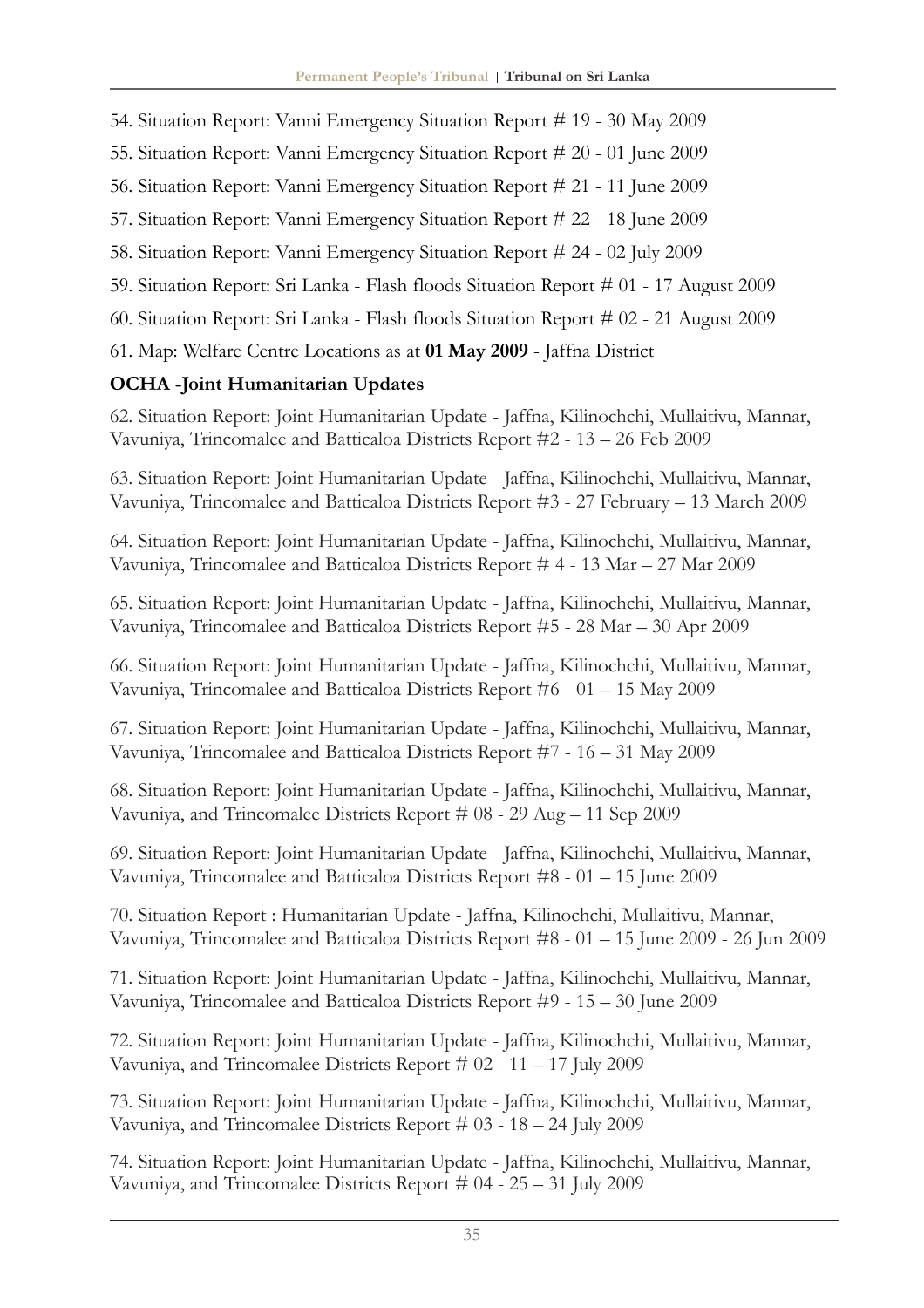54. Situation Report: Vanni Emergency Situation Report # 19 - 30 May 2009

55. Situation Report: Vanni Emergency Situation Report # 20 - 01 June 2009

56. Situation Report: Vanni Emergency Situation Report # 21 - 11 June 2009

57. Situation Report: Vanni Emergency Situation Report # 22 - 18 June 2009

58. Situation Report: Vanni Emergency Situation Report # 24 - 02 July 2009

59. Situation Report: Sri Lanka - Flash floods Situation Report # 01 - 17 August 2009

60. Situation Report: Sri Lanka - Flash floods Situation Report # 02 - 21 August 2009

61. Map: Welfare Centre Locations as at **01 May 2009** - Jaffna District

**OCHA -Joint Humanitarian Updates**

62. Situation Report: Joint Humanitarian Update - Jaffna, Kilinochchi, Mullaitivu, Mannar, Vavuniya, Trincomalee and Batticaloa Districts Report #2 - 13 – 26 Feb 2009

63. Situation Report: Joint Humanitarian Update - Jaffna, Kilinochchi, Mullaitivu, Mannar, Vavuniya, Trincomalee and Batticaloa Districts Report #3 - 27 February – 13 March 2009

64. Situation Report: Joint Humanitarian Update - Jaffna, Kilinochchi, Mullaitivu, Mannar, Vavuniya, Trincomalee and Batticaloa Districts Report # 4 - 13 Mar – 27 Mar 2009

65. Situation Report: Joint Humanitarian Update - Jaffna, Kilinochchi, Mullaitivu, Mannar, Vavuniya, Trincomalee and Batticaloa Districts Report #5 - 28 Mar – 30 Apr 2009

66. Situation Report: Joint Humanitarian Update - Jaffna, Kilinochchi, Mullaitivu, Mannar, Vavuniya, Trincomalee and Batticaloa Districts Report #6 - 01 – 15 May 2009

67. Situation Report: Joint Humanitarian Update - Jaffna, Kilinochchi, Mullaitivu, Mannar, Vavuniya, Trincomalee and Batticaloa Districts Report #7 - 16 – 31 May 2009

68. Situation Report: Joint Humanitarian Update - Jaffna, Kilinochchi, Mullaitivu, Mannar, Vavuniya, and Trincomalee Districts Report # 08 - 29 Aug – 11 Sep 2009

69. Situation Report: Joint Humanitarian Update - Jaffna, Kilinochchi, Mullaitivu, Mannar, Vavuniya, Trincomalee and Batticaloa Districts Report #8 - 01 – 15 June 2009

70. Situation Report : Humanitarian Update - Jaffna, Kilinochchi, Mullaitivu, Mannar, Vavuniya, Trincomalee and Batticaloa Districts Report #8 - 01 – 15 June 2009 - 26 Jun 2009

71. Situation Report: Joint Humanitarian Update - Jaffna, Kilinochchi, Mullaitivu, Mannar, Vavuniya, Trincomalee and Batticaloa Districts Report #9 - 15 – 30 June 2009

72. Situation Report: Joint Humanitarian Update - Jaffna, Kilinochchi, Mullaitivu, Mannar, Vavuniya, and Trincomalee Districts Report # 02 - 11 – 17 July 2009

73. Situation Report: Joint Humanitarian Update - Jaffna, Kilinochchi, Mullaitivu, Mannar, Vavuniya, and Trincomalee Districts Report # 03 - 18 – 24 July 2009

74. Situation Report: Joint Humanitarian Update - Jaffna, Kilinochchi, Mullaitivu, Mannar, Vavuniya, and Trincomalee Districts Report # 04 - 25 – 31 July 2009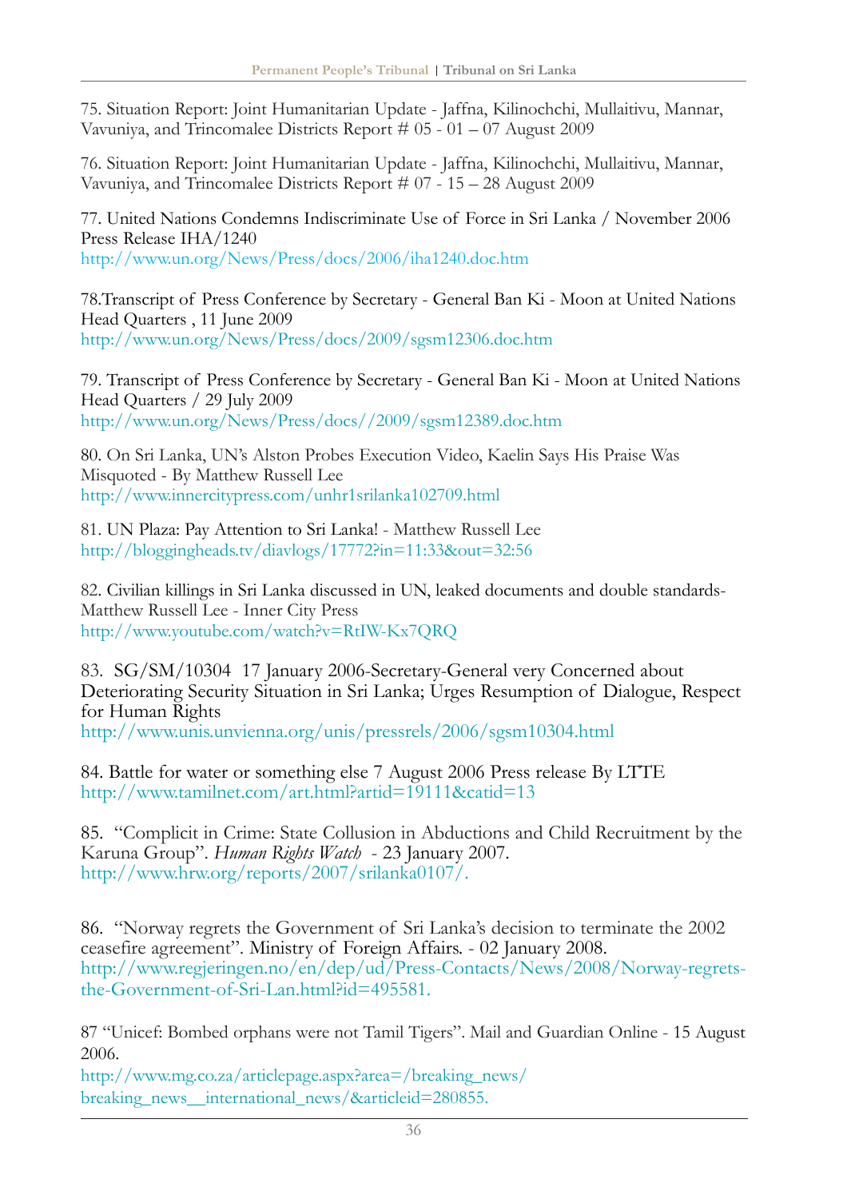75. Situation Report: Joint Humanitarian Update - Jaffna, Kilinochchi, Mullaitivu, Mannar, Vavuniya, and Trincomalee Districts Report # 05 - 01 – 07 August 2009

76. Situation Report: Joint Humanitarian Update - Jaffna, Kilinochchi, Mullaitivu, Mannar, Vavuniya, and Trincomalee Districts Report # 07 - 15 – 28 August 2009

77. United Nations Condemns Indiscriminate Use of Force in Sri Lanka / November 2006 Press Release IHA/1240
http://www.un.org/News/Press/docs/2006/iha1240.doc.htm

78.Transcript of Press Conference by Secretary - General Ban Ki - Moon at United Nations Head Quarters , 11 June 2009
http://www.un.org/News/Press/docs/2009/sgsm12306.doc.htm

79. Transcript of Press Conference by Secretary - General Ban Ki - Moon at United Nations Head Quarters / 29 July 2009
http://www.un.org/News/Press/docs//2009/sgsm12389.doc.htm

80. On Sri Lanka, UN's Alston Probes Execution Video, Kaelin Says His Praise Was Misquoted - By Matthew Russell Lee
http://www.innercitypress.com/unhr1srilanka102709.html

81. UN Plaza: Pay Attention to Sri Lanka! - Matthew Russell Lee
http://bloggingheads.tv/diavlogs/17772?in=11:33&out=32:56

82. Civilian killings in Sri Lanka discussed in UN, leaked documents and double standards- Matthew Russell Lee - Inner City Press
http://www.youtube.com/watch?v=RtIW-Kx7QRQ

83. SG/SM/10304 17 January 2006-Secretary-General very Concerned about Deteriorating Security Situation in Sri Lanka; Urges Resumption of Dialogue, Respect for Human Rights
http://www.unis.unvienna.org/unis/pressrels/2006/sgsm10304.html

84. Battle for water or something else 7 August 2006 Press release By LTTE
http://www.tamilnet.com/art.html?artid=19111&catid=13

85. "Complicit in Crime: State Collusion in Abductions and Child Recruitment by the Karuna Group". *Human Rights Watch* - 23 January 2007.
http://www.hrw.org/reports/2007/srilanka0107/.

86. "Norway regrets the Government of Sri Lanka's decision to terminate the 2002 ceasefire agreement". Ministry of Foreign Affairs. - 02 January 2008.
http://www.regjeringen.no/en/dep/ud/Press-Contacts/News/2008/Norway-regrets-the-Government-of-Sri-Lan.html?id=495581.

87 "Unicef: Bombed orphans were not Tamil Tigers". Mail and Guardian Online - 15 August 2006.
http://www.mg.co.za/articlepage.aspx?area=/breaking_news/breaking_news__international_news/&articleid=280855.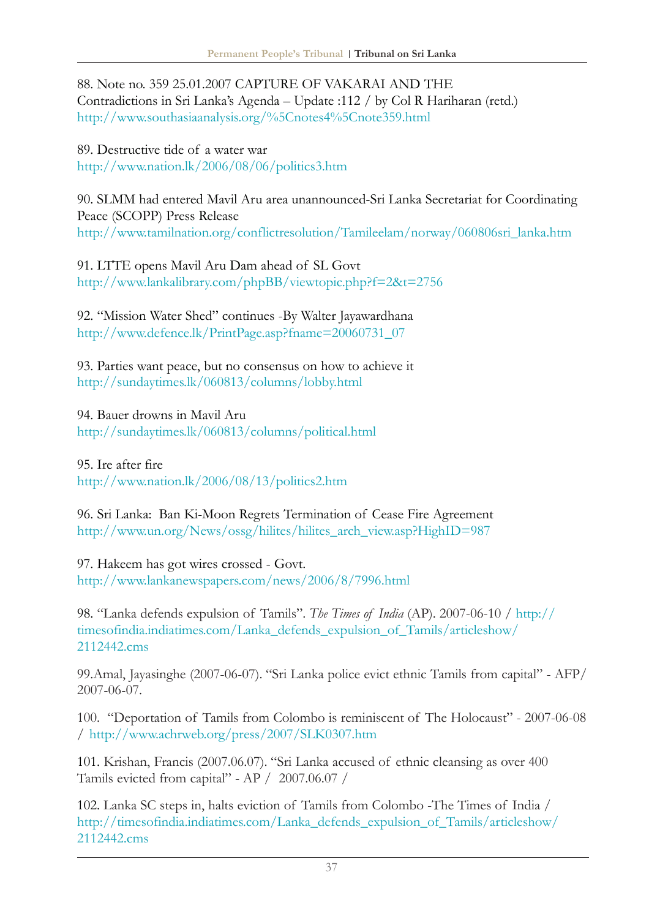88. Note no. 359 25.01.2007 CAPTURE OF VAKARAI AND THE Contradictions in Sri Lanka's Agenda – Update :112 / by Col R Hariharan (retd.) http://www.southasiaanalysis.org/%5Cnotes4%5Cnote359.html

89. Destructive tide of a water war
http://www.nation.lk/2006/08/06/politics3.htm

90. SLMM had entered Mavil Aru area unannounced-Sri Lanka Secretariat for Coordinating Peace (SCOPP) Press Release
http://www.tamilnation.org/conflictresolution/Tamileelam/norway/060806sri_lanka.htm

91. LTTE opens Mavil Aru Dam ahead of SL Govt
http://www.lankalibrary.com/phpBB/viewtopic.php?f=2&t=2756

92. "Mission Water Shed" continues -By Walter Jayawardhana
http://www.defence.lk/PrintPage.asp?fname=20060731_07

93. Parties want peace, but no consensus on how to achieve it
http://sundaytimes.lk/060813/columns/lobby.html

94. Bauer drowns in Mavil Aru
http://sundaytimes.lk/060813/columns/political.html

95. Ire after fire
http://www.nation.lk/2006/08/13/politics2.htm

96. Sri Lanka: Ban Ki-Moon Regrets Termination of Cease Fire Agreement
http://www.un.org/News/ossg/hilites/hilites_arch_view.asp?HighID=987

97. Hakeem has got wires crossed - Govt.
http://www.lankanewspapers.com/news/2006/8/7996.html

98. "Lanka defends expulsion of Tamils". *The Times of India* (AP). 2007-06-10 / http://timesofindia.indiatimes.com/Lanka_defends_expulsion_of_Tamils/articleshow/2112442.cms

99.Amal, Jayasinghe (2007-06-07). "Sri Lanka police evict ethnic Tamils from capital" - AFP/ 2007-06-07.

100. "Deportation of Tamils from Colombo is reminiscent of The Holocaust" - 2007-06-08 / http://www.achrweb.org/press/2007/SLK0307.htm

101. Krishan, Francis (2007.06.07). "Sri Lanka accused of ethnic cleansing as over 400 Tamils evicted from capital" - AP / 2007.06.07 /

102. Lanka SC steps in, halts eviction of Tamils from Colombo -The Times of India / http://timesofindia.indiatimes.com/Lanka_defends_expulsion_of_Tamils/articleshow/2112442.cms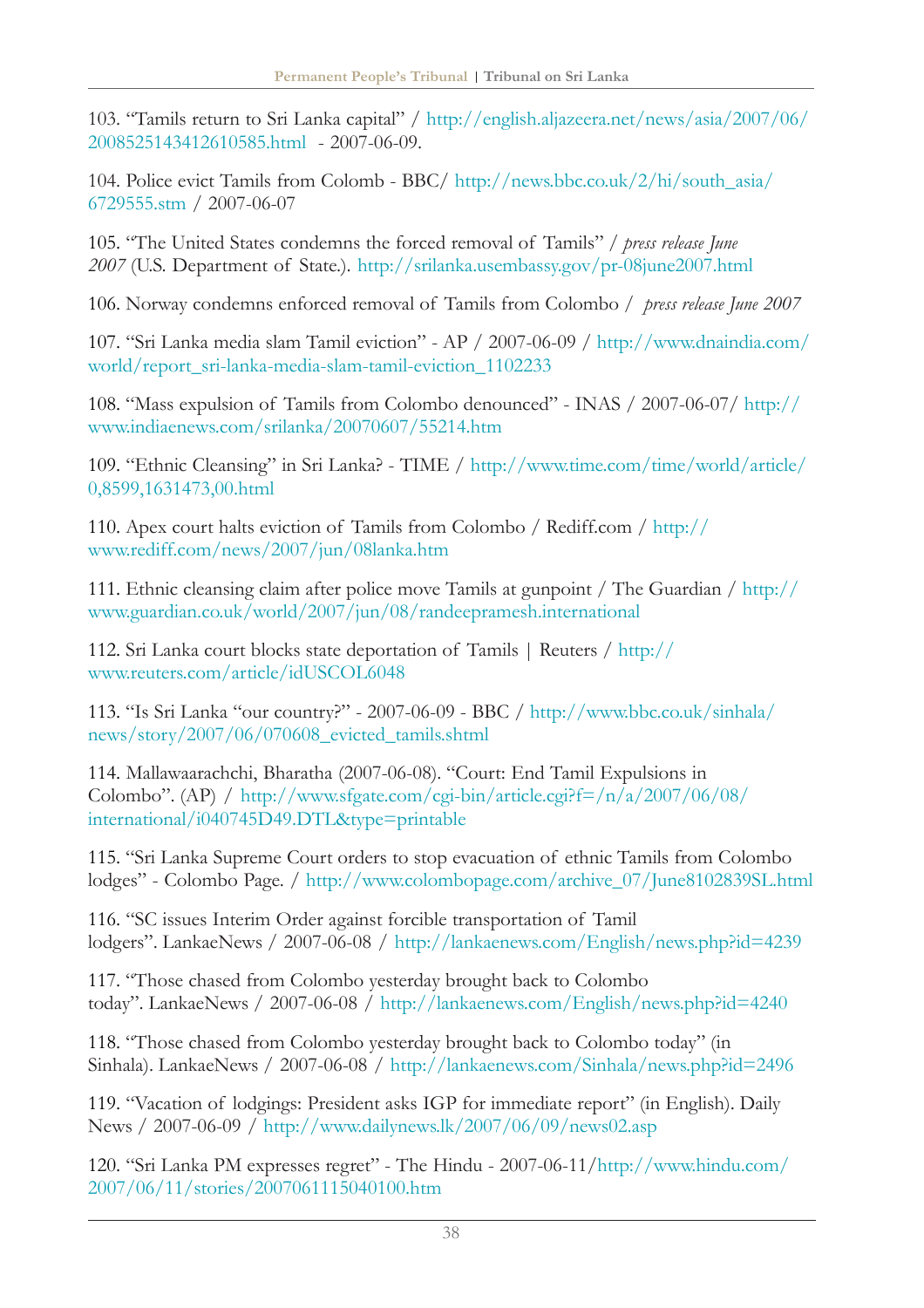103. "Tamils return to Sri Lanka capital" / http://english.aljazeera.net/news/asia/2007/06/2008525143412610585.html - 2007-06-09.

104. Police evict Tamils from Colomb - BBC/ http://news.bbc.co.uk/2/hi/south_asia/6729555.stm / 2007-06-07

105. "The United States condemns the forced removal of Tamils" / *press release June 2007* (U.S. Department of State.). http://srilanka.usembassy.gov/pr-08june2007.html

106. Norway condemns enforced removal of Tamils from Colombo / *press release June 2007*

107. "Sri Lanka media slam Tamil eviction" - AP / 2007-06-09 / http://www.dnaindia.com/world/report_sri-lanka-media-slam-tamil-eviction_1102233

108. "Mass expulsion of Tamils from Colombo denounced" - INAS / 2007-06-07/ http://www.indiaenews.com/srilanka/20070607/55214.htm

109. "Ethnic Cleansing" in Sri Lanka? - TIME / http://www.time.com/time/world/article/0,8599,1631473,00.html

110. Apex court halts eviction of Tamils from Colombo / Rediff.com / http://www.rediff.com/news/2007/jun/08lanka.htm

111. Ethnic cleansing claim after police move Tamils at gunpoint / The Guardian / http://www.guardian.co.uk/world/2007/jun/08/randeepramesh.international

112. Sri Lanka court blocks state deportation of Tamils | Reuters / http://www.reuters.com/article/idUSCOL6048

113. "Is Sri Lanka "our country?" - 2007-06-09 - BBC / http://www.bbc.co.uk/sinhala/news/story/2007/06/070608_evicted_tamils.shtml

114. Mallawaarachchi, Bharatha (2007-06-08). "Court: End Tamil Expulsions in Colombo". (AP) / http://www.sfgate.com/cgi-bin/article.cgi?f=/n/a/2007/06/08/international/i040745D49.DTL&type=printable

115. "Sri Lanka Supreme Court orders to stop evacuation of ethnic Tamils from Colombo lodges" - Colombo Page. / http://www.colombopage.com/archive_07/June8102839SL.html

116. "SC issues Interim Order against forcible transportation of Tamil lodgers". LankaeNews / 2007-06-08 / http://lankaenews.com/English/news.php?id=4239

117. "Those chased from Colombo yesterday brought back to Colombo today". LankaeNews / 2007-06-08 / http://lankaenews.com/English/news.php?id=4240

118. "Those chased from Colombo yesterday brought back to Colombo today" (in Sinhala). LankaeNews / 2007-06-08 / http://lankaenews.com/Sinhala/news.php?id=2496

119. "Vacation of lodgings: President asks IGP for immediate report" (in English). Daily News / 2007-06-09 / http://www.dailynews.lk/2007/06/09/news02.asp

120. "Sri Lanka PM expresses regret" - The Hindu - 2007-06-11/http://www.hindu.com/2007/06/11/stories/2007061115040100.htm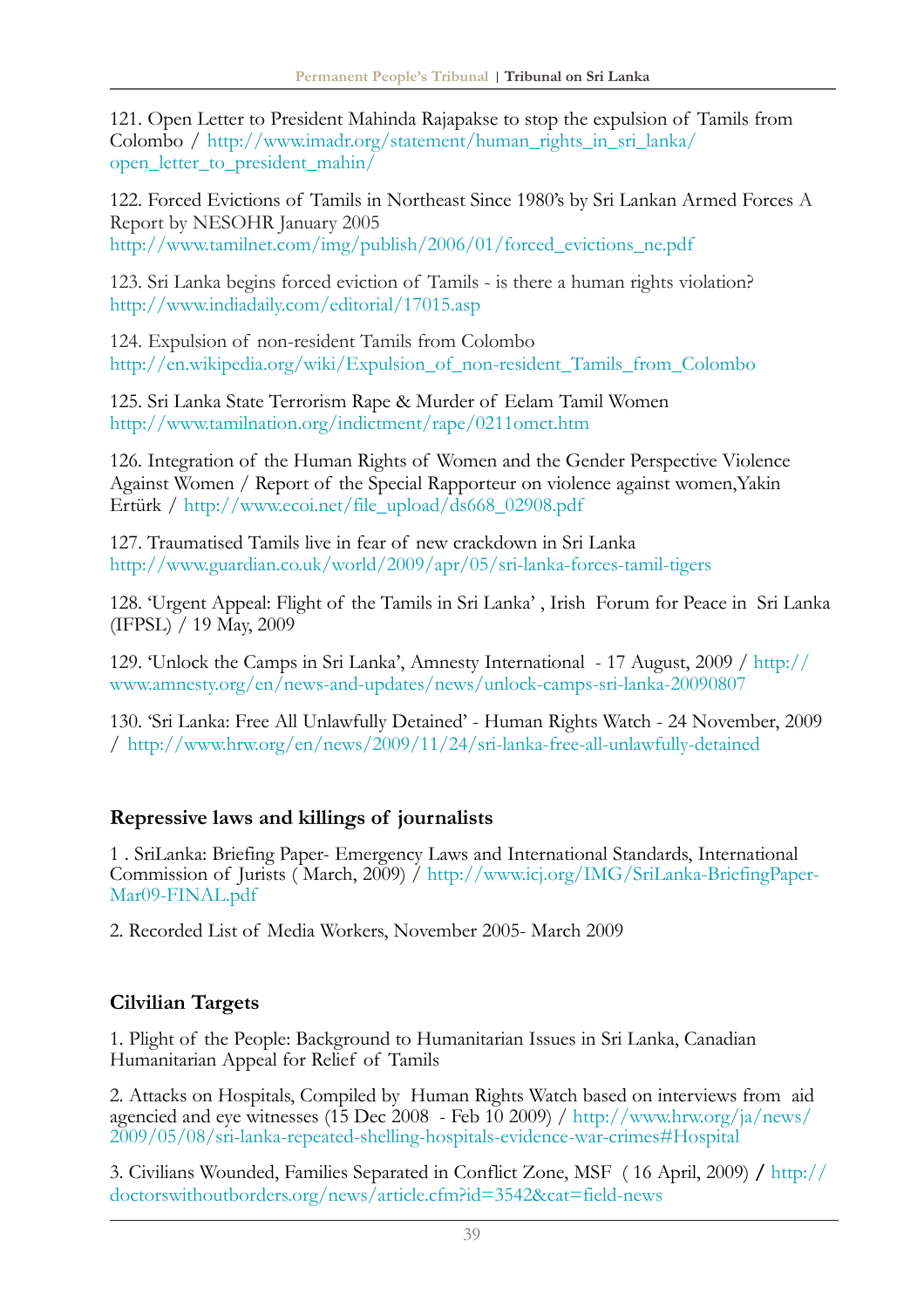121. Open Letter to President Mahinda Rajapakse to stop the expulsion of Tamils from Colombo / http://www.imadr.org/statement/human_rights_in_sri_lanka/open_letter_to_president_mahin/

122. Forced Evictions of Tamils in Northeast Since 1980's by Sri Lankan Armed Forces A Report by NESOHR January 2005
http://www.tamilnet.com/img/publish/2006/01/forced_evictions_ne.pdf

123. Sri Lanka begins forced eviction of Tamils - is there a human rights violation?
http://www.indiadaily.com/editorial/17015.asp

124. Expulsion of non-resident Tamils from Colombo
http://en.wikipedia.org/wiki/Expulsion_of_non-resident_Tamils_from_Colombo

125. Sri Lanka State Terrorism Rape & Murder of Eelam Tamil Women
http://www.tamilnation.org/indictment/rape/0211omct.htm

126. Integration of the Human Rights of Women and the Gender Perspective Violence Against Women / Report of the Special Rapporteur on violence against women,Yakin Ertürk / http://www.ecoi.net/file_upload/ds668_02908.pdf

127. Traumatised Tamils live in fear of new crackdown in Sri Lanka
http://www.guardian.co.uk/world/2009/apr/05/sri-lanka-forces-tamil-tigers

128. 'Urgent Appeal: Flight of the Tamils in Sri Lanka' , Irish Forum for Peace in Sri Lanka (IFPSL) / 19 May, 2009

129. 'Unlock the Camps in Sri Lanka', Amnesty International - 17 August, 2009 / http://www.amnesty.org/en/news-and-updates/news/unlock-camps-sri-lanka-20090807

130. 'Sri Lanka: Free All Unlawfully Detained' - Human Rights Watch - 24 November, 2009 / http://www.hrw.org/en/news/2009/11/24/sri-lanka-free-all-unlawfully-detained

## Repressive laws and killings of journalists

1 . SriLanka: Briefing Paper- Emergency Laws and International Standards, International Commission of Jurists ( March, 2009) / http://www.icj.org/IMG/SriLanka-BriefingPaper-Mar09-FINAL.pdf

2. Recorded List of Media Workers, November 2005- March 2009

## Cilvilian Targets

1. Plight of the People: Background to Humanitarian Issues in Sri Lanka, Canadian Humanitarian Appeal for Relief of Tamils

2. Attacks on Hospitals, Compiled by Human Rights Watch based on interviews from aid agencied and eye witnesses (15 Dec 2008 - Feb 10 2009) / http://www.hrw.org/ja/news/2009/05/08/sri-lanka-repeated-shelling-hospitals-evidence-war-crimes#Hospital

3. Civilians Wounded, Families Separated in Conflict Zone, MSF ( 16 April, 2009) / http://doctorswithoutborders.org/news/article.cfm?id=3542&cat=field-news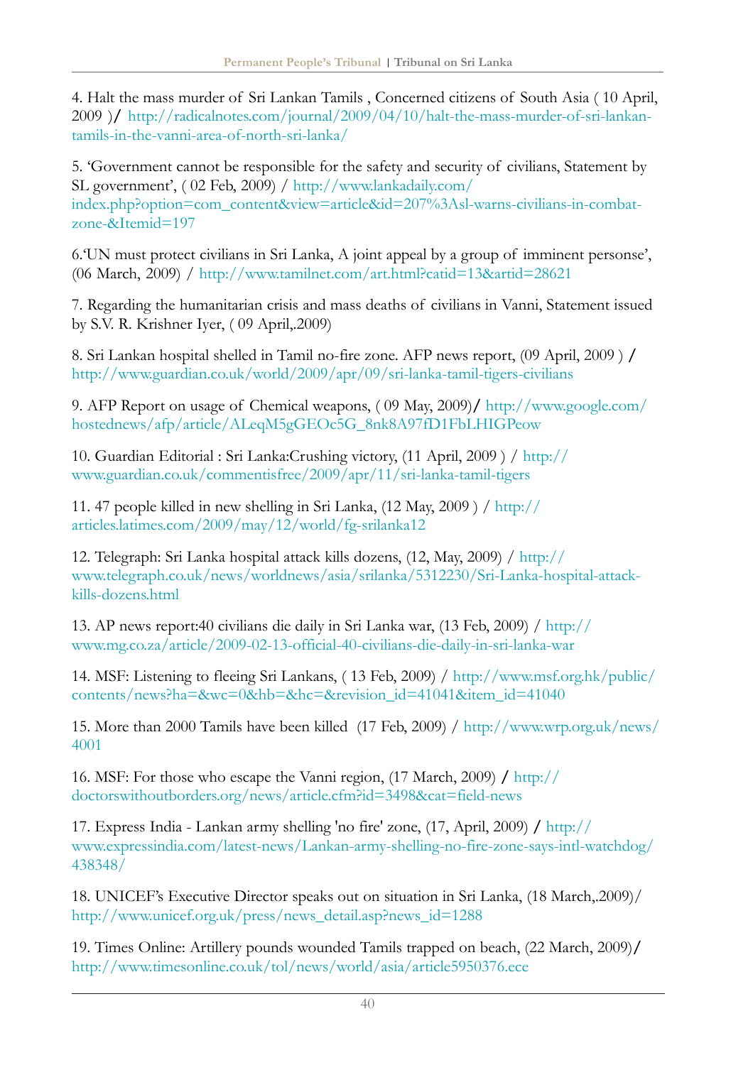4. Halt the mass murder of Sri Lankan Tamils , Concerned citizens of South Asia ( 10 April, 2009 )/ http://radicalnotes.com/journal/2009/04/10/halt-the-mass-murder-of-sri-lankan-tamils-in-the-vanni-area-of-north-sri-lanka/

5. 'Government cannot be responsible for the safety and security of civilians, Statement by SL government', ( 02 Feb, 2009) / http://www.lankadaily.com/index.php?option=com_content&view=article&id=207%3Asl-warns-civilians-in-combat-zone-&Itemid=197

6.'UN must protect civilians in Sri Lanka, A joint appeal by a group of imminent personse', (06 March, 2009) / http://www.tamilnet.com/art.html?catid=13&artid=28621

7. Regarding the humanitarian crisis and mass deaths of civilians in Vanni, Statement issued by S.V. R. Krishner Iyer, ( 09 April,.2009)

8. Sri Lankan hospital shelled in Tamil no-fire zone. AFP news report, (09 April, 2009 ) / http://www.guardian.co.uk/world/2009/apr/09/sri-lanka-tamil-tigers-civilians

9. AFP Report on usage of Chemical weapons, ( 09 May, 2009)/ http://www.google.com/hostednews/afp/article/ALeqM5gGEOc5G_8nk8A97fD1FbLHIGPeow

10. Guardian Editorial : Sri Lanka:Crushing victory, (11 April, 2009 ) / http://www.guardian.co.uk/commentisfree/2009/apr/11/sri-lanka-tamil-tigers

11. 47 people killed in new shelling in Sri Lanka, (12 May, 2009 ) / http://articles.latimes.com/2009/may/12/world/fg-srilanka12

12. Telegraph: Sri Lanka hospital attack kills dozens, (12, May, 2009) / http://www.telegraph.co.uk/news/worldnews/asia/srilanka/5312230/Sri-Lanka-hospital-attack-kills-dozens.html

13. AP news report:40 civilians die daily in Sri Lanka war, (13 Feb, 2009) / http://www.mg.co.za/article/2009-02-13-official-40-civilians-die-daily-in-sri-lanka-war

14. MSF: Listening to fleeing Sri Lankans, ( 13 Feb, 2009) / http://www.msf.org.hk/public/contents/news?ha=&wc=0&hb=&hc=&revision_id=41041&item_id=41040

15. More than 2000 Tamils have been killed (17 Feb, 2009) / http://www.wrp.org.uk/news/4001

16. MSF: For those who escape the Vanni region, (17 March, 2009) / http://doctorswithoutborders.org/news/article.cfm?id=3498&cat=field-news

17. Express India - Lankan army shelling 'no fire' zone, (17, April, 2009) / http://www.expressindia.com/latest-news/Lankan-army-shelling-no-fire-zone-says-intl-watchdog/438348/

18. UNICEF's Executive Director speaks out on situation in Sri Lanka, (18 March,.2009)/ http://www.unicef.org.uk/press/news_detail.asp?news_id=1288

19. Times Online: Artillery pounds wounded Tamils trapped on beach, (22 March, 2009)/ http://www.timesonline.co.uk/tol/news/world/asia/article5950376.ece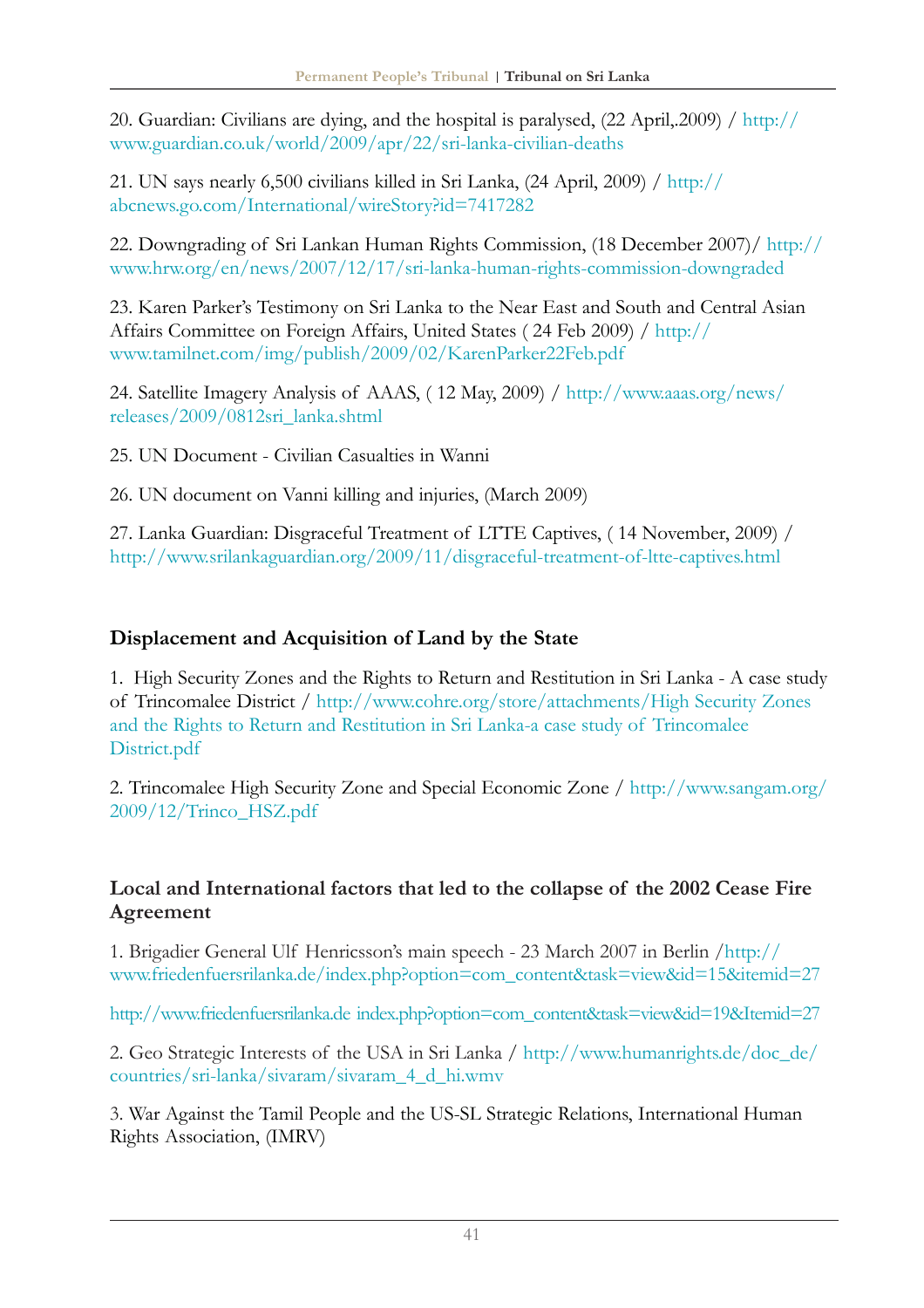20. Guardian: Civilians are dying, and the hospital is paralysed, (22 April,.2009) / http://www.guardian.co.uk/world/2009/apr/22/sri-lanka-civilian-deaths

21. UN says nearly 6,500 civilians killed in Sri Lanka, (24 April, 2009) / http://abcnews.go.com/International/wireStory?id=7417282

22. Downgrading of Sri Lankan Human Rights Commission, (18 December 2007)/ http://www.hrw.org/en/news/2007/12/17/sri-lanka-human-rights-commission-downgraded

23. Karen Parker's Testimony on Sri Lanka to the Near East and South and Central Asian Affairs Committee on Foreign Affairs, United States ( 24 Feb 2009) / http://www.tamilnet.com/img/publish/2009/02/KarenParker22Feb.pdf

24. Satellite Imagery Analysis of AAAS, ( 12 May, 2009) / http://www.aaas.org/news/releases/2009/0812sri_lanka.shtml

25. UN Document - Civilian Casualties in Wanni

26. UN document on Vanni killing and injuries, (March 2009)

27. Lanka Guardian: Disgraceful Treatment of LTTE Captives, ( 14 November, 2009) / http://www.srilankaguardian.org/2009/11/disgraceful-treatment-of-ltte-captives.html

## Displacement and Acquisition of Land by the State

1. High Security Zones and the Rights to Return and Restitution in Sri Lanka - A case study of Trincomalee District / http://www.cohre.org/store/attachments/High Security Zones and the Rights to Return and Restitution in Sri Lanka-a case study of Trincomalee District.pdf

2. Trincomalee High Security Zone and Special Economic Zone / http://www.sangam.org/2009/12/Trinco_HSZ.pdf

## Local and International factors that led to the collapse of the 2002 Cease Fire Agreement

1. Brigadier General Ulf Henricsson's main speech - 23 March 2007 in Berlin /http://www.friedenfuersrilanka.de/index.php?option=com_content&task=view&id=15&itemid=27

http://www.friedenfuersrilanka.de index.php?option=com_content&task=view&id=19&Itemid=27

2. Geo Strategic Interests of the USA in Sri Lanka / http://www.humanrights.de/doc_de/countries/sri-lanka/sivaram/sivaram_4_d_hi.wmv

3. War Against the Tamil People and the US-SL Strategic Relations, International Human Rights Association, (IMRV)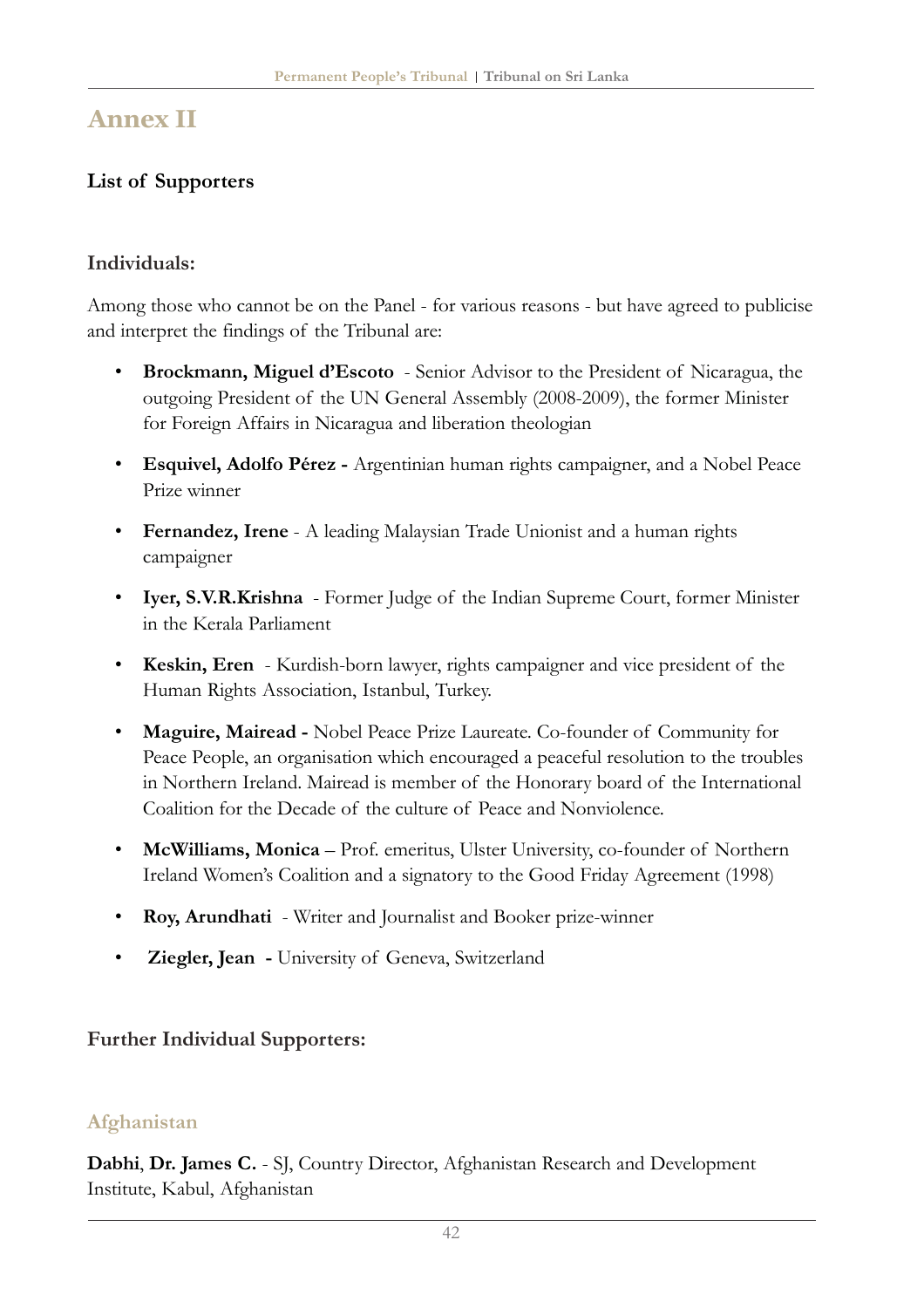# Annex II

### List of Supporters

### Individuals:

Among those who cannot be on the Panel - for various reasons - but have agreed to publicise and interpret the findings of the Tribunal are:

- **Brockmann, Miguel d'Escoto** - Senior Advisor to the President of Nicaragua, the outgoing President of the UN General Assembly (2008-2009), the former Minister for Foreign Affairs in Nicaragua and liberation theologian
- **Esquivel, Adolfo Pérez -** Argentinian human rights campaigner, and a Nobel Peace Prize winner
- **Fernandez, Irene** - A leading Malaysian Trade Unionist and a human rights campaigner
- **Iyer, S.V.R.Krishna** - Former Judge of the Indian Supreme Court, former Minister in the Kerala Parliament
- **Keskin, Eren** - Kurdish-born lawyer, rights campaigner and vice president of the Human Rights Association, Istanbul, Turkey.
- **Maguire, Mairead -** Nobel Peace Prize Laureate. Co-founder of Community for Peace People, an organisation which encouraged a peaceful resolution to the troubles in Northern Ireland. Mairead is member of the Honorary board of the International Coalition for the Decade of the culture of Peace and Nonviolence.
- **McWilliams, Monica** – Prof. emeritus, Ulster University, co-founder of Northern Ireland Women's Coalition and a signatory to the Good Friday Agreement (1998)
- **Roy, Arundhati** - Writer and Journalist and Booker prize-winner
- **Ziegler, Jean -** University of Geneva, Switzerland

### Further Individual Supporters:

## Afghanistan

**Dabhi**, **Dr. James C.** - SJ, Country Director, Afghanistan Research and Development Institute, Kabul, Afghanistan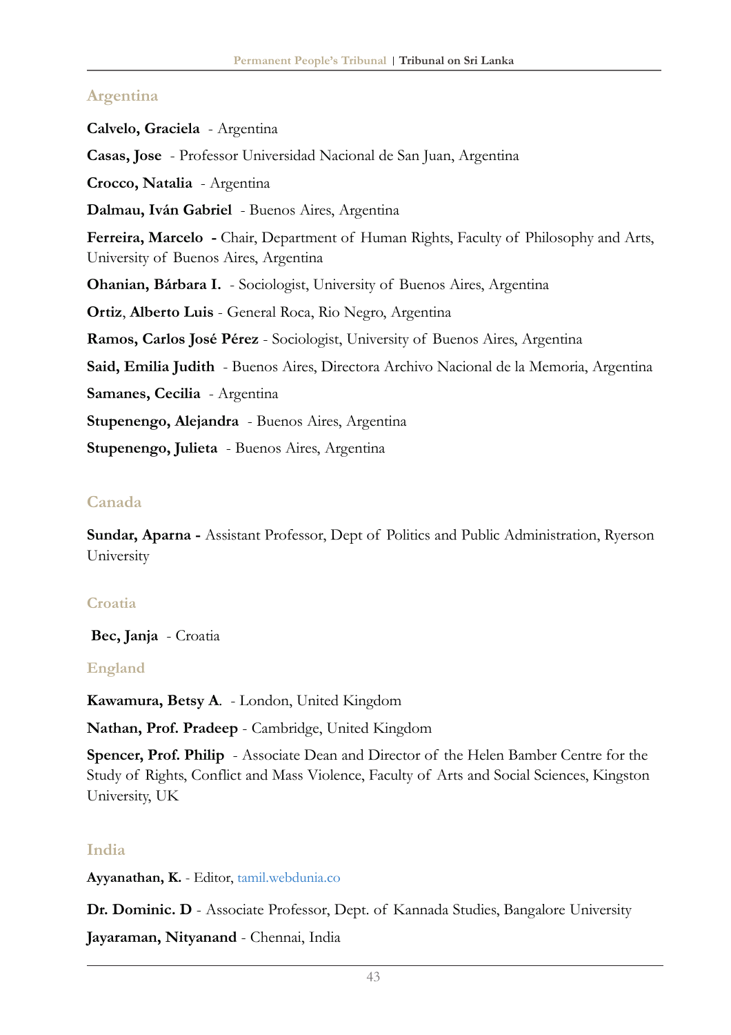## Argentina

**Calvelo, Graciela** - Argentina

**Casas, Jose** - Professor Universidad Nacional de San Juan, Argentina

**Crocco, Natalia** - Argentina

**Dalmau, Iván Gabriel** - Buenos Aires, Argentina

**Ferreira, Marcelo -** Chair, Department of Human Rights, Faculty of Philosophy and Arts, University of Buenos Aires, Argentina

**Ohanian, Bárbara I.** - Sociologist, University of Buenos Aires, Argentina

**Ortiz**, **Alberto Luis** - General Roca, Rio Negro, Argentina

**Ramos, Carlos José Pérez** - Sociologist, University of Buenos Aires, Argentina

**Said, Emilia Judith** - Buenos Aires, Directora Archivo Nacional de la Memoria, Argentina

**Samanes, Cecilia** - Argentina

**Stupenengo, Alejandra** - Buenos Aires, Argentina

**Stupenengo, Julieta** - Buenos Aires, Argentina

## Canada

**Sundar, Aparna -** Assistant Professor, Dept of Politics and Public Administration, Ryerson University

## Croatia

**Bec, Janja** - Croatia

## England

**Kawamura, Betsy A**. - London, United Kingdom

**Nathan, Prof. Pradeep** - Cambridge, United Kingdom

**Spencer, Prof. Philip** - Associate Dean and Director of the Helen Bamber Centre for the Study of Rights, Conflict and Mass Violence, Faculty of Arts and Social Sciences, Kingston University, UK

## India

**Ayyanathan, K.** - Editor, tamil.webdunia.co

**Dr. Dominic. D** - Associate Professor, Dept. of Kannada Studies, Bangalore University

**Jayaraman, Nityanand** - Chennai, India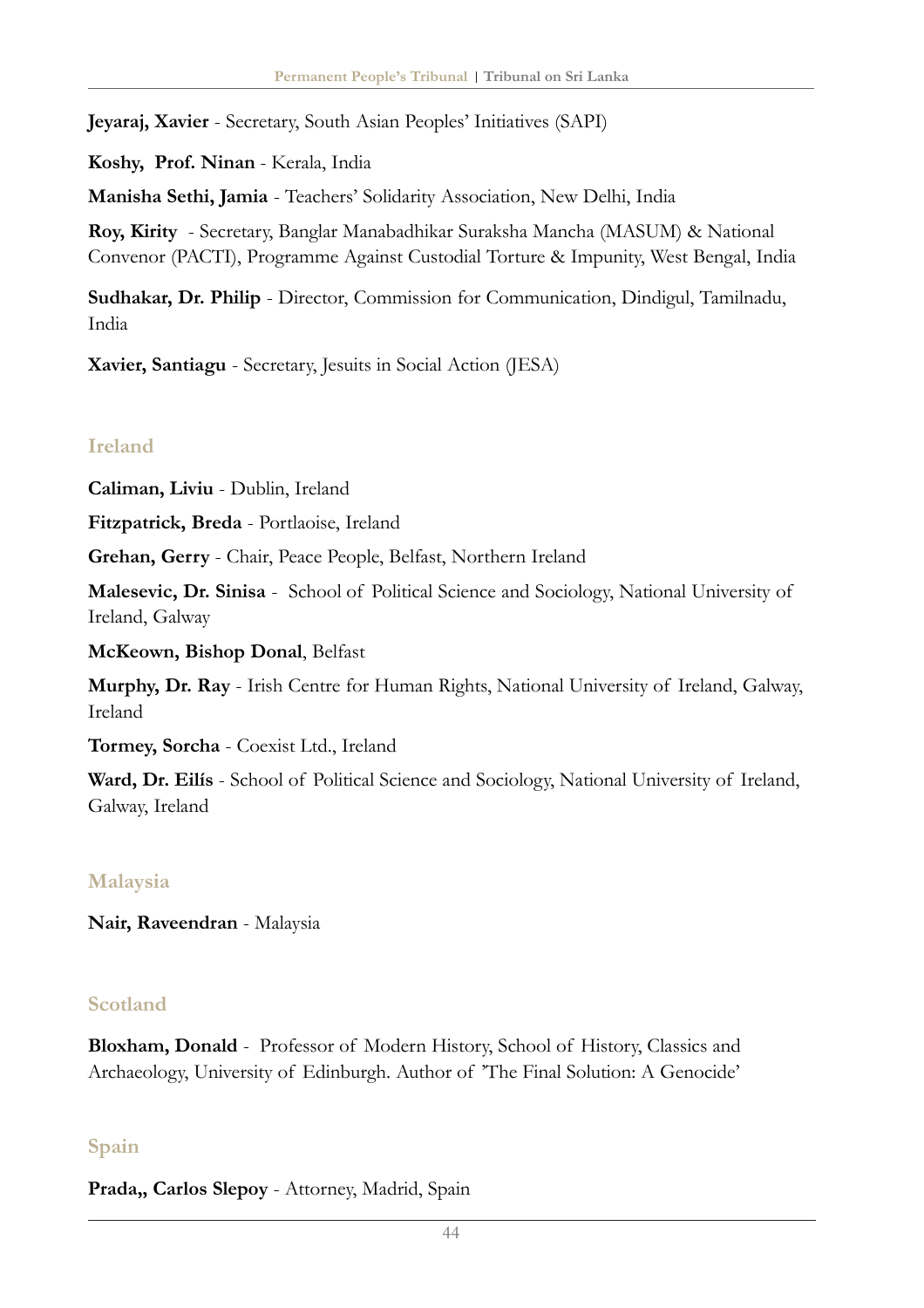**Jeyaraj, Xavier** - Secretary, South Asian Peoples' Initiatives (SAPI)

**Koshy, Prof. Ninan** - Kerala, India

**Manisha Sethi, Jamia** - Teachers' Solidarity Association, New Delhi, India

**Roy, Kirity** - Secretary, Banglar Manabadhikar Suraksha Mancha (MASUM) & National Convenor (PACTI), Programme Against Custodial Torture & Impunity, West Bengal, India

**Sudhakar, Dr. Philip** - Director, Commission for Communication, Dindigul, Tamilnadu, India

**Xavier, Santiagu** - Secretary, Jesuits in Social Action (JESA)

## Ireland

**Caliman, Liviu** - Dublin, Ireland

**Fitzpatrick, Breda** - Portlaoise, Ireland

**Grehan, Gerry** - Chair, Peace People, Belfast, Northern Ireland

**Malesevic, Dr. Sinisa** - School of Political Science and Sociology, National University of Ireland, Galway

**McKeown, Bishop Donal**, Belfast

**Murphy, Dr. Ray** - Irish Centre for Human Rights, National University of Ireland, Galway, Ireland

**Tormey, Sorcha** - Coexist Ltd., Ireland

**Ward, Dr. Eilís** - School of Political Science and Sociology, National University of Ireland, Galway, Ireland

## Malaysia

**Nair, Raveendran** - Malaysia

## Scotland

**Bloxham, Donald** - Professor of Modern History, School of History, Classics and Archaeology, University of Edinburgh. Author of 'The Final Solution: A Genocide'

## Spain

**Prada,, Carlos Slepoy** - Attorney, Madrid, Spain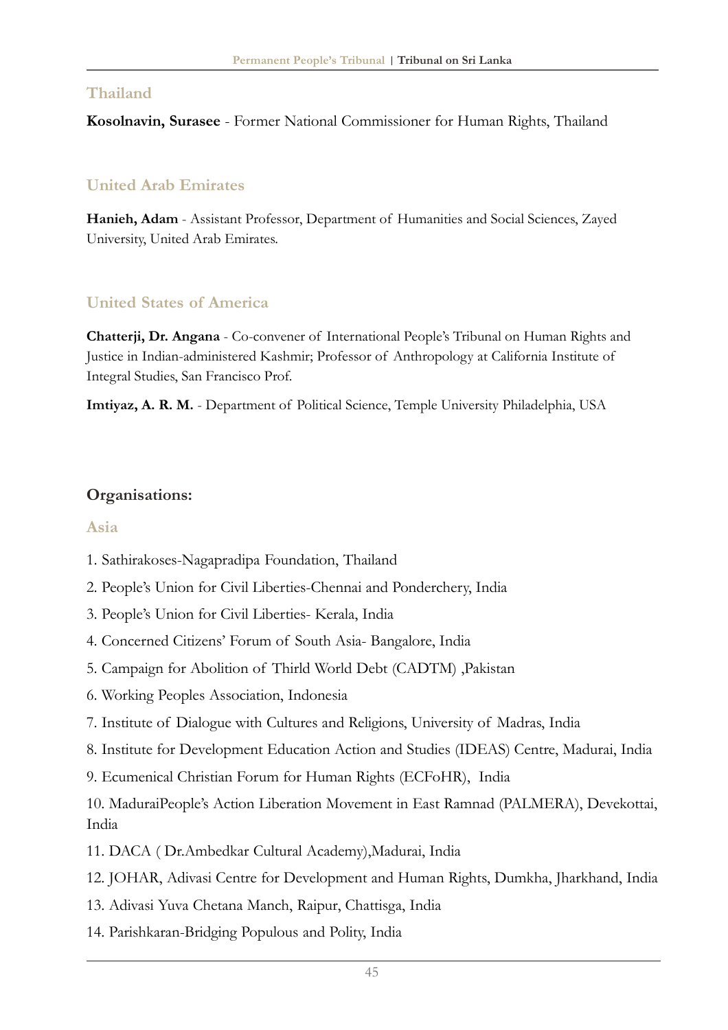### Thailand

**Kosolnavin, Surasee** - Former National Commissioner for Human Rights, Thailand

### United Arab Emirates

**Hanieh, Adam** - Assistant Professor, Department of Humanities and Social Sciences, Zayed University, United Arab Emirates.

### United States of America

**Chatterji, Dr. Angana** - Co-convener of International People's Tribunal on Human Rights and Justice in Indian-administered Kashmir; Professor of Anthropology at California Institute of Integral Studies, San Francisco Prof.

**Imtiyaz, A. R. M.** - Department of Political Science, Temple University Philadelphia, USA

## Organisations:

### Asia

1. Sathirakoses-Nagapradipa Foundation, Thailand
2. People's Union for Civil Liberties-Chennai and Ponderchery, India
3. People's Union for Civil Liberties- Kerala, India
4. Concerned Citizens' Forum of South Asia- Bangalore, India
5. Campaign for Abolition of Thirld World Debt (CADTM) ,Pakistan
6. Working Peoples Association, Indonesia
7. Institute of Dialogue with Cultures and Religions, University of Madras, India
8. Institute for Development Education Action and Studies (IDEAS) Centre, Madurai, India
9. Ecumenical Christian Forum for Human Rights (ECFoHR), India
10. MaduraiPeople's Action Liberation Movement in East Ramnad (PALMERA), Devekottai, India
11. DACA ( Dr.Ambedkar Cultural Academy),Madurai, India
12. JOHAR, Adivasi Centre for Development and Human Rights, Dumkha, Jharkhand, India
13. Adivasi Yuva Chetana Manch, Raipur, Chattisga, India
14. Parishkaran-Bridging Populous and Polity, India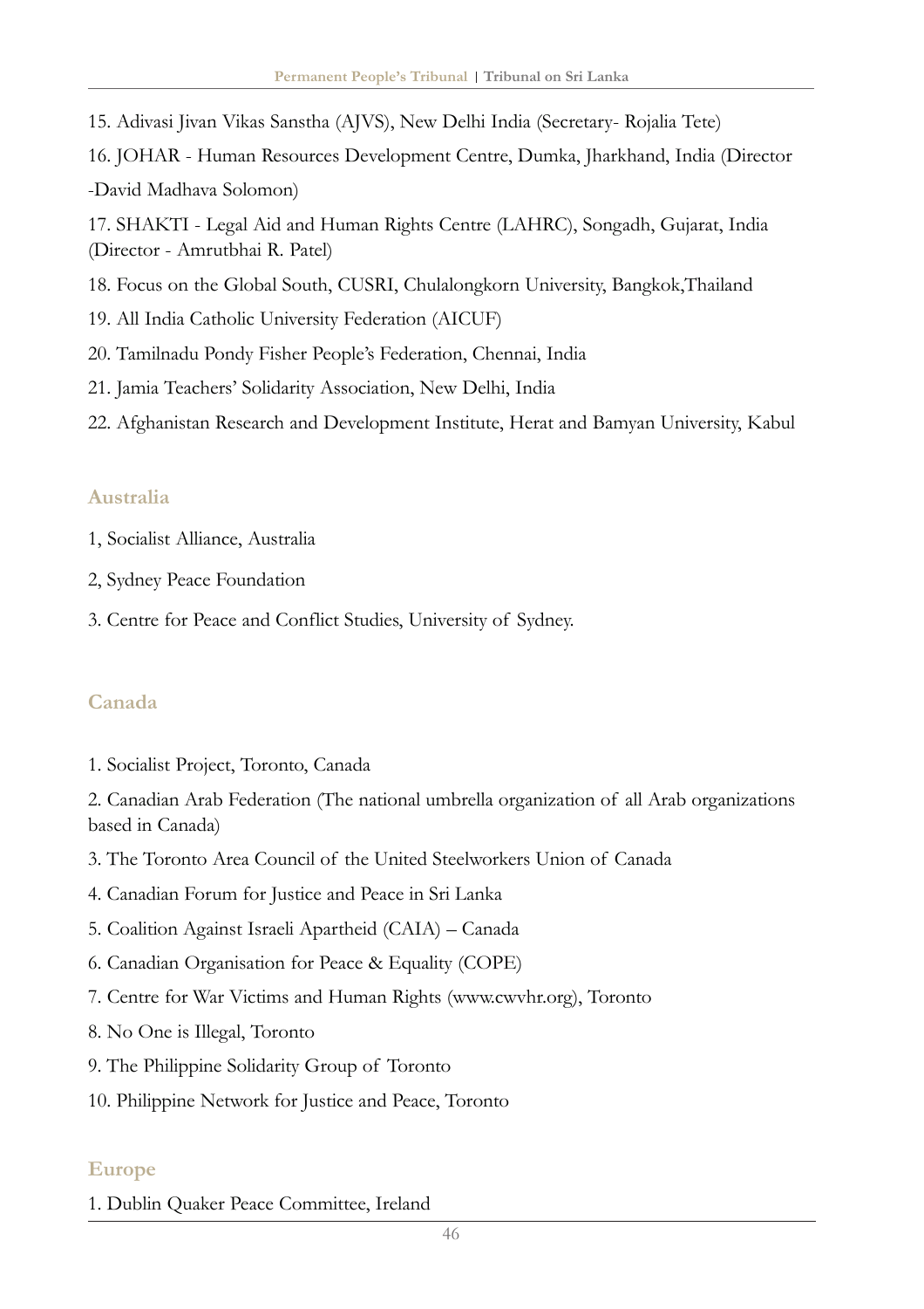15. Adivasi Jivan Vikas Sanstha (AJVS), New Delhi India (Secretary- Rojalia Tete)

16. JOHAR - Human Resources Development Centre, Dumka, Jharkhand, India (Director -David Madhava Solomon)

17. SHAKTI - Legal Aid and Human Rights Centre (LAHRC), Songadh, Gujarat, India (Director - Amrutbhai R. Patel)

18. Focus on the Global South, CUSRI, Chulalongkorn University, Bangkok,Thailand

19. All India Catholic University Federation (AICUF)

20. Tamilnadu Pondy Fisher People's Federation, Chennai, India

21. Jamia Teachers' Solidarity Association, New Delhi, India

22. Afghanistan Research and Development Institute, Herat and Bamyan University, Kabul

## Australia

1, Socialist Alliance, Australia

2, Sydney Peace Foundation

3. Centre for Peace and Conflict Studies, University of Sydney.

## Canada

1. Socialist Project, Toronto, Canada

2. Canadian Arab Federation (The national umbrella organization of all Arab organizations based in Canada)

3. The Toronto Area Council of the United Steelworkers Union of Canada

4. Canadian Forum for Justice and Peace in Sri Lanka

5. Coalition Against Israeli Apartheid (CAIA) – Canada

6. Canadian Organisation for Peace & Equality (COPE)

7. Centre for War Victims and Human Rights (www.cwvhr.org), Toronto

8. No One is Illegal, Toronto

9. The Philippine Solidarity Group of Toronto

10. Philippine Network for Justice and Peace, Toronto

## Europe

1. Dublin Quaker Peace Committee, Ireland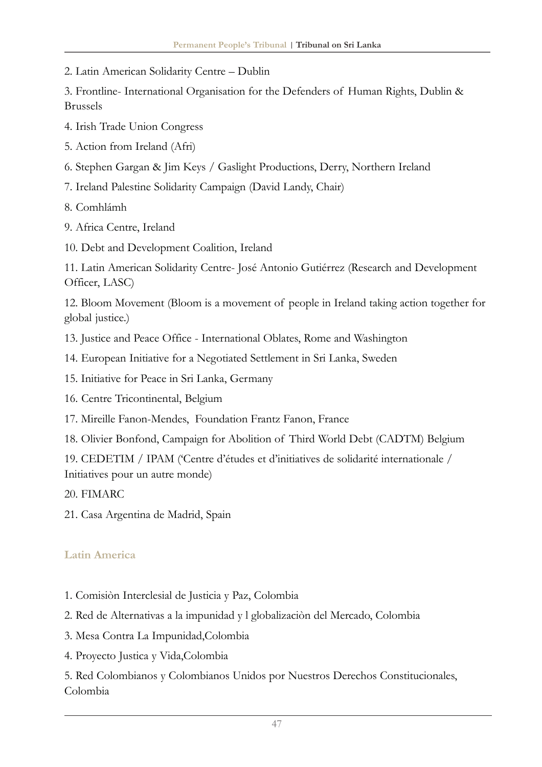2. Latin American Solidarity Centre – Dublin

3. Frontline- International Organisation for the Defenders of Human Rights, Dublin & Brussels

4. Irish Trade Union Congress

5. Action from Ireland (Afri)

6. Stephen Gargan & Jim Keys / Gaslight Productions, Derry, Northern Ireland

7. Ireland Palestine Solidarity Campaign (David Landy, Chair)

8. Comhlámh

9. Africa Centre, Ireland

10. Debt and Development Coalition, Ireland

11. Latin American Solidarity Centre- José Antonio Gutiérrez (Research and Development Officer, LASC)

12. Bloom Movement (Bloom is a movement of people in Ireland taking action together for global justice.)

13. Justice and Peace Office - International Oblates, Rome and Washington

14. European Initiative for a Negotiated Settlement in Sri Lanka, Sweden

15. Initiative for Peace in Sri Lanka, Germany

16. Centre Tricontinental, Belgium

17. Mireille Fanon-Mendes, Foundation Frantz Fanon, France

18. Olivier Bonfond, Campaign for Abolition of Third World Debt (CADTM) Belgium

19. CEDETIM / IPAM ('Centre d'études et d'initiatives de solidarité internationale / Initiatives pour un autre monde)

20. FIMARC

21. Casa Argentina de Madrid, Spain

### Latin America

1. Comisiòn Interclesial de Justicia y Paz, Colombia

2. Red de Alternativas a la impunidad y l globalizaciòn del Mercado, Colombia

3. Mesa Contra La Impunidad,Colombia

4. Proyecto Justica y Vida,Colombia

5. Red Colombianos y Colombianos Unidos por Nuestros Derechos Constitucionales, Colombia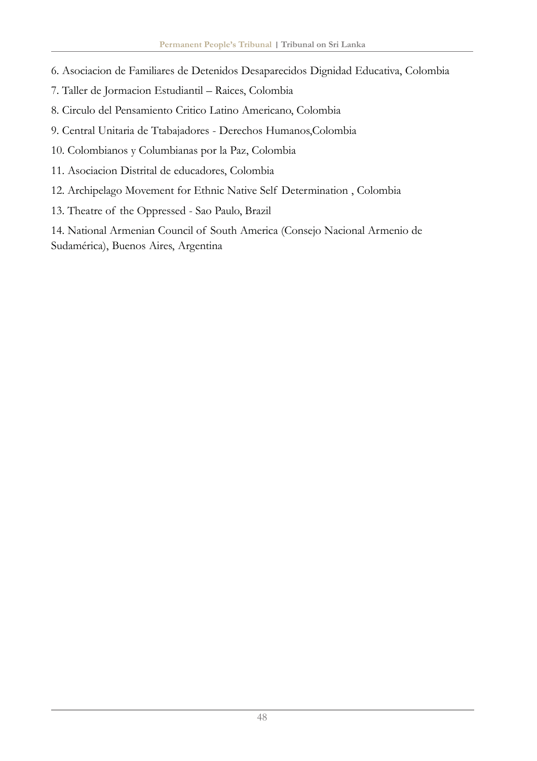6. Asociacion de Familiares de Detenidos Desaparecidos Dignidad Educativa, Colombia

7. Taller de Jormacion Estudiantil – Raices, Colombia

8. Circulo del Pensamiento Critico Latino Americano, Colombia

9. Central Unitaria de Ttabajadores - Derechos Humanos,Colombia

10. Colombianos y Columbianas por la Paz, Colombia

11. Asociacion Distrital de educadores, Colombia

12. Archipelago Movement for Ethnic Native Self Determination , Colombia

13. Theatre of the Oppressed - Sao Paulo, Brazil

14. National Armenian Council of South America (Consejo Nacional Armenio de Sudamérica), Buenos Aires, Argentina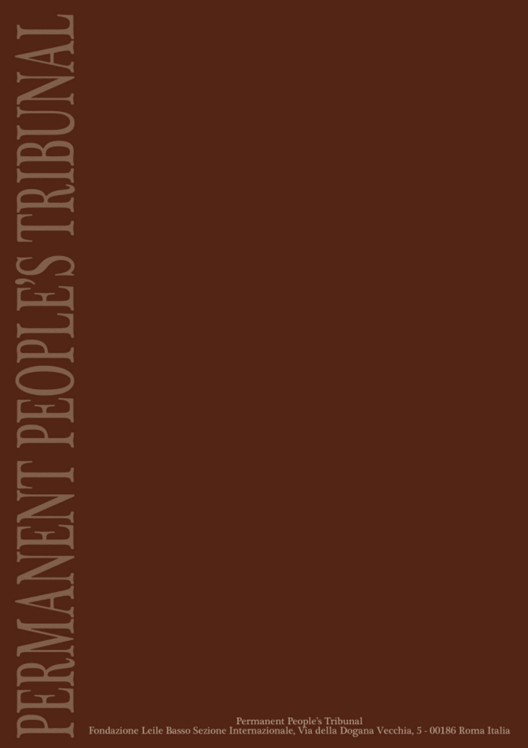PERMANENT PEOPLE'S TRIBUNAL

Permanent People's Tribunal
Fondazione Leile Basso Sezione Internazionale, Via della Dogana Vecchia, 5 - 00186 Roma Italia